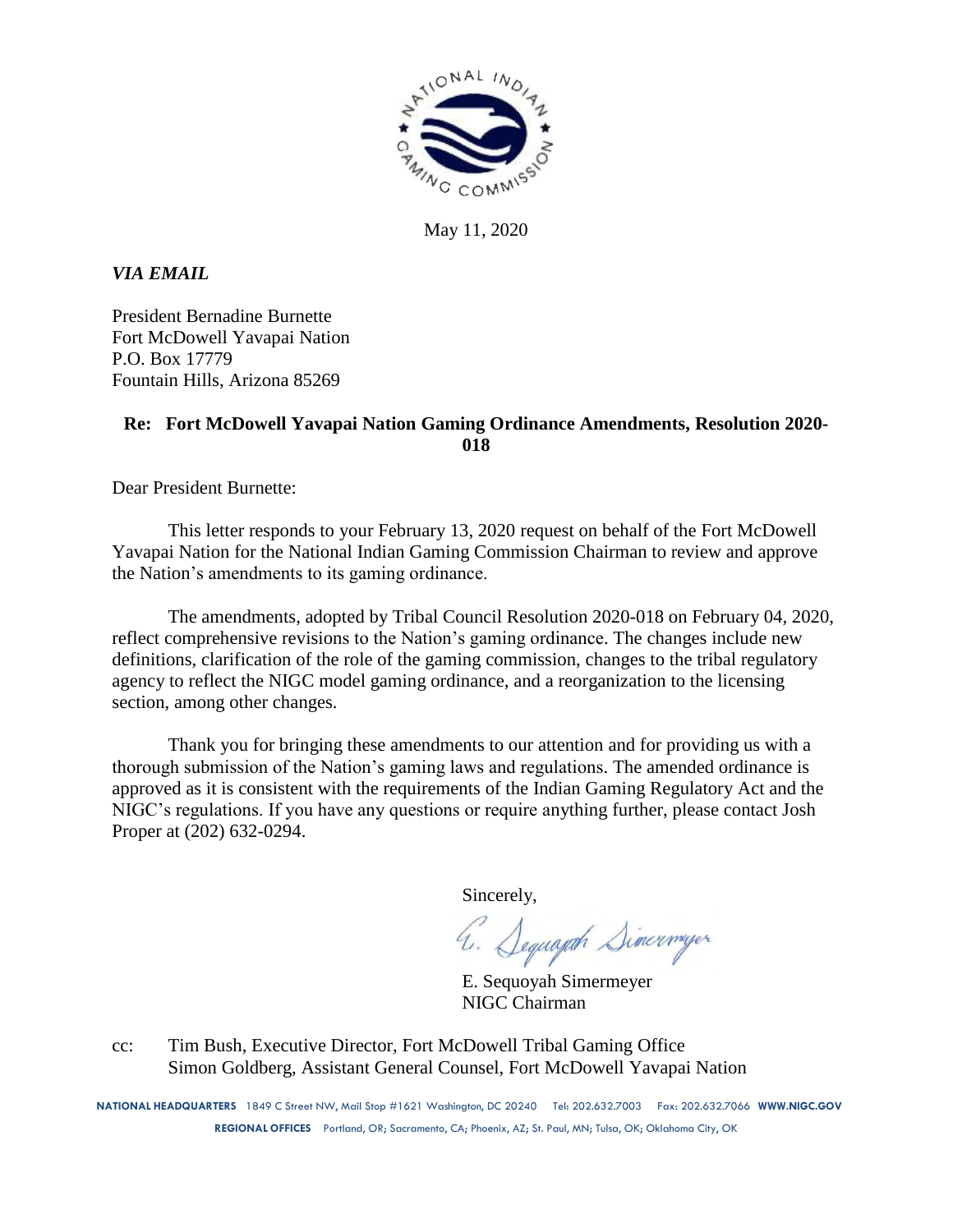May 11, 2020

*VIA EMAIL*

President Bernadine Burnette
Fort McDowell Yavapai Nation
P.O. Box 17779
Fountain Hills, Arizona 85269

**Re: Fort McDowell Yavapai Nation Gaming Ordinance Amendments, Resolution 2020-018**

Dear President Burnette:

This letter responds to your February 13, 2020 request on behalf of the Fort McDowell Yavapai Nation for the National Indian Gaming Commission Chairman to review and approve the Nation's amendments to its gaming ordinance.

The amendments, adopted by Tribal Council Resolution 2020-018 on February 04, 2020, reflect comprehensive revisions to the Nation's gaming ordinance. The changes include new definitions, clarification of the role of the gaming commission, changes to the tribal regulatory agency to reflect the NIGC model gaming ordinance, and a reorganization to the licensing section, among other changes.

Thank you for bringing these amendments to our attention and for providing us with a thorough submission of the Nation's gaming laws and regulations. The amended ordinance is approved as it is consistent with the requirements of the Indian Gaming Regulatory Act and the NIGC's regulations. If you have any questions or require anything further, please contact Josh Proper at (202) 632-0294.

Sincerely,

E. Sequoyah Simermeyer
NIGC Chairman

cc: Tim Bush, Executive Director, Fort McDowell Tribal Gaming Office
Simon Goldberg, Assistant General Counsel, Fort McDowell Yavapai Nation

**NATIONAL HEADQUARTERS** 1849 C Street NW, Mail Stop #1621 Washington, DC 20240 Tel: 202.632.7003 Fax: 202.632.7066 **WWW.NIGC.GOV**
**REGIONAL OFFICES** Portland, OR; Sacramento, CA; Phoenix, AZ; St. Paul, MN; Tulsa, OK; Oklahoma City, OK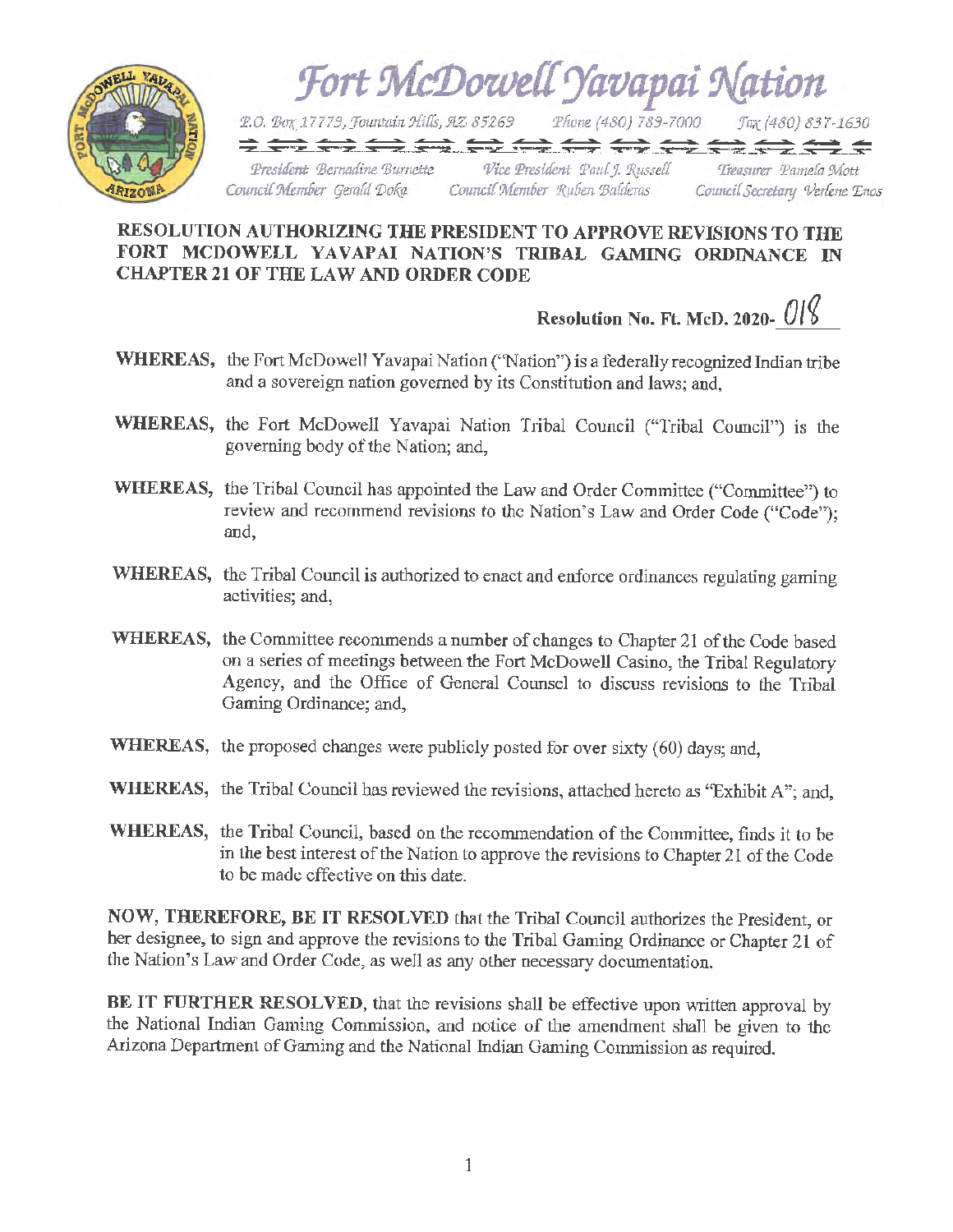# Fort McDowell Yavapai Nation

P.O. Box 17779, Fountain Hills, AZ 85269 Phone (480) 789-7000 Fax (480) 837-1630

President Bernadine Burnette Vice President Paul J. Russell Treasurer Pamela Mott
Council Member Gerald Doka Council Member Ruben Balderas Council Secretary Verlene Enos

**RESOLUTION AUTHORIZING THE PRESIDENT TO APPROVE REVISIONS TO THE FORT MCDOWELL YAVAPAI NATION'S TRIBAL GAMING ORDINANCE IN CHAPTER 21 OF THE LAW AND ORDER CODE**

**Resolution No. Ft. McD. 2020-** 018

**WHEREAS,** the Fort McDowell Yavapai Nation ("Nation") is a federally recognized Indian tribe and a sovereign nation governed by its Constitution and laws; and,

**WHEREAS,** the Fort McDowell Yavapai Nation Tribal Council ("Tribal Council") is the governing body of the Nation; and,

**WHEREAS,** the Tribal Council has appointed the Law and Order Committee ("Committee") to review and recommend revisions to the Nation's Law and Order Code ("Code"); and,

**WHEREAS,** the Tribal Council is authorized to enact and enforce ordinances regulating gaming activities; and,

**WHEREAS,** the Committee recommends a number of changes to Chapter 21 of the Code based on a series of meetings between the Fort McDowell Casino, the Tribal Regulatory Agency, and the Office of General Counsel to discuss revisions to the Tribal Gaming Ordinance; and,

**WHEREAS,** the proposed changes were publicly posted for over sixty (60) days; and,

**WHEREAS,** the Tribal Council has reviewed the revisions, attached hereto as "Exhibit A"; and,

**WHEREAS,** the Tribal Council, based on the recommendation of the Committee, finds it to be in the best interest of the Nation to approve the revisions to Chapter 21 of the Code to be made effective on this date.

**NOW, THEREFORE, BE IT RESOLVED** that the Tribal Council authorizes the President, or her designee, to sign and approve the revisions to the Tribal Gaming Ordinance or Chapter 21 of the Nation's Law and Order Code, as well as any other necessary documentation.

**BE IT FURTHER RESOLVED,** that the revisions shall be effective upon written approval by the National Indian Gaming Commission, and notice of the amendment shall be given to the Arizona Department of Gaming and the National Indian Gaming Commission as required.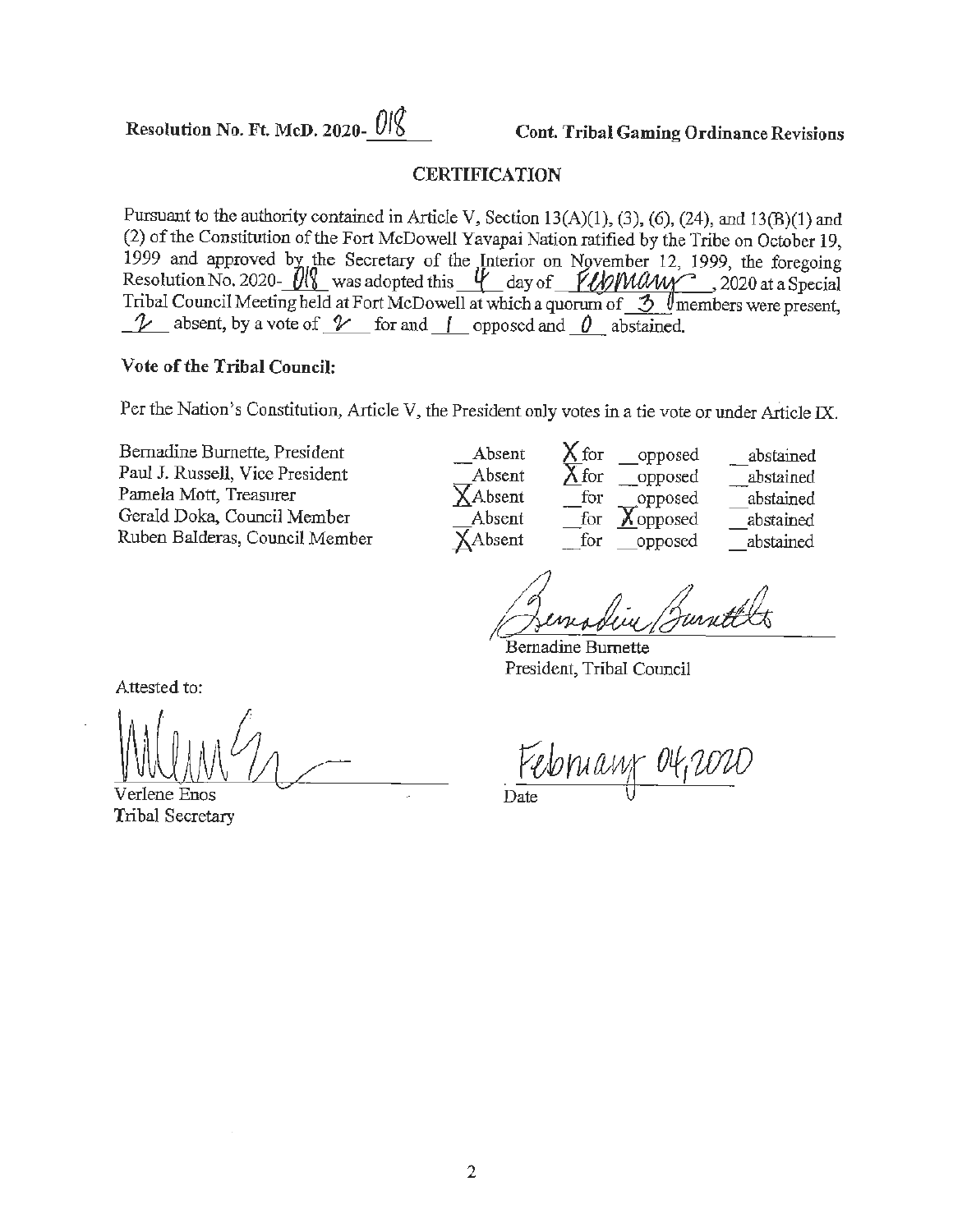**Resolution No. Ft. McD. 2020- 018** **Cont. Tribal Gaming Ordinance Revisions**

## CERTIFICATION

Pursuant to the authority contained in Article V, Section 13(A)(1), (3), (6), (24), and 13(B)(1) and (2) of the Constitution of the Fort McDowell Yavapai Nation ratified by the Tribe on October 19, 1999 and approved by the Secretary of the Interior on November 12, 1999, the foregoing Resolution No. 2020- 018 was adopted this 4 day of February, 2020 at a Special Tribal Council Meeting held at Fort McDowell at which a quorum of 3 members were present, 2 absent, by a vote of 2 for and 1 opposed and 0 abstained.

### Vote of the Tribal Council:

Per the Nation's Constitution, Article V, the President only votes in a tie vote or under Article IX.

| | | | | |
|---|---|---|---|---|
| Bernadine Burnette, President | _Absent | X for | _opposed | _abstained |
| Paul J. Russell, Vice President | _Absent | X for | _opposed | _abstained |
| Pamela Mott, Treasurer | X Absent | _for | _opposed | _abstained |
| Gerald Doka, Council Member | _Absent | _for | X opposed | _abstained |
| Ruben Balderas, Council Member | X Absent | _for | _opposed | _abstained |

Bernadine Burnette
President, Tribal Council

Attested to:

Verlene Enos
Tribal Secretary

February 04, 2020
Date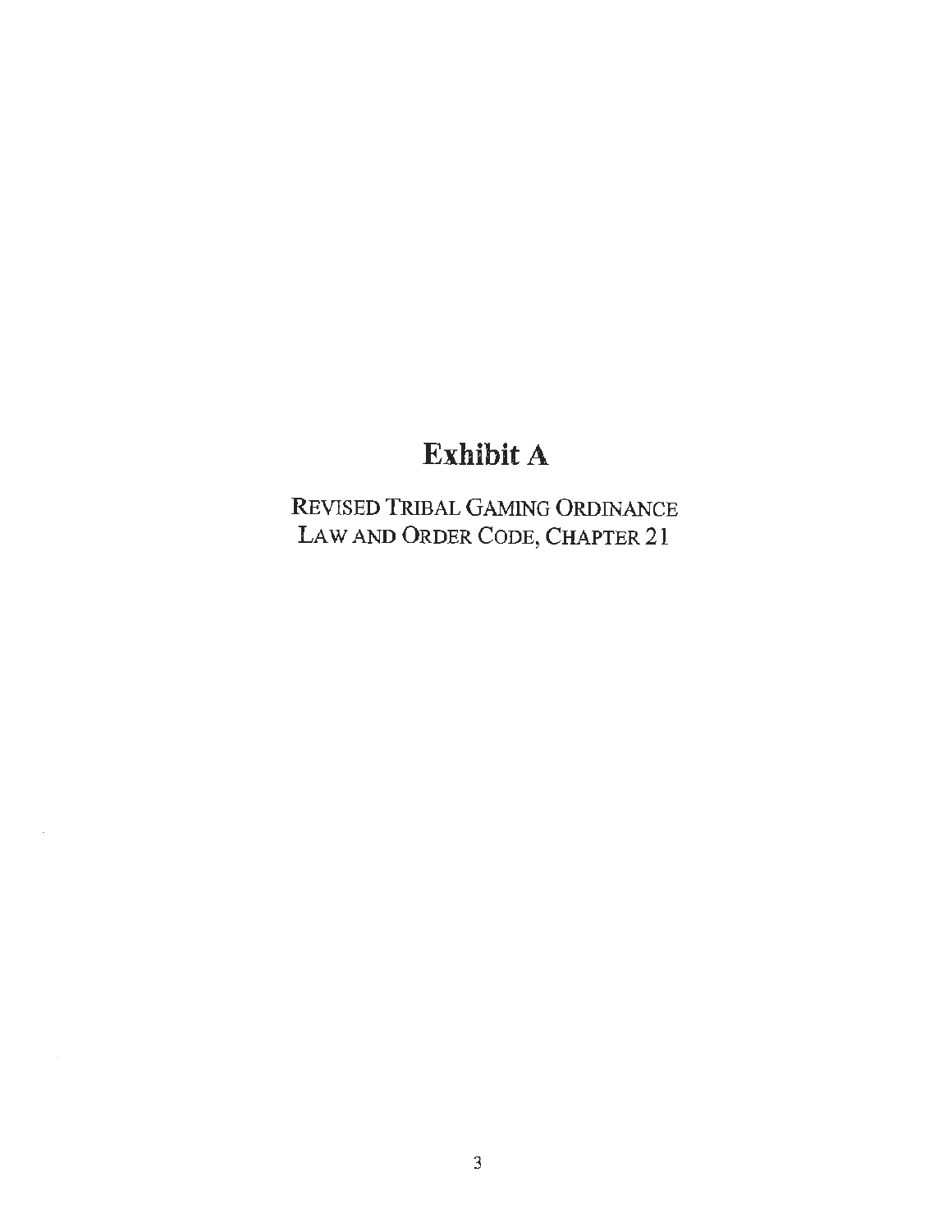# Exhibit A

REVISED TRIBAL GAMING ORDINANCE
LAW AND ORDER CODE, CHAPTER 21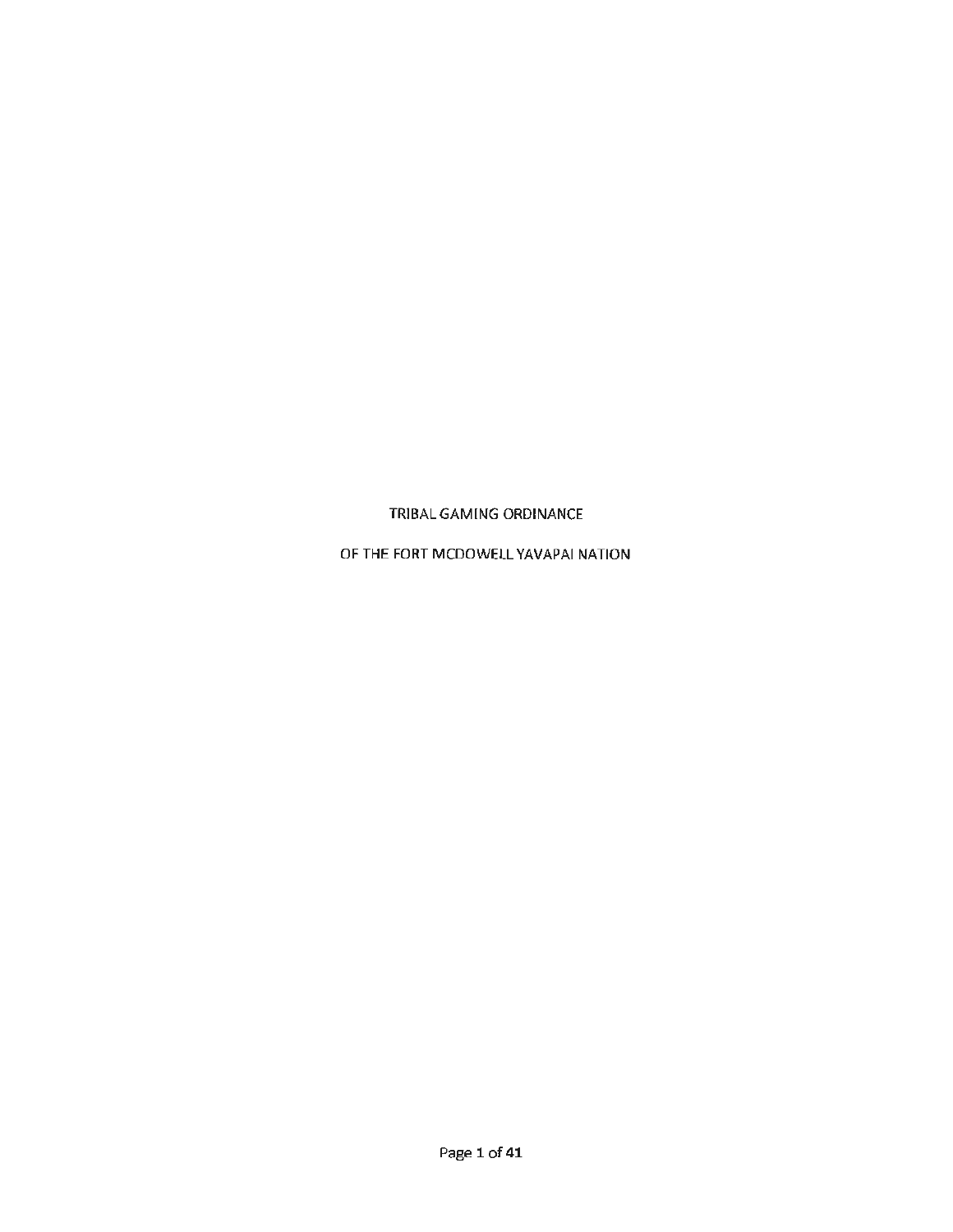TRIBAL GAMING ORDINANCE

OF THE FORT MCDOWELL YAVAPAI NATION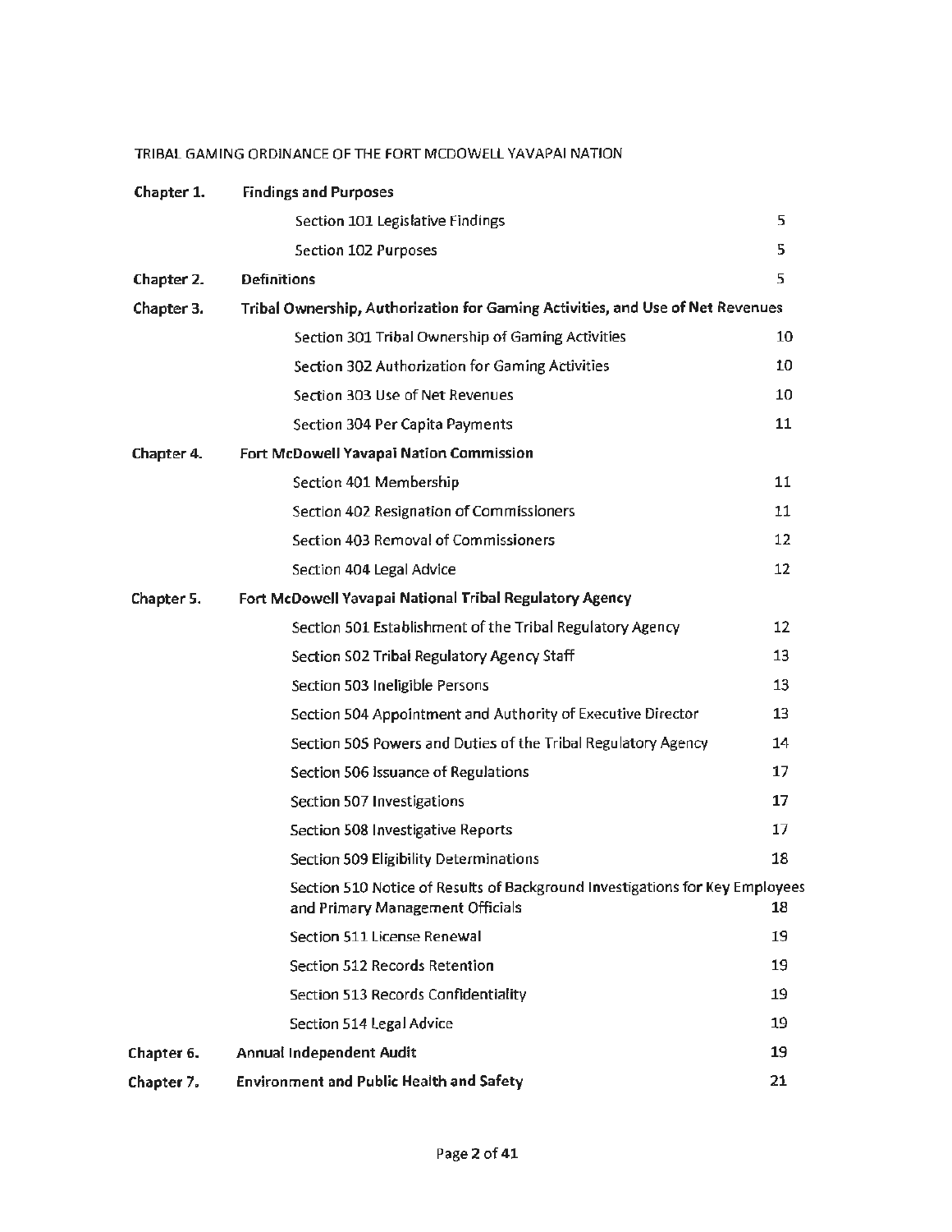TRIBAL GAMING ORDINANCE OF THE FORT MCDOWELL YAVAPAI NATION

| | | |
|---|---|---|
| **Chapter 1.** | **Findings and Purposes** | |
| | Section 101 Legislative Findings | 5 |
| | Section 102 Purposes | 5 |
| **Chapter 2.** | **Definitions** | 5 |
| **Chapter 3.** | **Tribal Ownership, Authorization for Gaming Activities, and Use of Net Revenues** | |
| | Section 301 Tribal Ownership of Gaming Activities | 10 |
| | Section 302 Authorization for Gaming Activities | 10 |
| | Section 303 Use of Net Revenues | 10 |
| | Section 304 Per Capita Payments | 11 |
| **Chapter 4.** | **Fort McDowell Yavapai Nation Commission** | |
| | Section 401 Membership | 11 |
| | Section 402 Resignation of Commissioners | 11 |
| | Section 403 Removal of Commissioners | 12 |
| | Section 404 Legal Advice | 12 |
| **Chapter 5.** | **Fort McDowell Yavapai National Tribal Regulatory Agency** | |
| | Section 501 Establishment of the Tribal Regulatory Agency | 12 |
| | Section 502 Tribal Regulatory Agency Staff | 13 |
| | Section 503 Ineligible Persons | 13 |
| | Section 504 Appointment and Authority of Executive Director | 13 |
| | Section 505 Powers and Duties of the Tribal Regulatory Agency | 14 |
| | Section 506 Issuance of Regulations | 17 |
| | Section 507 Investigations | 17 |
| | Section 508 Investigative Reports | 17 |
| | Section 509 Eligibility Determinations | 18 |
| | Section 510 Notice of Results of Background Investigations for Key Employees and Primary Management Officials | 18 |
| | Section 511 License Renewal | 19 |
| | Section 512 Records Retention | 19 |
| | Section 513 Records Confidentiality | 19 |
| | Section 514 Legal Advice | 19 |
| **Chapter 6.** | **Annual Independent Audit** | 19 |
| **Chapter 7.** | **Environment and Public Health and Safety** | 21 |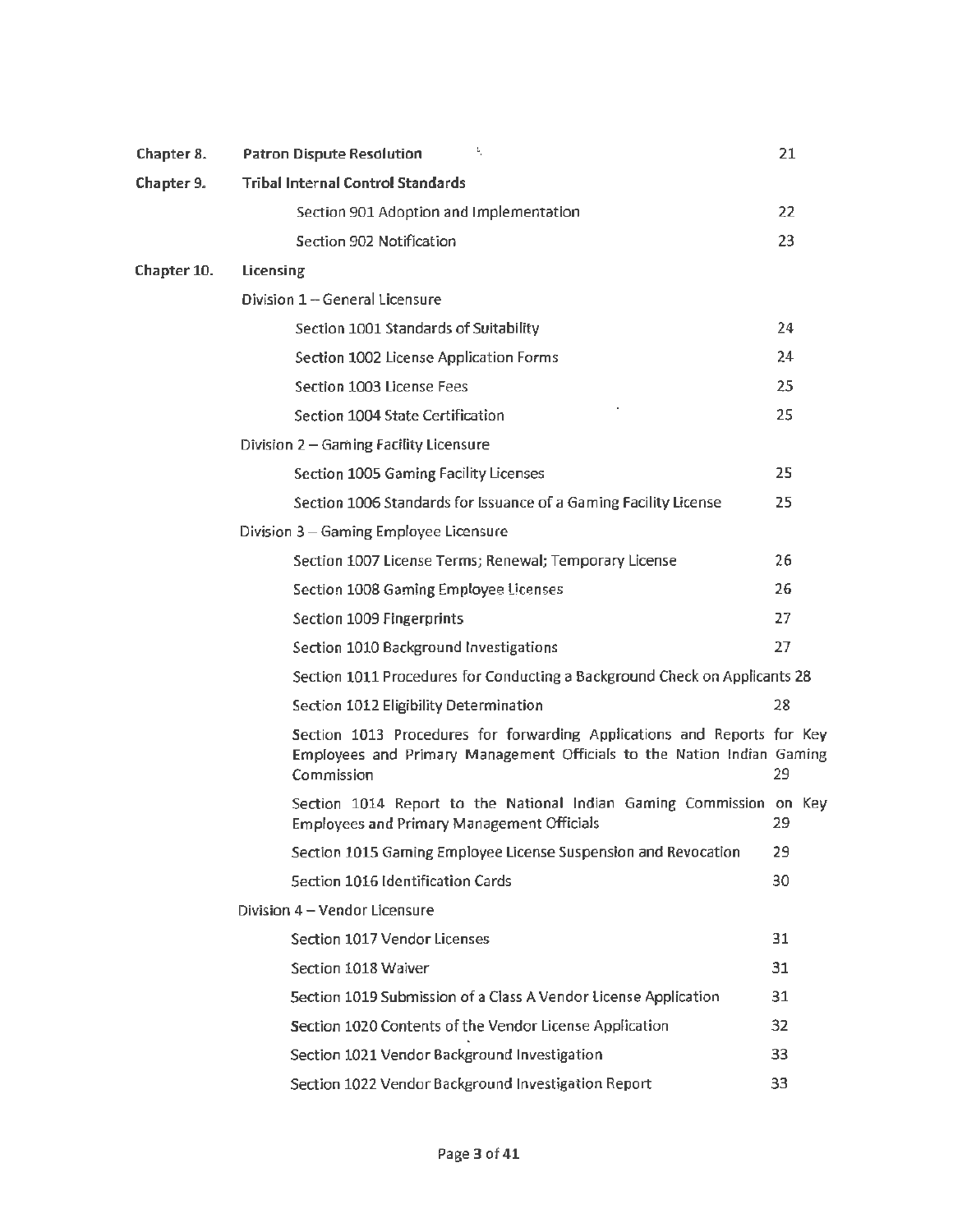| | | |
|---|---|---|
| **Chapter 8.** | **Patron Dispute Resolution** | 21 |
| **Chapter 9.** | **Tribal Internal Control Standards** | |
| | Section 901 Adoption and Implementation | 22 |
| | Section 902 Notification | 23 |
| **Chapter 10.** | **Licensing** | |
| | Division 1 – General Licensure | |
| | Section 1001 Standards of Suitability | 24 |
| | Section 1002 License Application Forms | 24 |
| | Section 1003 License Fees | 25 |
| | Section 1004 State Certification | 25 |
| | Division 2 – Gaming Facility Licensure | |
| | Section 1005 Gaming Facility Licenses | 25 |
| | Section 1006 Standards for Issuance of a Gaming Facility License | 25 |
| | Division 3 – Gaming Employee Licensure | |
| | Section 1007 License Terms; Renewal; Temporary License | 26 |
| | Section 1008 Gaming Employee Licenses | 26 |
| | Section 1009 Fingerprints | 27 |
| | Section 1010 Background Investigations | 27 |
| | Section 1011 Procedures for Conducting a Background Check on Applicants | 28 |
| | Section 1012 Eligibility Determination | 28 |
| | Section 1013 Procedures for forwarding Applications and Reports for Key Employees and Primary Management Officials to the Nation Indian Gaming Commission | 29 |
| | Section 1014 Report to the National Indian Gaming Commission on Key Employees and Primary Management Officials | 29 |
| | Section 1015 Gaming Employee License Suspension and Revocation | 29 |
| | Section 1016 Identification Cards | 30 |
| | Division 4 – Vendor Licensure | |
| | Section 1017 Vendor Licenses | 31 |
| | Section 1018 Waiver | 31 |
| | Section 1019 Submission of a Class A Vendor License Application | 31 |
| | Section 1020 Contents of the Vendor License Application | 32 |
| | Section 1021 Vendor Background Investigation | 33 |
| | Section 1022 Vendor Background Investigation Report | 33 |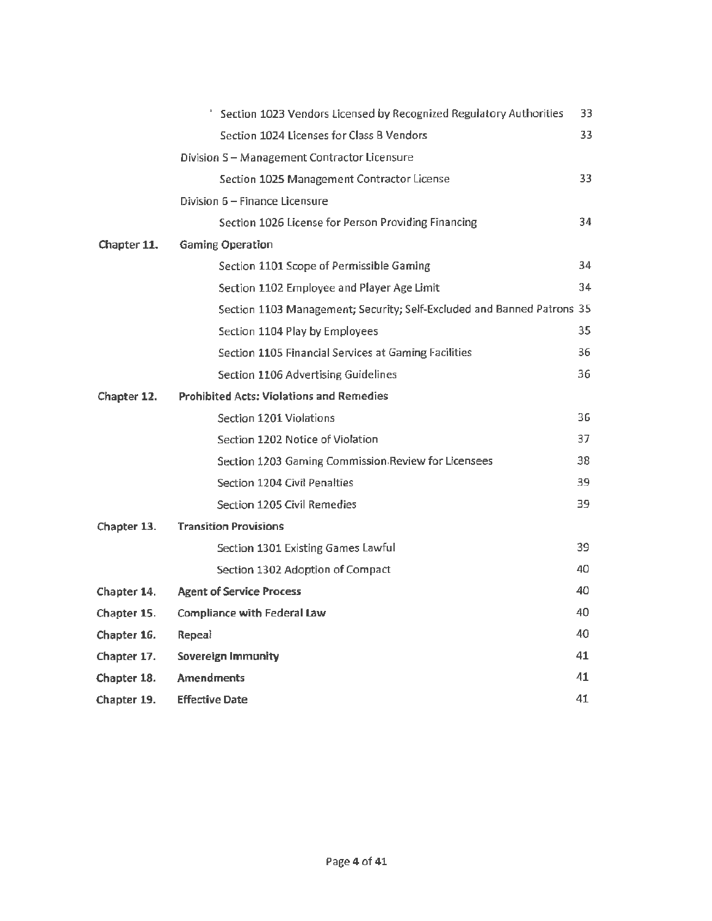| | | |
|---|---|---|
| | Section 1023 Vendors Licensed by Recognized Regulatory Authorities | 33 |
| | Section 1024 Licenses for Class B Vendors | 33 |
| | Division 5 – Management Contractor Licensure | |
| | Section 1025 Management Contractor License | 33 |
| | Division 6 – Finance Licensure | |
| | Section 1026 License for Person Providing Financing | 34 |
| **Chapter 11.** | **Gaming Operation** | |
| | Section 1101 Scope of Permissible Gaming | 34 |
| | Section 1102 Employee and Player Age Limit | 34 |
| | Section 1103 Management; Security; Self-Excluded and Banned Patrons | 35 |
| | Section 1104 Play by Employees | 35 |
| | Section 1105 Financial Services at Gaming Facilities | 36 |
| | Section 1106 Advertising Guidelines | 36 |
| **Chapter 12.** | **Prohibited Acts: Violations and Remedies** | |
| | Section 1201 Violations | 36 |
| | Section 1202 Notice of Violation | 37 |
| | Section 1203 Gaming Commission Review for Licensees | 38 |
| | Section 1204 Civil Penalties | 39 |
| | Section 1205 Civil Remedies | 39 |
| **Chapter 13.** | **Transition Provisions** | |
| | Section 1301 Existing Games Lawful | 39 |
| | Section 1302 Adoption of Compact | 40 |
| **Chapter 14.** | **Agent of Service Process** | 40 |
| **Chapter 15.** | **Compliance with Federal Law** | 40 |
| **Chapter 16.** | **Repeal** | 40 |
| **Chapter 17.** | **Sovereign Immunity** | 41 |
| **Chapter 18.** | **Amendments** | 41 |
| **Chapter 19.** | **Effective Date** | 41 |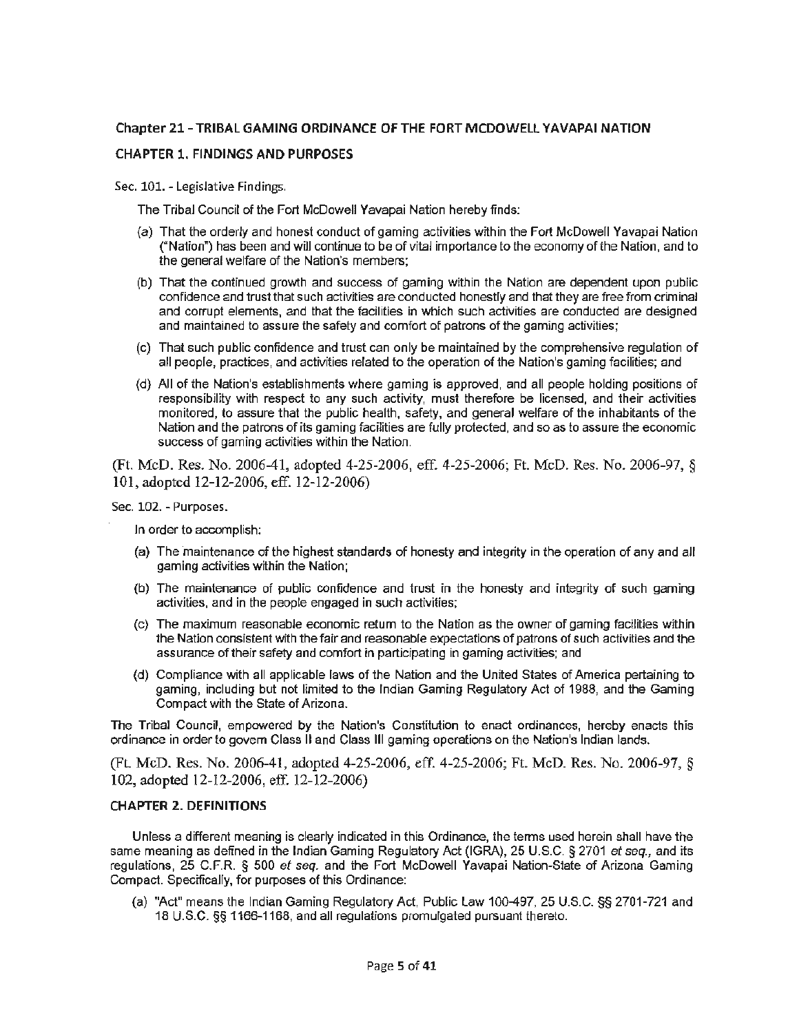## Chapter 21 - TRIBAL GAMING ORDINANCE OF THE FORT MCDOWELL YAVAPAI NATION

## CHAPTER 1. FINDINGS AND PURPOSES

### Sec. 101. - Legislative Findings.

The Tribal Council of the Fort McDowell Yavapai Nation hereby finds:

(a) That the orderly and honest conduct of gaming activities within the Fort McDowell Yavapai Nation ("Nation") has been and will continue to be of vital importance to the economy of the Nation, and to the general welfare of the Nation's members;

(b) That the continued growth and success of gaming within the Nation are dependent upon public confidence and trust that such activities are conducted honestly and that they are free from criminal and corrupt elements, and that the facilities in which such activities are conducted are designed and maintained to assure the safety and comfort of patrons of the gaming activities;

(c) That such public confidence and trust can only be maintained by the comprehensive regulation of all people, practices, and activities related to the operation of the Nation's gaming facilities; and

(d) All of the Nation's establishments where gaming is approved, and all people holding positions of responsibility with respect to any such activity, must therefore be licensed, and their activities monitored, to assure that the public health, safety, and general welfare of the inhabitants of the Nation and the patrons of its gaming facilities are fully protected, and so as to assure the economic success of gaming activities within the Nation.

(Ft. McD. Res. No. 2006-41, adopted 4-25-2006, eff. 4-25-2006; Ft. McD. Res. No. 2006-97, § 101, adopted 12-12-2006, eff. 12-12-2006)

### Sec. 102. - Purposes.

In order to accomplish:

(a) The maintenance of the highest standards of honesty and integrity in the operation of any and all gaming activities within the Nation;

(b) The maintenance of public confidence and trust in the honesty and integrity of such gaming activities, and in the people engaged in such activities;

(c) The maximum reasonable economic return to the Nation as the owner of gaming facilities within the Nation consistent with the fair and reasonable expectations of patrons of such activities and the assurance of their safety and comfort in participating in gaming activities; and

(d) Compliance with all applicable laws of the Nation and the United States of America pertaining to gaming, including but not limited to the Indian Gaming Regulatory Act of 1988, and the Gaming Compact with the State of Arizona.

The Tribal Council, empowered by the Nation's Constitution to enact ordinances, hereby enacts this ordinance in order to govern Class II and Class III gaming operations on the Nation's Indian lands.

(Ft. McD. Res. No. 2006-41, adopted 4-25-2006, eff. 4-25-2006; Ft. McD. Res. No. 2006-97, § 102, adopted 12-12-2006, eff. 12-12-2006)

## CHAPTER 2. DEFINITIONS

Unless a different meaning is clearly indicated in this Ordinance, the terms used herein shall have the same meaning as defined in the Indian Gaming Regulatory Act (IGRA), 25 U.S.C. § 2701 *et seq.,* and its regulations, 25 C.F.R. § 500 *et seq.* and the Fort McDowell Yavapai Nation-State of Arizona Gaming Compact. Specifically, for purposes of this Ordinance:

(a) "Act" means the Indian Gaming Regulatory Act, Public Law 100-497, 25 U.S.C. §§ 2701-721 and 18 U.S.C. §§ 1166-1168, and all regulations promulgated pursuant thereto.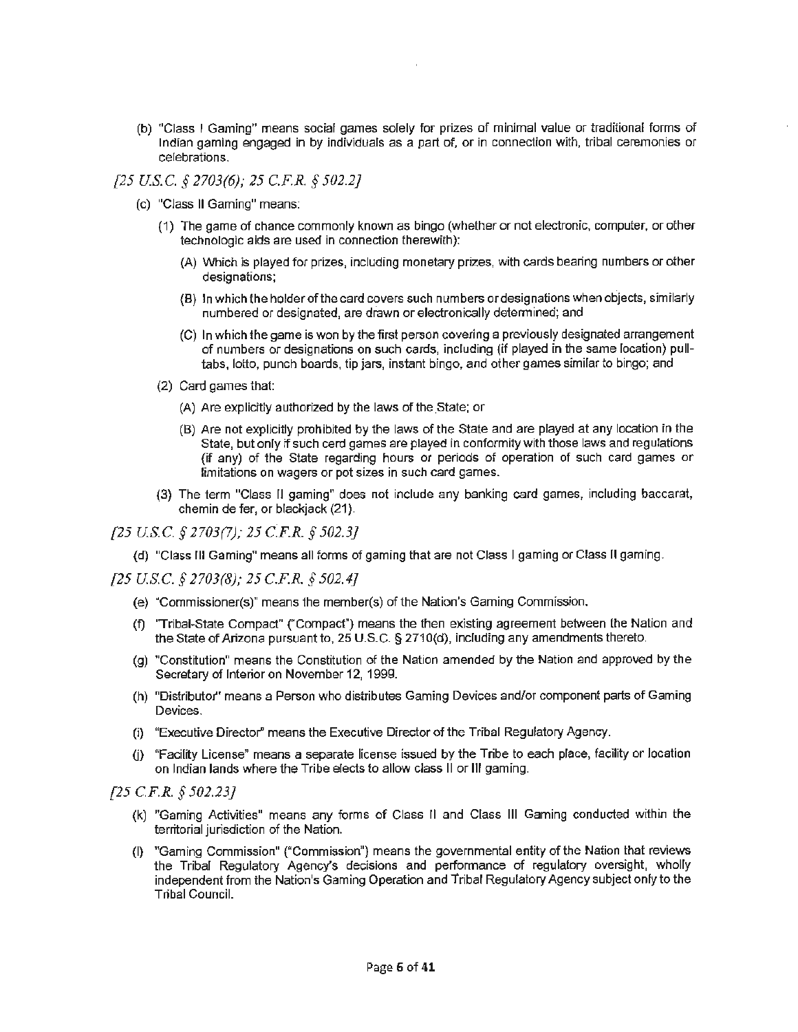(b) "Class I Gaming" means social games solely for prizes of minimal value or traditional forms of Indian gaming engaged in by individuals as a part of, or in connection with, tribal ceremonies or celebrations.

*[25 U.S.C. § 2703(6); 25 C.F.R. § 502.2]*

(c) "Class II Gaming" means:

(1) The game of chance commonly known as bingo (whether or not electronic, computer, or other technologic aids are used in connection therewith):

(A) Which is played for prizes, including monetary prizes, with cards bearing numbers or other designations;

(B) In which the holder of the card covers such numbers or designations when objects, similarly numbered or designated, are drawn or electronically determined; and

(C) In which the game is won by the first person covering a previously designated arrangement of numbers or designations on such cards, including (if played in the same location) pull-tabs, lotto, punch boards, tip jars, instant bingo, and other games similar to bingo; and

(2) Card games that:

(A) Are explicitly authorized by the laws of the State; or

(B) Are not explicitly prohibited by the laws of the State and are played at any location in the State, but only if such card games are played in conformity with those laws and regulations (if any) of the State regarding hours or periods of operation of such card games or limitations on wagers or pot sizes in such card games.

(3) The term "Class II gaming" does not include any banking card games, including baccarat, chemin de fer, or blackjack (21).

*[25 U.S.C. § 2703(7); 25 C.F.R. § 502.3]*

(d) "Class III Gaming" means all forms of gaming that are not Class I gaming or Class II gaming.

*[25 U.S.C. § 2703(8); 25 C.F.R. § 502.4]*

(e) "Commissioner(s)" means the member(s) of the Nation's Gaming Commission.

(f) "Tribal-State Compact" ("Compact") means the then existing agreement between the Nation and the State of Arizona pursuant to, 25 U.S.C. § 2710(d), including any amendments thereto.

(g) "Constitution" means the Constitution of the Nation amended by the Nation and approved by the Secretary of Interior on November 12, 1999.

(h) "Distributor" means a Person who distributes Gaming Devices and/or component parts of Gaming Devices.

(i) "Executive Director" means the Executive Director of the Tribal Regulatory Agency.

(j) "Facility License" means a separate license issued by the Tribe to each place, facility or location on Indian lands where the Tribe elects to allow class II or III gaming.

*[25 C.F.R. § 502.23]*

(k) "Gaming Activities" means any forms of Class II and Class III Gaming conducted within the territorial jurisdiction of the Nation.

(l) "Gaming Commission" ("Commission") means the governmental entity of the Nation that reviews the Tribal Regulatory Agency's decisions and performance of regulatory oversight, wholly independent from the Nation's Gaming Operation and Tribal Regulatory Agency subject only to the Tribal Council.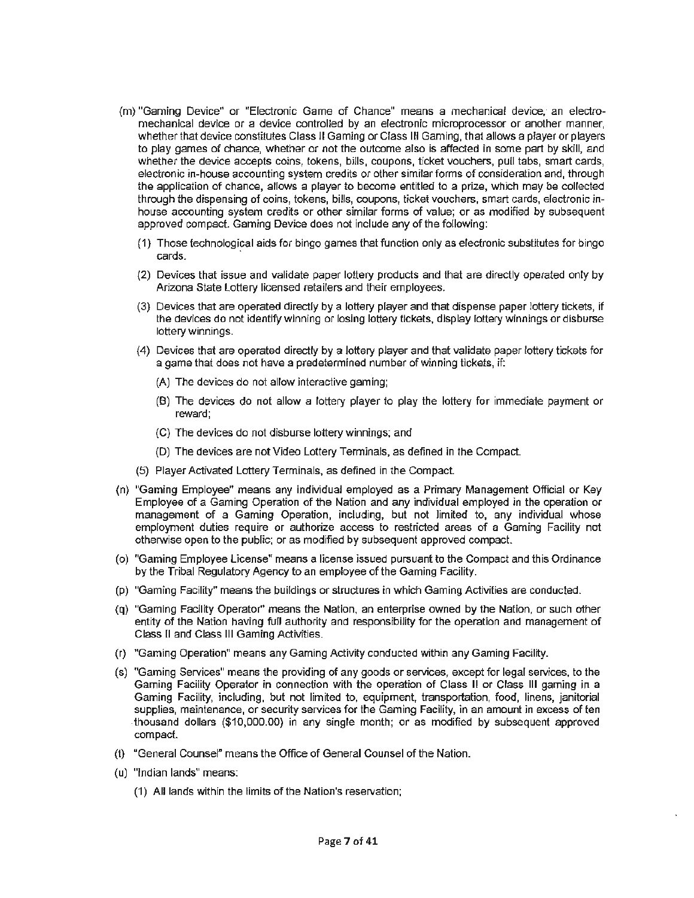(m) "Gaming Device" or "Electronic Game of Chance" means a mechanical device, an electro-mechanical device or a device controlled by an electronic microprocessor or another manner, whether that device constitutes Class II Gaming or Class III Gaming, that allows a player or players to play games of chance, whether or not the outcome also is affected in some part by skill, and whether the device accepts coins, tokens, bills, coupons, ticket vouchers, pull tabs, smart cards, electronic in-house accounting system credits or other similar forms of consideration and, through the application of chance, allows a player to become entitled to a prize, which may be collected through the dispensing of coins, tokens, bills, coupons, ticket vouchers, smart cards, electronic in-house accounting system credits or other similar forms of value; or as modified by subsequent approved compact. Gaming Device does not include any of the following:

   (1) Those technological aids for bingo games that function only as electronic substitutes for bingo cards.

   (2) Devices that issue and validate paper lottery products and that are directly operated only by Arizona State Lottery licensed retailers and their employees.

   (3) Devices that are operated directly by a lottery player and that dispense paper lottery tickets, if the devices do not identify winning or losing lottery tickets, display lottery winnings or disburse lottery winnings.

   (4) Devices that are operated directly by a lottery player and that validate paper lottery tickets for a game that does not have a predetermined number of winning tickets, if:

      (A) The devices do not allow interactive gaming;

      (B) The devices do not allow a lottery player to play the lottery for immediate payment or reward;

      (C) The devices do not disburse lottery winnings; and

      (D) The devices are not Video Lottery Terminals, as defined in the Compact.

   (5) Player Activated Lottery Terminals, as defined in the Compact.

(n) "Gaming Employee" means any individual employed as a Primary Management Official or Key Employee of a Gaming Operation of the Nation and any individual employed in the operation or management of a Gaming Operation, including, but not limited to, any individual whose employment duties require or authorize access to restricted areas of a Gaming Facility not otherwise open to the public; or as modified by subsequent approved compact.

(o) "Gaming Employee License" means a license issued pursuant to the Compact and this Ordinance by the Tribal Regulatory Agency to an employee of the Gaming Facility.

(p) "Gaming Facility" means the buildings or structures in which Gaming Activities are conducted.

(q) "Gaming Facility Operator" means the Nation, an enterprise owned by the Nation, or such other entity of the Nation having full authority and responsibility for the operation and management of Class II and Class III Gaming Activities.

(r) "Gaming Operation" means any Gaming Activity conducted within any Gaming Facility.

(s) "Gaming Services" means the providing of any goods or services, except for legal services, to the Gaming Facility Operator in connection with the operation of Class II or Class III gaming in a Gaming Facility, including, but not limited to, equipment, transportation, food, linens, janitorial supplies, maintenance, or security services for the Gaming Facility, in an amount in excess of ten thousand dollars ($10,000.00) in any single month; or as modified by subsequent approved compact.

(t) "General Counsel" means the Office of General Counsel of the Nation.

(u) "Indian lands" means:

   (1) All lands within the limits of the Nation's reservation;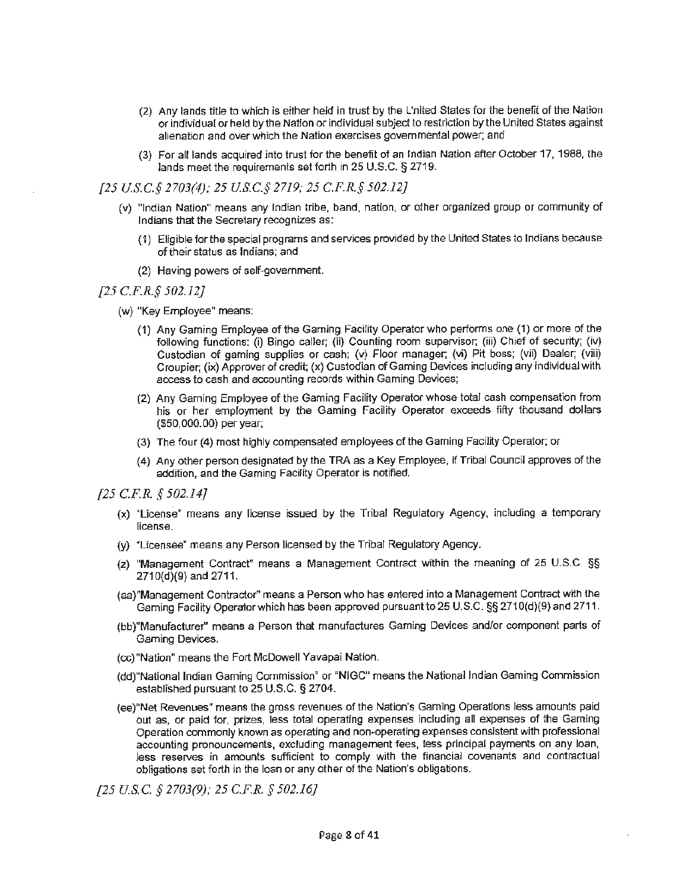(2) Any lands title to which is either held in trust by the United States for the benefit of the Nation or individual or held by the Nation or individual subject to restriction by the United States against alienation and over which the Nation exercises governmental power; and

(3) For all lands acquired into trust for the benefit of an Indian Nation after October 17, 1988, the lands meet the requirements set forth in 25 U.S.C. § 2719.

*[25 U.S.C.§ 2703(4); 25 U.S.C.§ 2719; 25 C.F.R.§ 502.12]*

(v) "Indian Nation" means any Indian tribe, band, nation, or other organized group or community of Indians that the Secretary recognizes as:

(1) Eligible for the special programs and services provided by the United States to Indians because of their status as Indians; and

(2) Having powers of self-government.

*[25 C.F.R.§ 502.12]*

(w) "Key Employee" means:

(1) Any Gaming Employee of the Gaming Facility Operator who performs one (1) or more of the following functions: (i) Bingo caller; (ii) Counting room supervisor; (iii) Chief of security; (iv) Custodian of gaming supplies or cash; (v) Floor manager; (vi) Pit boss; (vii) Dealer; (viii) Croupier; (ix) Approver of credit; (x) Custodian of Gaming Devices including any individual with access to cash and accounting records within Gaming Devices;

(2) Any Gaming Employee of the Gaming Facility Operator whose total cash compensation from his or her employment by the Gaming Facility Operator exceeds fifty thousand dollars ($50,000.00) per year;

(3) The four (4) most highly compensated employees of the Gaming Facility Operator; or

(4) Any other person designated by the TRA as a Key Employee, if Tribal Council approves of the addition, and the Gaming Facility Operator is notified.

*[25 C.F.R. § 502.14]*

(x) "License" means any license issued by the Tribal Regulatory Agency, including a temporary license.

(y) "Licensee" means any Person licensed by the Tribal Regulatory Agency.

(z) "Management Contract" means a Management Contract within the meaning of 25 U.S.C. §§ 2710(d)(9) and 2711.

(aa) "Management Contractor" means a Person who has entered into a Management Contract with the Gaming Facility Operator which has been approved pursuant to 25 U.S.C. §§ 2710(d)(9) and 2711.

(bb) "Manufacturer" means a Person that manufactures Gaming Devices and/or component parts of Gaming Devices.

(cc) "Nation" means the Fort McDowell Yavapai Nation.

(dd) "National Indian Gaming Commission" or "NIGC" means the National Indian Gaming Commission established pursuant to 25 U.S.C. § 2704.

(ee) "Net Revenues" means the gross revenues of the Nation's Gaming Operations less amounts paid out as, or paid for, prizes, less total operating expenses including all expenses of the Gaming Operation commonly known as operating and non-operating expenses consistent with professional accounting pronouncements, excluding management fees, less principal payments on any loan, less reserves in amounts sufficient to comply with the financial covenants and contractual obligations set forth in the loan or any other of the Nation's obligations.

*[25 U.S.C. § 2703(9); 25 C.F.R. § 502.16]*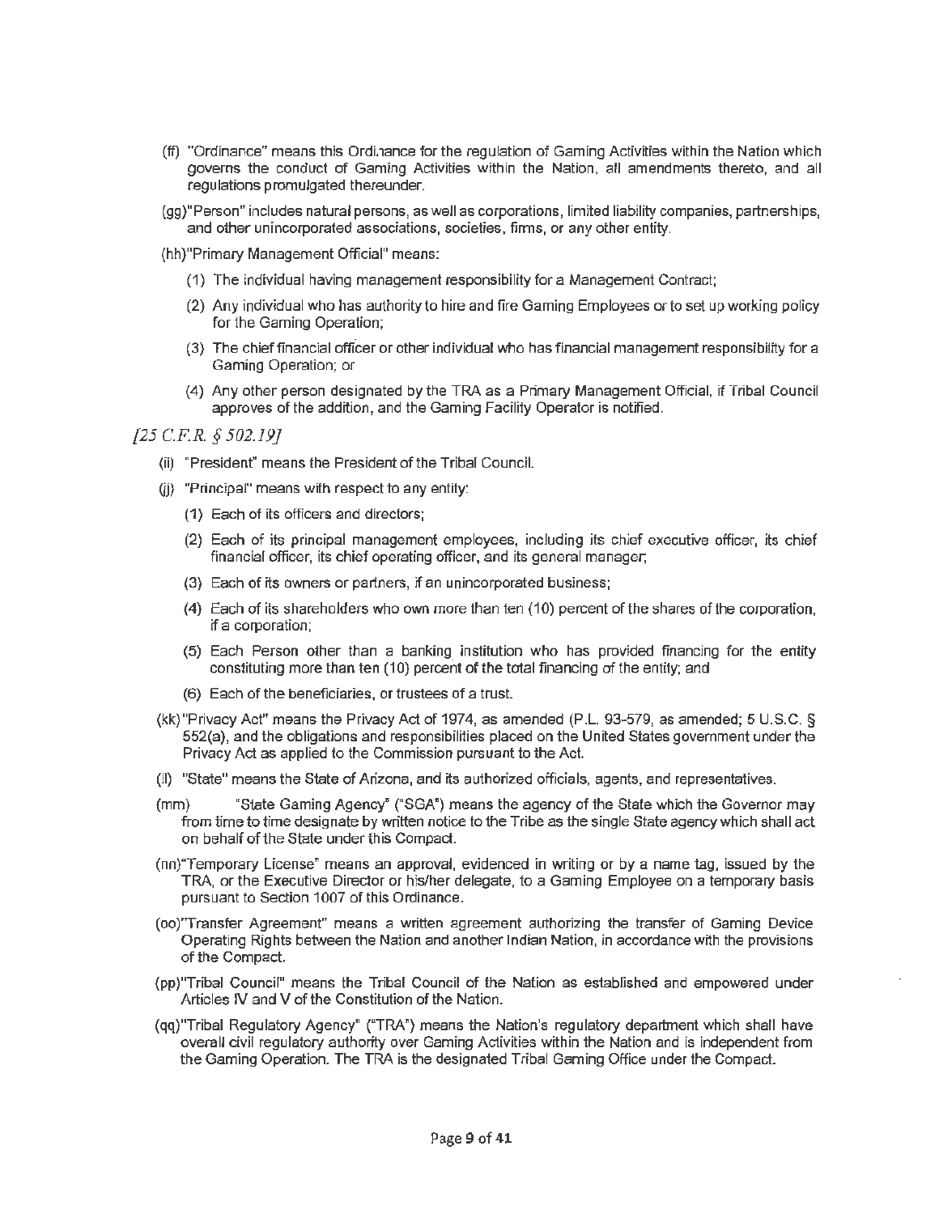(ff) "Ordinance" means this Ordinance for the regulation of Gaming Activities within the Nation which governs the conduct of Gaming Activities within the Nation, all amendments thereto, and all regulations promulgated thereunder.

(gg) "Person" includes natural persons, as well as corporations, limited liability companies, partnerships, and other unincorporated associations, societies, firms, or any other entity.

(hh) "Primary Management Official" means:

(1) The individual having management responsibility for a Management Contract;

(2) Any individual who has authority to hire and fire Gaming Employees or to set up working policy for the Gaming Operation;

(3) The chief financial officer or other individual who has financial management responsibility for a Gaming Operation; or

(4) Any other person designated by the TRA as a Primary Management Official, if Tribal Council approves of the addition, and the Gaming Facility Operator is notified.

*[25 C.F.R. § 502.19]*

(ii) "President" means the President of the Tribal Council.

(jj) "Principal" means with respect to any entity:

(1) Each of its officers and directors;

(2) Each of its principal management employees, including its chief executive officer, its chief financial officer, its chief operating officer, and its general manager;

(3) Each of its owners or partners, if an unincorporated business;

(4) Each of its shareholders who own more than ten (10) percent of the shares of the corporation, if a corporation;

(5) Each Person other than a banking institution who has provided financing for the entity constituting more than ten (10) percent of the total financing of the entity; and

(6) Each of the beneficiaries, or trustees of a trust.

(kk) "Privacy Act" means the Privacy Act of 1974, as amended (P.L. 93-579, as amended; 5 U.S.C. § 552(a), and the obligations and responsibilities placed on the United States government under the Privacy Act as applied to the Commission pursuant to the Act.

(ll) "State" means the State of Arizona, and its authorized officials, agents, and representatives.

(mm) "State Gaming Agency" ("SGA") means the agency of the State which the Governor may from time to time designate by written notice to the Tribe as the single State agency which shall act on behalf of the State under this Compact.

(nn) "Temporary License" means an approval, evidenced in writing or by a name tag, issued by the TRA, or the Executive Director or his/her delegate, to a Gaming Employee on a temporary basis pursuant to Section 1007 of this Ordinance.

(oo) "Transfer Agreement" means a written agreement authorizing the transfer of Gaming Device Operating Rights between the Nation and another Indian Nation, in accordance with the provisions of the Compact.

(pp) "Tribal Council" means the Tribal Council of the Nation as established and empowered under Articles IV and V of the Constitution of the Nation.

(qq) "Tribal Regulatory Agency" ("TRA") means the Nation's regulatory department which shall have overall civil regulatory authority over Gaming Activities within the Nation and is independent from the Gaming Operation. The TRA is the designated Tribal Gaming Office under the Compact.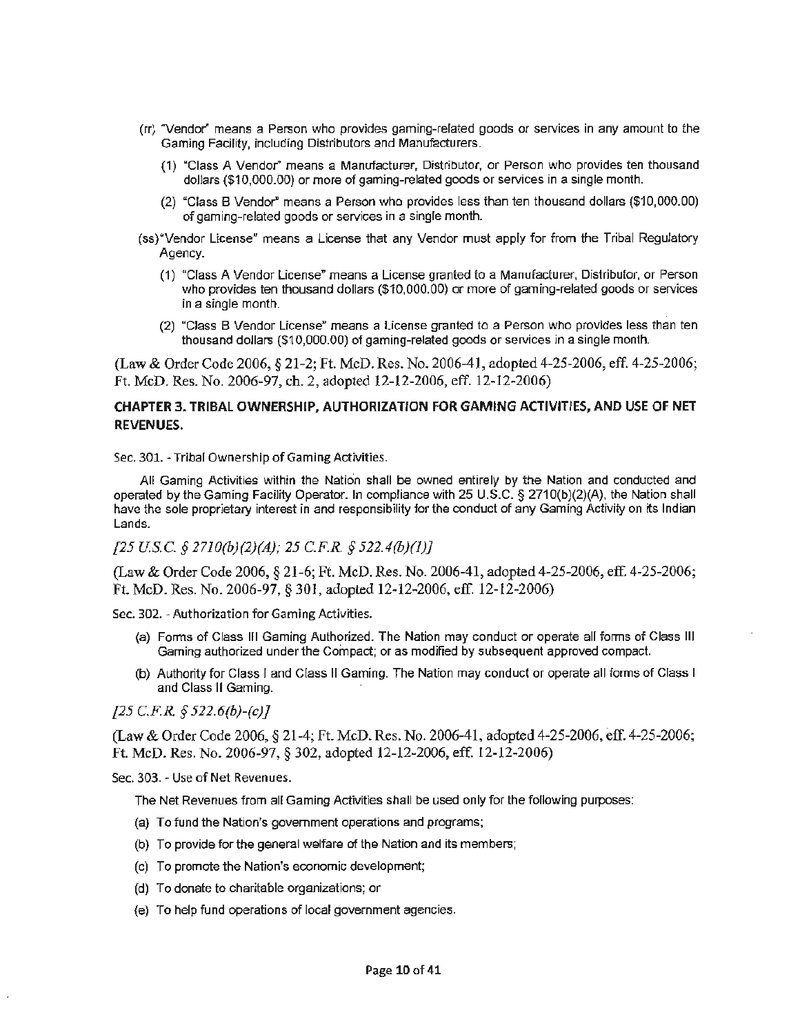(rr) "Vendor" means a Person who provides gaming-related goods or services in any amount to the Gaming Facility, including Distributors and Manufacturers.

(1) "Class A Vendor" means a Manufacturer, Distributor, or Person who provides ten thousand dollars ($10,000.00) or more of gaming-related goods or services in a single month.

(2) "Class B Vendor" means a Person who provides less than ten thousand dollars ($10,000.00) of gaming-related goods or services in a single month.

(ss) "Vendor License" means a License that any Vendor must apply for from the Tribal Regulatory Agency.

(1) "Class A Vendor License" means a License granted to a Manufacturer, Distributor, or Person who provides ten thousand dollars ($10,000.00) or more of gaming-related goods or services in a single month.

(2) "Class B Vendor License" means a License granted to a Person who provides less than ten thousand dollars ($10,000.00) of gaming-related goods or services in a single month.

(Law & Order Code 2006, § 21-2; Ft. McD. Res. No. 2006-41, adopted 4-25-2006, eff. 4-25-2006; Ft. McD. Res. No. 2006-97, ch. 2, adopted 12-12-2006, eff. 12-12-2006)

## CHAPTER 3. TRIBAL OWNERSHIP, AUTHORIZATION FOR GAMING ACTIVITIES, AND USE OF NET REVENUES.

Sec. 301. - Tribal Ownership of Gaming Activities.

All Gaming Activities within the Nation shall be owned entirely by the Nation and conducted and operated by the Gaming Facility Operator. In compliance with 25 U.S.C. § 2710(b)(2)(A), the Nation shall have the sole proprietary interest in and responsibility for the conduct of any Gaming Activity on its Indian Lands.

*[25 U.S.C. § 2710(b)(2)(A); 25 C.F.R. § 522.4(b)(1)]*

(Law & Order Code 2006, § 21-6; Ft. McD. Res. No. 2006-41, adopted 4-25-2006, eff. 4-25-2006; Ft. McD. Res. No. 2006-97, § 301, adopted 12-12-2006, eff. 12-12-2006)

Sec. 302. - Authorization for Gaming Activities.

(a) Forms of Class III Gaming Authorized. The Nation may conduct or operate all forms of Class III Gaming authorized under the Compact; or as modified by subsequent approved compact.

(b) Authority for Class I and Class II Gaming. The Nation may conduct or operate all forms of Class I and Class II Gaming.

*[25 C.F.R. § 522.6(b)-(c)]*

(Law & Order Code 2006, § 21-4; Ft. McD. Res. No. 2006-41, adopted 4-25-2006, eff. 4-25-2006; Ft. McD. Res. No. 2006-97, § 302, adopted 12-12-2006, eff. 12-12-2006)

Sec. 303. - Use of Net Revenues.

The Net Revenues from all Gaming Activities shall be used only for the following purposes:

(a) To fund the Nation's government operations and programs;

(b) To provide for the general welfare of the Nation and its members;

(c) To promote the Nation's economic development;

(d) To donate to charitable organizations; or

(e) To help fund operations of local government agencies.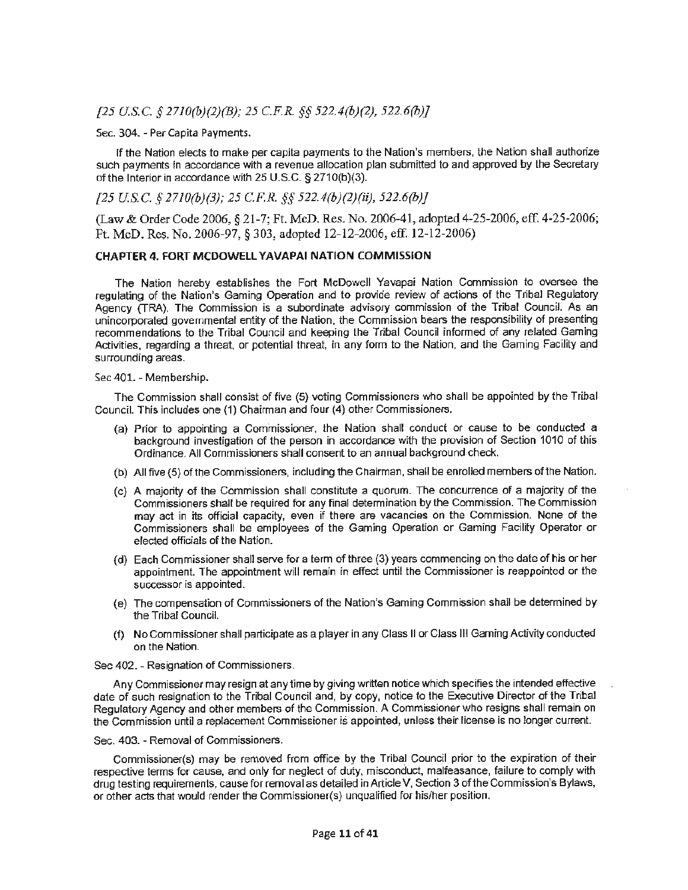*[25 U.S.C. § 2710(b)(2)(B); 25 C.F.R. §§ 522.4(b)(2), 522.6(b)]*

Sec. 304. - Per Capita Payments.

If the Nation elects to make per capita payments to the Nation's members, the Nation shall authorize such payments in accordance with a revenue allocation plan submitted to and approved by the Secretary of the Interior in accordance with 25 U.S.C. § 2710(b)(3).

*[25 U.S.C. § 2710(b)(3); 25 C.F.R. §§ 522.4(b)(2)(ii), 522.6(b)]*

(Law & Order Code 2006, § 21-7; Ft. McD. Res. No. 2006-41, adopted 4-25-2006, eff. 4-25-2006; Ft. McD. Res. No. 2006-97, § 303, adopted 12-12-2006, eff. 12-12-2006)

## CHAPTER 4. FORT MCDOWELL YAVAPAI NATION COMMISSION

The Nation hereby establishes the Fort McDowell Yavapai Nation Commission to oversee the regulating of the Nation's Gaming Operation and to provide review of actions of the Tribal Regulatory Agency (TRA). The Commission is a subordinate advisory commission of the Tribal Council. As an unincorporated governmental entity of the Nation, the Commission bears the responsibility of presenting recommendations to the Tribal Council and keeping the Tribal Council informed of any related Gaming Activities, regarding a threat, or potential threat, in any form to the Nation, and the Gaming Facility and surrounding areas.

Sec 401. - Membership.

The Commission shall consist of five (5) voting Commissioners who shall be appointed by the Tribal Council. This includes one (1) Chairman and four (4) other Commissioners.

(a) Prior to appointing a Commissioner, the Nation shall conduct or cause to be conducted a background investigation of the person in accordance with the provision of Section 1010 of this Ordinance. All Commissioners shall consent to an annual background check.

(b) All five (5) of the Commissioners, including the Chairman, shall be enrolled members of the Nation.

(c) A majority of the Commission shall constitute a quorum. The concurrence of a majority of the Commissioners shall be required for any final determination by the Commission. The Commission may act in its official capacity, even if there are vacancies on the Commission. None of the Commissioners shall be employees of the Gaming Operation or Gaming Facility Operator or elected officials of the Nation.

(d) Each Commissioner shall serve for a term of three (3) years commencing on the date of his or her appointment. The appointment will remain in effect until the Commissioner is reappointed or the successor is appointed.

(e) The compensation of Commissioners of the Nation's Gaming Commission shall be determined by the Tribal Council.

(f) No Commissioner shall participate as a player in any Class II or Class III Gaming Activity conducted on the Nation.

Sec 402. - Resignation of Commissioners.

Any Commissioner may resign at any time by giving written notice which specifies the intended effective date of such resignation to the Tribal Council and, by copy, notice to the Executive Director of the Tribal Regulatory Agency and other members of the Commission. A Commissioner who resigns shall remain on the Commission until a replacement Commissioner is appointed, unless their license is no longer current.

Sec. 403. - Removal of Commissioners.

Commissioner(s) may be removed from office by the Tribal Council prior to the expiration of their respective terms for cause, and only for neglect of duty, misconduct, malfeasance, failure to comply with drug testing requirements, cause for removal as detailed in Article V, Section 3 of the Commission's Bylaws, or other acts that would render the Commissioner(s) unqualified for his/her position.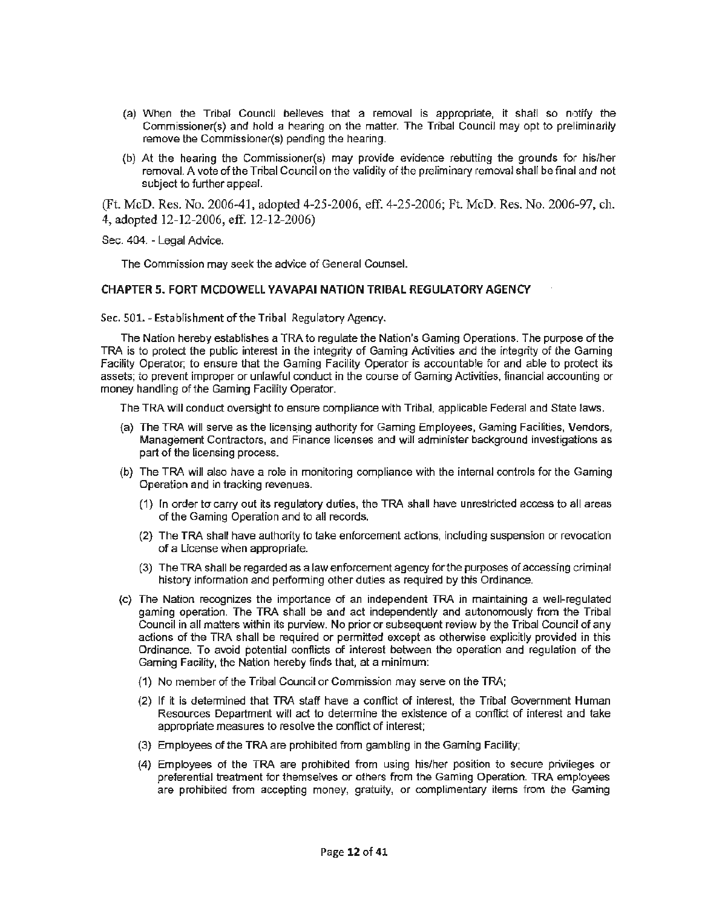(a) When the Tribal Council believes that a removal is appropriate, it shall so notify the Commissioner(s) and hold a hearing on the matter. The Tribal Council may opt to preliminarily remove the Commissioner(s) pending the hearing.

(b) At the hearing the Commissioner(s) may provide evidence rebutting the grounds for his/her removal. A vote of the Tribal Council on the validity of the preliminary removal shall be final and not subject to further appeal.

(Ft. McD. Res. No. 2006-41, adopted 4-25-2006, eff. 4-25-2006; Ft. McD. Res. No. 2006-97, ch. 4, adopted 12-12-2006, eff. 12-12-2006)

Sec. 404. - Legal Advice.

The Commission may seek the advice of General Counsel.

## CHAPTER 5. FORT MCDOWELL YAVAPAI NATION TRIBAL REGULATORY AGENCY

Sec. 501. - Establishment of the Tribal Regulatory Agency.

The Nation hereby establishes a TRA to regulate the Nation's Gaming Operations. The purpose of the TRA is to protect the public interest in the integrity of Gaming Activities and the integrity of the Gaming Facility Operator; to ensure that the Gaming Facility Operator is accountable for and able to protect its assets; to prevent improper or unlawful conduct in the course of Gaming Activities, financial accounting or money handling of the Gaming Facility Operator.

The TRA will conduct oversight to ensure compliance with Tribal, applicable Federal and State laws.

(a) The TRA will serve as the licensing authority for Gaming Employees, Gaming Facilities, Vendors, Management Contractors, and Finance licenses and will administer background investigations as part of the licensing process.

(b) The TRA will also have a role in monitoring compliance with the internal controls for the Gaming Operation and in tracking revenues.

  (1) In order to carry out its regulatory duties, the TRA shall have unrestricted access to all areas of the Gaming Operation and to all records.

  (2) The TRA shall have authority to take enforcement actions, including suspension or revocation of a License when appropriate.

  (3) The TRA shall be regarded as a law enforcement agency for the purposes of accessing criminal history information and performing other duties as required by this Ordinance.

(c) The Nation recognizes the importance of an independent TRA in maintaining a well-regulated gaming operation. The TRA shall be and act independently and autonomously from the Tribal Council in all matters within its purview. No prior or subsequent review by the Tribal Council of any actions of the TRA shall be required or permitted except as otherwise explicitly provided in this Ordinance. To avoid potential conflicts of interest between the operation and regulation of the Gaming Facility, the Nation hereby finds that, at a minimum:

  (1) No member of the Tribal Council or Commission may serve on the TRA;

  (2) If it is determined that TRA staff have a conflict of interest, the Tribal Government Human Resources Department will act to determine the existence of a conflict of interest and take appropriate measures to resolve the conflict of interest;

  (3) Employees of the TRA are prohibited from gambling in the Gaming Facility;

  (4) Employees of the TRA are prohibited from using his/her position to secure privileges or preferential treatment for themselves or others from the Gaming Operation. TRA employees are prohibited from accepting money, gratuity, or complimentary items from the Gaming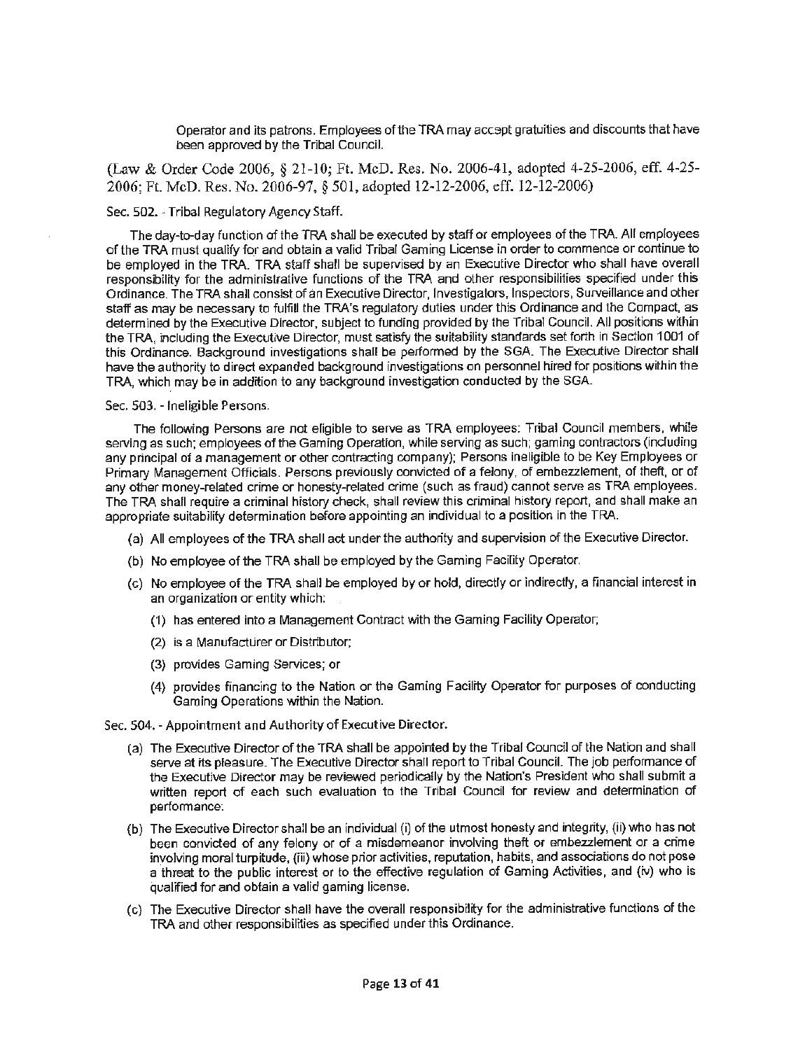Operator and its patrons. Employees of the TRA may accept gratuities and discounts that have been approved by the Tribal Council.

(Law & Order Code 2006, § 21-10; Ft. McD. Res. No. 2006-41, adopted 4-25-2006, eff. 4-25-2006; Ft. McD. Res. No. 2006-97, § 501, adopted 12-12-2006, eff. 12-12-2006)

Sec. 502. - Tribal Regulatory Agency Staff.

The day-to-day function of the TRA shall be executed by staff or employees of the TRA. All employees of the TRA must qualify for and obtain a valid Tribal Gaming License in order to commence or continue to be employed in the TRA. TRA staff shall be supervised by an Executive Director who shall have overall responsibility for the administrative functions of the TRA and other responsibilities specified under this Ordinance. The TRA shall consist of an Executive Director, Investigators, Inspectors, Surveillance and other staff as may be necessary to fulfill the TRA's regulatory duties under this Ordinance and the Compact, as determined by the Executive Director, subject to funding provided by the Tribal Council. All positions within the TRA, including the Executive Director, must satisfy the suitability standards set forth in Section 1001 of this Ordinance. Background investigations shall be performed by the SGA. The Executive Director shall have the authority to direct expanded background investigations on personnel hired for positions within the TRA, which may be in addition to any background investigation conducted by the SGA.

Sec. 503. - Ineligible Persons.

The following Persons are not eligible to serve as TRA employees: Tribal Council members, while serving as such; employees of the Gaming Operation, while serving as such; gaming contractors (including any principal of a management or other contracting company); Persons ineligible to be Key Employees or Primary Management Officials. Persons previously convicted of a felony, of embezzlement, of theft, or of any other money-related crime or honesty-related crime (such as fraud) cannot serve as TRA employees. The TRA shall require a criminal history check, shall review this criminal history report, and shall make an appropriate suitability determination before appointing an individual to a position in the TRA.

(a) All employees of the TRA shall act under the authority and supervision of the Executive Director.

(b) No employee of the TRA shall be employed by the Gaming Facility Operator.

(c) No employee of the TRA shall be employed by or hold, directly or indirectly, a financial interest in an organization or entity which:

   (1) has entered into a Management Contract with the Gaming Facility Operator;

   (2) is a Manufacturer or Distributor;

   (3) provides Gaming Services; or

   (4) provides financing to the Nation or the Gaming Facility Operator for purposes of conducting Gaming Operations within the Nation.

Sec. 504. - Appointment and Authority of Executive Director.

(a) The Executive Director of the TRA shall be appointed by the Tribal Council of the Nation and shall serve at its pleasure. The Executive Director shall report to Tribal Council. The job performance of the Executive Director may be reviewed periodically by the Nation's President who shall submit a written report of each such evaluation to the Tribal Council for review and determination of performance.

(b) The Executive Director shall be an individual (i) of the utmost honesty and integrity, (ii) who has not been convicted of any felony or of a misdemeanor involving theft or embezzlement or a crime involving moral turpitude, (iii) whose prior activities, reputation, habits, and associations do not pose a threat to the public interest or to the effective regulation of Gaming Activities, and (iv) who is qualified for and obtain a valid gaming license.

(c) The Executive Director shall have the overall responsibility for the administrative functions of the TRA and other responsibilities as specified under this Ordinance.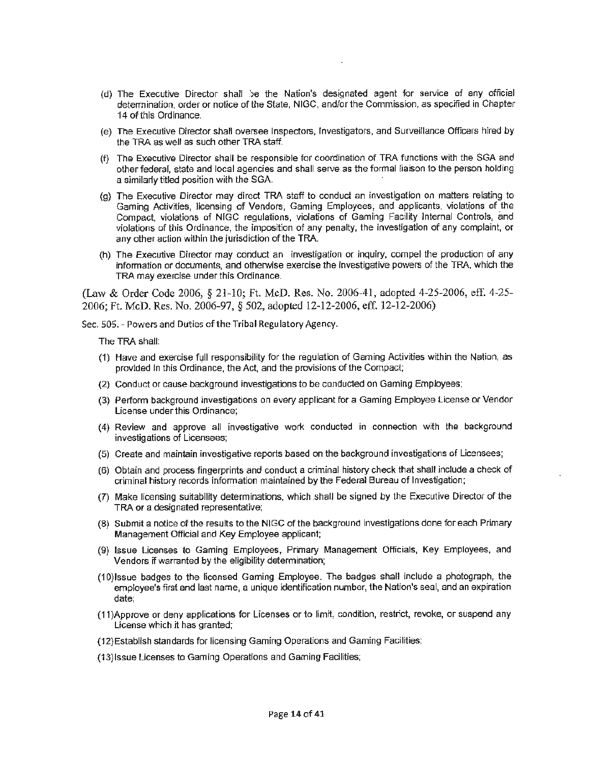(d) The Executive Director shall be the Nation's designated agent for service of any official determination, order or notice of the State, NIGC, and/or the Commission, as specified in Chapter 14 of this Ordinance.

(e) The Executive Director shall oversee Inspectors, Investigators, and Surveillance Officers hired by the TRA as well as such other TRA staff.

(f) The Executive Director shall be responsible for coordination of TRA functions with the SGA and other federal, state and local agencies and shall serve as the formal liaison to the person holding a similarly titled position with the SGA.

(g) The Executive Director may direct TRA staff to conduct an investigation on matters relating to Gaming Activities, licensing of Vendors, Gaming Employees, and applicants, violations of the Compact, violations of NIGC regulations, violations of Gaming Facility Internal Controls, and violations of this Ordinance, the imposition of any penalty, the investigation of any complaint, or any other action within the jurisdiction of the TRA.

(h) The Executive Director may conduct an investigation or inquiry, compel the production of any information or documents, and otherwise exercise the investigative powers of the TRA, which the TRA may exercise under this Ordinance.

(Law & Order Code 2006, § 21-10; Ft. McD. Res. No. 2006-41, adopted 4-25-2006, eff. 4-25-2006; Ft. McD. Res. No. 2006-97, § 502, adopted 12-12-2006, eff. 12-12-2006)

Sec. 505. - Powers and Duties of the Tribal Regulatory Agency.

The TRA shall:

(1) Have and exercise full responsibility for the regulation of Gaming Activities within the Nation, as provided in this Ordinance, the Act, and the provisions of the Compact;

(2) Conduct or cause background investigations to be conducted on Gaming Employees;

(3) Perform background investigations on every applicant for a Gaming Employee License or Vendor License under this Ordinance;

(4) Review and approve all investigative work conducted in connection with the background investigations of Licensees;

(5) Create and maintain investigative reports based on the background investigations of Licensees;

(6) Obtain and process fingerprints and conduct a criminal history check that shall include a check of criminal history records information maintained by the Federal Bureau of Investigation;

(7) Make licensing suitability determinations, which shall be signed by the Executive Director of the TRA or a designated representative;

(8) Submit a notice of the results to the NIGC of the background investigations done for each Primary Management Official and Key Employee applicant;

(9) Issue Licenses to Gaming Employees, Primary Management Officials, Key Employees, and Vendors if warranted by the eligibility determination;

(10) Issue badges to the licensed Gaming Employee. The badges shall include a photograph, the employee's first and last name, a unique identification number, the Nation's seal, and an expiration date;

(11) Approve or deny applications for Licenses or to limit, condition, restrict, revoke, or suspend any License which it has granted;

(12) Establish standards for licensing Gaming Operations and Gaming Facilities;

(13) Issue Licenses to Gaming Operations and Gaming Facilities;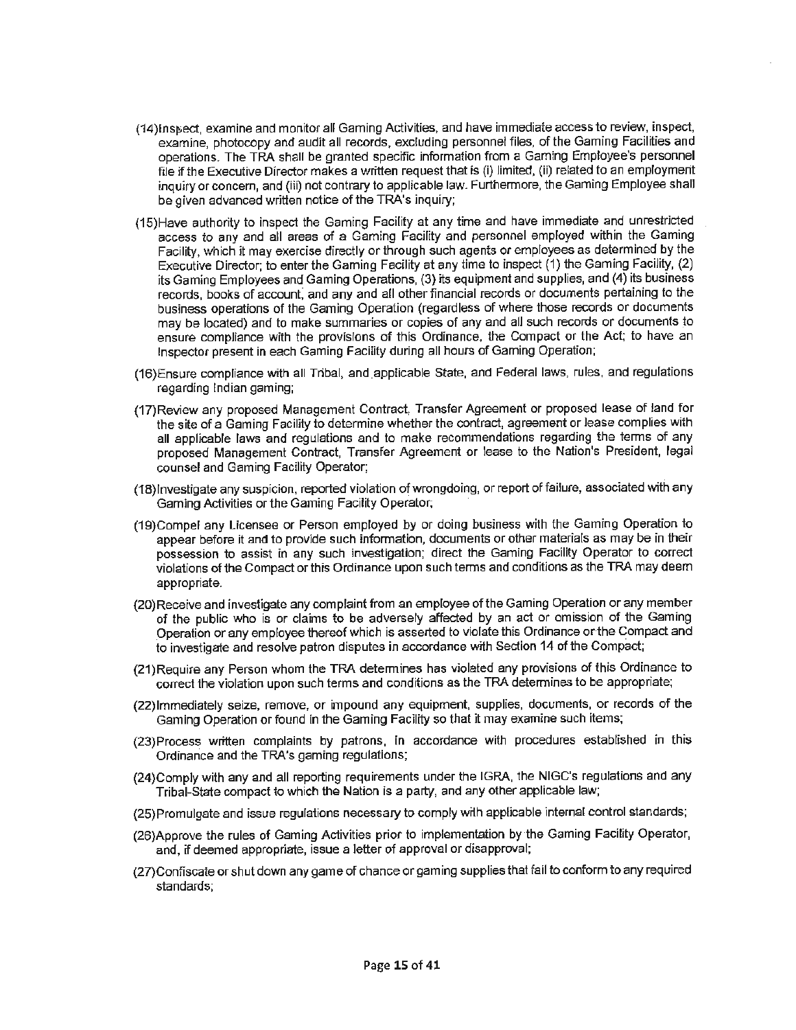(14) Inspect, examine and monitor all Gaming Activities, and have immediate access to review, inspect, examine, photocopy and audit all records, excluding personnel files, of the Gaming Facilities and operations. The TRA shall be granted specific information from a Gaming Employee's personnel file if the Executive Director makes a written request that is (i) limited, (ii) related to an employment inquiry or concern, and (iii) not contrary to applicable law. Furthermore, the Gaming Employee shall be given advanced written notice of the TRA's inquiry;

(15) Have authority to inspect the Gaming Facility at any time and have immediate and unrestricted access to any and all areas of a Gaming Facility and personnel employed within the Gaming Facility, which it may exercise directly or through such agents or employees as determined by the Executive Director; to enter the Gaming Facility at any time to inspect (1) the Gaming Facility, (2) its Gaming Employees and Gaming Operations, (3) its equipment and supplies, and (4) its business records, books of account, and any and all other financial records or documents pertaining to the business operations of the Gaming Operation (regardless of where those records or documents may be located) and to make summaries or copies of any and all such records or documents to ensure compliance with the provisions of this Ordinance, the Compact or the Act; to have an Inspector present in each Gaming Facility during all hours of Gaming Operation;

(16) Ensure compliance with all Tribal, and applicable State, and Federal laws, rules, and regulations regarding Indian gaming;

(17) Review any proposed Management Contract, Transfer Agreement or proposed lease of land for the site of a Gaming Facility to determine whether the contract, agreement or lease complies with all applicable laws and regulations and to make recommendations regarding the terms of any proposed Management Contract, Transfer Agreement or lease to the Nation's President, legal counsel and Gaming Facility Operator;

(18) Investigate any suspicion, reported violation of wrongdoing, or report of failure, associated with any Gaming Activities or the Gaming Facility Operator;

(19) Compel any Licensee or Person employed by or doing business with the Gaming Operation to appear before it and to provide such information, documents or other materials as may be in their possession to assist in any such investigation; direct the Gaming Facility Operator to correct violations of the Compact or this Ordinance upon such terms and conditions as the TRA may deem appropriate.

(20) Receive and investigate any complaint from an employee of the Gaming Operation or any member of the public who is or claims to be adversely affected by an act or omission of the Gaming Operation or any employee thereof which is asserted to violate this Ordinance or the Compact and to investigate and resolve patron disputes in accordance with Section 14 of the Compact;

(21) Require any Person whom the TRA determines has violated any provisions of this Ordinance to correct the violation upon such terms and conditions as the TRA determines to be appropriate;

(22) Immediately seize, remove, or impound any equipment, supplies, documents, or records of the Gaming Operation or found in the Gaming Facility so that it may examine such items;

(23) Process written complaints by patrons, in accordance with procedures established in this Ordinance and the TRA's gaming regulations;

(24) Comply with any and all reporting requirements under the IGRA, the NIGC's regulations and any Tribal-State compact to which the Nation is a party, and any other applicable law;

(25) Promulgate and issue regulations necessary to comply with applicable internal control standards;

(26) Approve the rules of Gaming Activities prior to implementation by the Gaming Facility Operator, and, if deemed appropriate, issue a letter of approval or disapproval;

(27) Confiscate or shut down any game of chance or gaming supplies that fail to conform to any required standards;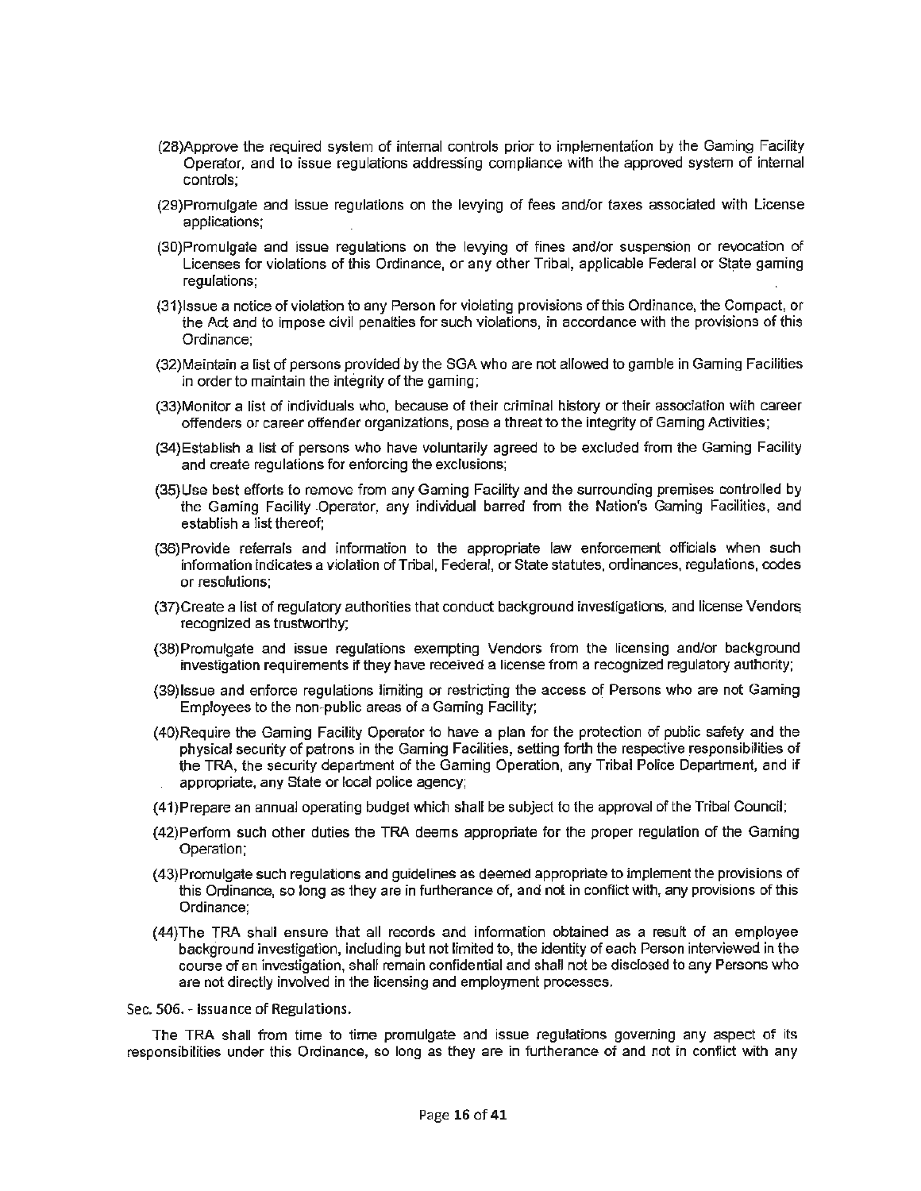(28)Approve the required system of internal controls prior to implementation by the Gaming Facility Operator, and to issue regulations addressing compliance with the approved system of internal controls;

(29)Promulgate and issue regulations on the levying of fees and/or taxes associated with License applications;

(30)Promulgate and issue regulations on the levying of fines and/or suspension or revocation of Licenses for violations of this Ordinance, or any other Tribal, applicable Federal or State gaming regulations;

(31)Issue a notice of violation to any Person for violating provisions of this Ordinance, the Compact, or the Act and to impose civil penalties for such violations, in accordance with the provisions of this Ordinance;

(32)Maintain a list of persons provided by the SGA who are not allowed to gamble in Gaming Facilities in order to maintain the integrity of the gaming;

(33)Monitor a list of individuals who, because of their criminal history or their association with career offenders or career offender organizations, pose a threat to the integrity of Gaming Activities;

(34)Establish a list of persons who have voluntarily agreed to be excluded from the Gaming Facility and create regulations for enforcing the exclusions;

(35)Use best efforts to remove from any Gaming Facility and the surrounding premises controlled by the Gaming Facility Operator, any individual barred from the Nation's Gaming Facilities, and establish a list thereof;

(36)Provide referrals and information to the appropriate law enforcement officials when such information indicates a violation of Tribal, Federal, or State statutes, ordinances, regulations, codes or resolutions;

(37)Create a list of regulatory authorities that conduct background investigations, and license Vendors recognized as trustworthy;

(38)Promulgate and issue regulations exempting Vendors from the licensing and/or background investigation requirements if they have received a license from a recognized regulatory authority;

(39)Issue and enforce regulations limiting or restricting the access of Persons who are not Gaming Employees to the non-public areas of a Gaming Facility;

(40)Require the Gaming Facility Operator to have a plan for the protection of public safety and the physical security of patrons in the Gaming Facilities, setting forth the respective responsibilities of the TRA, the security department of the Gaming Operation, any Tribal Police Department, and if appropriate, any State or local police agency;

(41)Prepare an annual operating budget which shall be subject to the approval of the Tribal Council;

(42)Perform such other duties the TRA deems appropriate for the proper regulation of the Gaming Operation;

(43)Promulgate such regulations and guidelines as deemed appropriate to implement the provisions of this Ordinance, so long as they are in furtherance of, and not in conflict with, any provisions of this Ordinance;

(44)The TRA shall ensure that all records and information obtained as a result of an employee background investigation, including but not limited to, the identity of each Person interviewed in the course of an investigation, shall remain confidential and shall not be disclosed to any Persons who are not directly involved in the licensing and employment processes.

Sec. 506. - Issuance of Regulations.

The TRA shall from time to time promulgate and issue regulations governing any aspect of its responsibilities under this Ordinance, so long as they are in furtherance of and not in conflict with any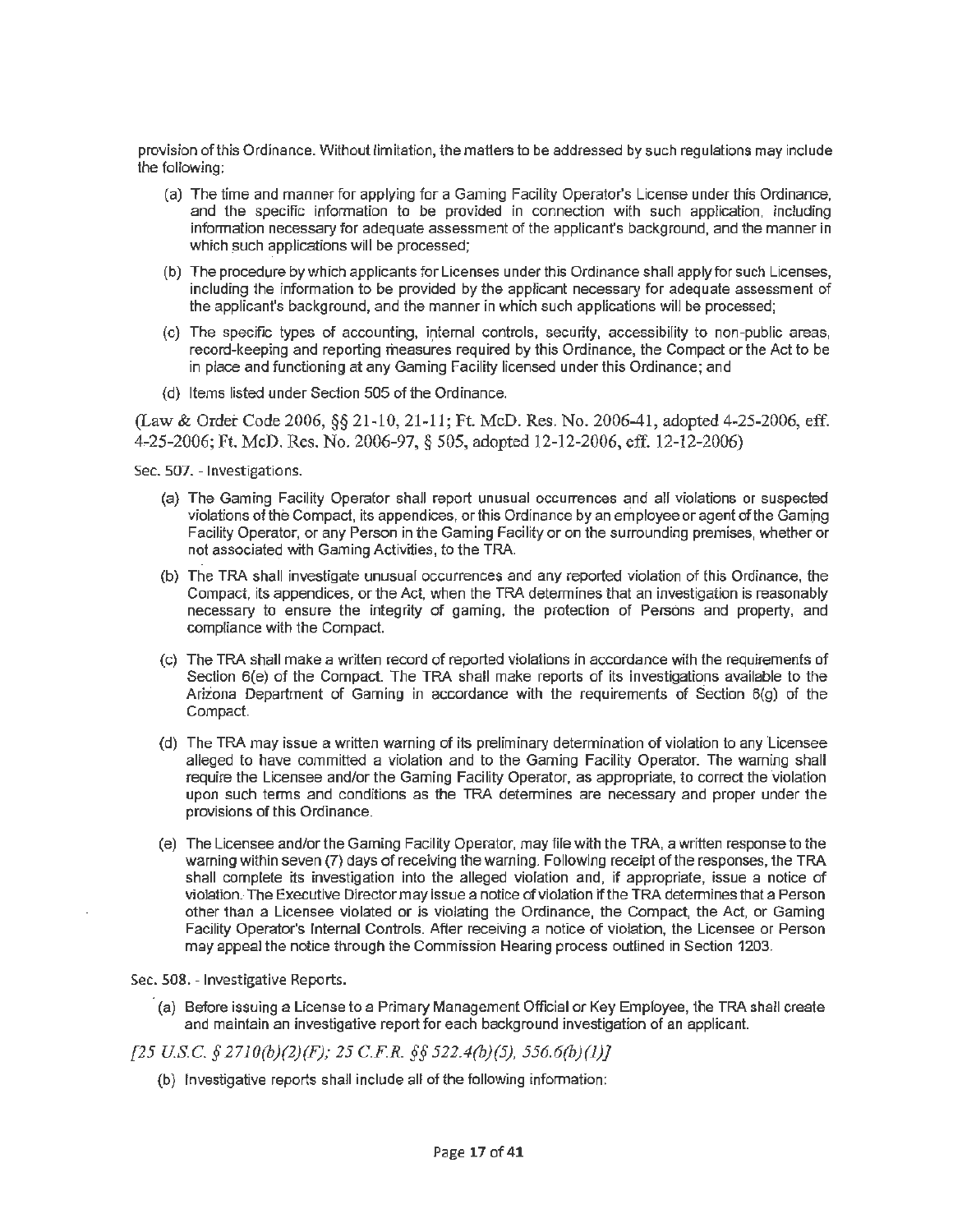provision of this Ordinance. Without limitation, the matters to be addressed by such regulations may include the following:

(a) The time and manner for applying for a Gaming Facility Operator's License under this Ordinance, and the specific information to be provided in connection with such application, including information necessary for adequate assessment of the applicant's background, and the manner in which such applications will be processed;

(b) The procedure by which applicants for Licenses under this Ordinance shall apply for such Licenses, including the information to be provided by the applicant necessary for adequate assessment of the applicant's background, and the manner in which such applications will be processed;

(c) The specific types of accounting, internal controls, security, accessibility to non-public areas, record-keeping and reporting measures required by this Ordinance, the Compact or the Act to be in place and functioning at any Gaming Facility licensed under this Ordinance; and

(d) Items listed under Section 505 of the Ordinance.

(Law & Order Code 2006, §§ 21-10, 21-11; Ft. McD. Res. No. 2006-41, adopted 4-25-2006, eff. 4-25-2006; Ft. McD. Res. No. 2006-97, § 505, adopted 12-12-2006, eff. 12-12-2006)

Sec. 507. - Investigations.

(a) The Gaming Facility Operator shall report unusual occurrences and all violations or suspected violations of the Compact, its appendices, or this Ordinance by an employee or agent of the Gaming Facility Operator, or any Person in the Gaming Facility or on the surrounding premises, whether or not associated with Gaming Activities, to the TRA.

(b) The TRA shall investigate unusual occurrences and any reported violation of this Ordinance, the Compact, its appendices, or the Act, when the TRA determines that an investigation is reasonably necessary to ensure the integrity of gaming, the protection of Persons and property, and compliance with the Compact.

(c) The TRA shall make a written record of reported violations in accordance with the requirements of Section 6(e) of the Compact. The TRA shall make reports of its investigations available to the Arizona Department of Gaming in accordance with the requirements of Section 6(g) of the Compact.

(d) The TRA may issue a written warning of its preliminary determination of violation to any Licensee alleged to have committed a violation and to the Gaming Facility Operator. The warning shall require the Licensee and/or the Gaming Facility Operator, as appropriate, to correct the violation upon such terms and conditions as the TRA determines are necessary and proper under the provisions of this Ordinance.

(e) The Licensee and/or the Gaming Facility Operator, may file with the TRA, a written response to the warning within seven (7) days of receiving the warning. Following receipt of the responses, the TRA shall complete its investigation into the alleged violation and, if appropriate, issue a notice of violation. The Executive Director may issue a notice of violation if the TRA determines that a Person other than a Licensee violated or is violating the Ordinance, the Compact, the Act, or Gaming Facility Operator's Internal Controls. After receiving a notice of violation, the Licensee or Person may appeal the notice through the Commission Hearing process outlined in Section 1203.

Sec. 508. - Investigative Reports.

(a) Before issuing a License to a Primary Management Official or Key Employee, the TRA shall create and maintain an investigative report for each background investigation of an applicant.

*[25 U.S.C. § 2710(b)(2)(F); 25 C.F.R. §§ 522.4(b)(5), 556.6(b)(1)]*

(b) Investigative reports shall include all of the following information: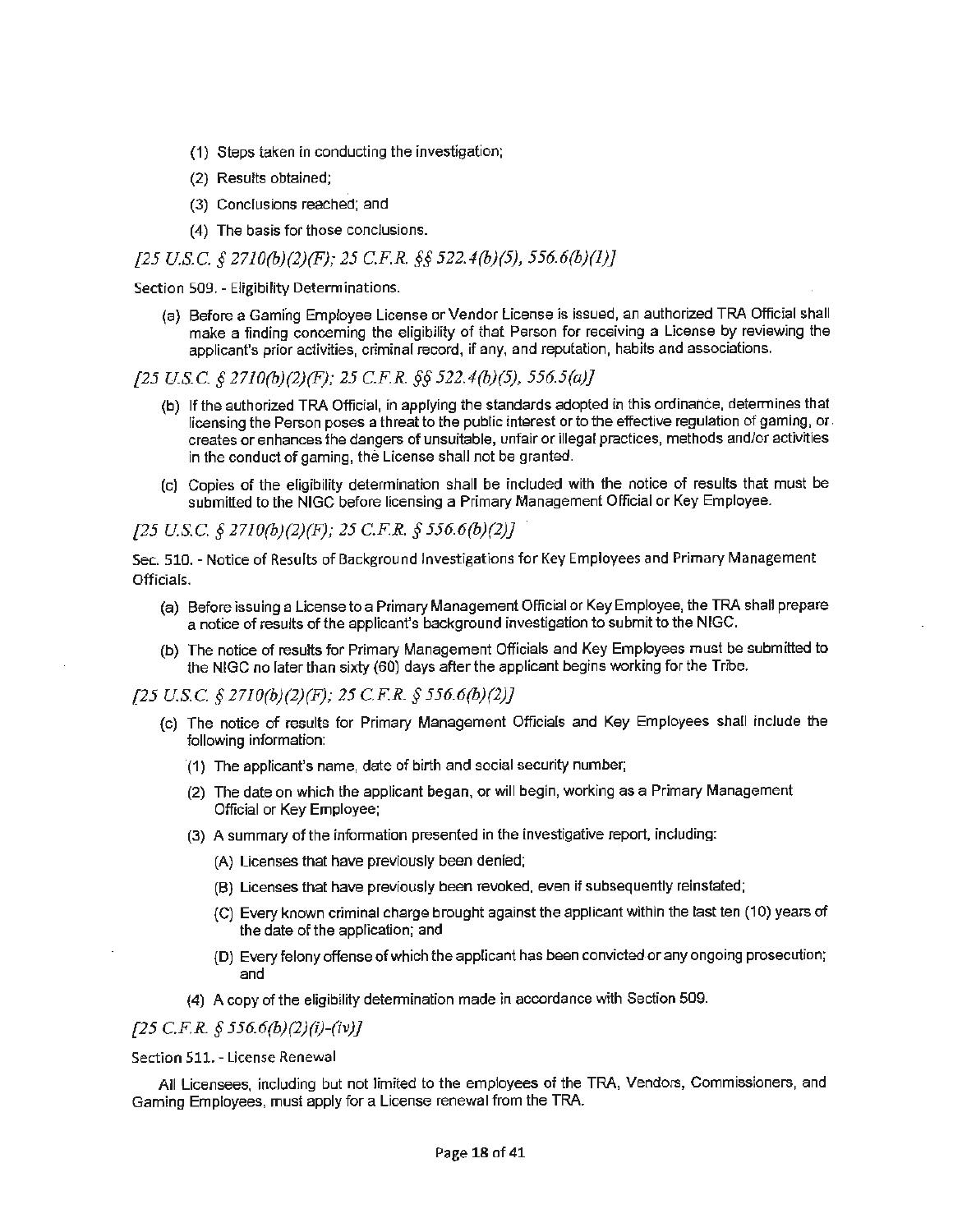(1) Steps taken in conducting the investigation;

(2) Results obtained;

(3) Conclusions reached; and

(4) The basis for those conclusions.

*[25 U.S.C. § 2710(b)(2)(F); 25 C.F.R. §§ 522.4(b)(5), 556.6(b)(1)]*

Section 509. - Eligibility Determinations.

(a) Before a Gaming Employee License or Vendor License is issued, an authorized TRA Official shall make a finding concerning the eligibility of that Person for receiving a License by reviewing the applicant's prior activities, criminal record, if any, and reputation, habits and associations.

*[25 U.S.C. § 2710(b)(2)(F); 25 C.F.R. §§ 522.4(b)(5), 556.5(a)]*

(b) If the authorized TRA Official, in applying the standards adopted in this ordinance, determines that licensing the Person poses a threat to the public interest or to the effective regulation of gaming, or creates or enhances the dangers of unsuitable, unfair or illegal practices, methods and/or activities in the conduct of gaming, the License shall not be granted.

(c) Copies of the eligibility determination shall be included with the notice of results that must be submitted to the NIGC before licensing a Primary Management Official or Key Employee.

*[25 U.S.C. § 2710(b)(2)(F); 25 C.F.R. § 556.6(b)(2)]*

Sec. 510. - Notice of Results of Background Investigations for Key Employees and Primary Management Officials.

(a) Before issuing a License to a Primary Management Official or Key Employee, the TRA shall prepare a notice of results of the applicant's background investigation to submit to the NIGC.

(b) The notice of results for Primary Management Officials and Key Employees must be submitted to the NIGC no later than sixty (60) days after the applicant begins working for the Tribe.

*[25 U.S.C. § 2710(b)(2)(F); 25 C.F.R. § 556.6(b)(2)]*

(c) The notice of results for Primary Management Officials and Key Employees shall include the following information:

(1) The applicant's name, date of birth and social security number;

(2) The date on which the applicant began, or will begin, working as a Primary Management Official or Key Employee;

(3) A summary of the information presented in the investigative report, including:

(A) Licenses that have previously been denied;

(B) Licenses that have previously been revoked, even if subsequently reinstated;

(C) Every known criminal charge brought against the applicant within the last ten (10) years of the date of the application; and

(D) Every felony offense of which the applicant has been convicted or any ongoing prosecution; and

(4) A copy of the eligibility determination made in accordance with Section 509.

*[25 C.F.R. § 556.6(b)(2)(i)-(iv)]*

Section 511. - License Renewal

All Licensees, including but not limited to the employees of the TRA, Vendors, Commissioners, and Gaming Employees, must apply for a License renewal from the TRA.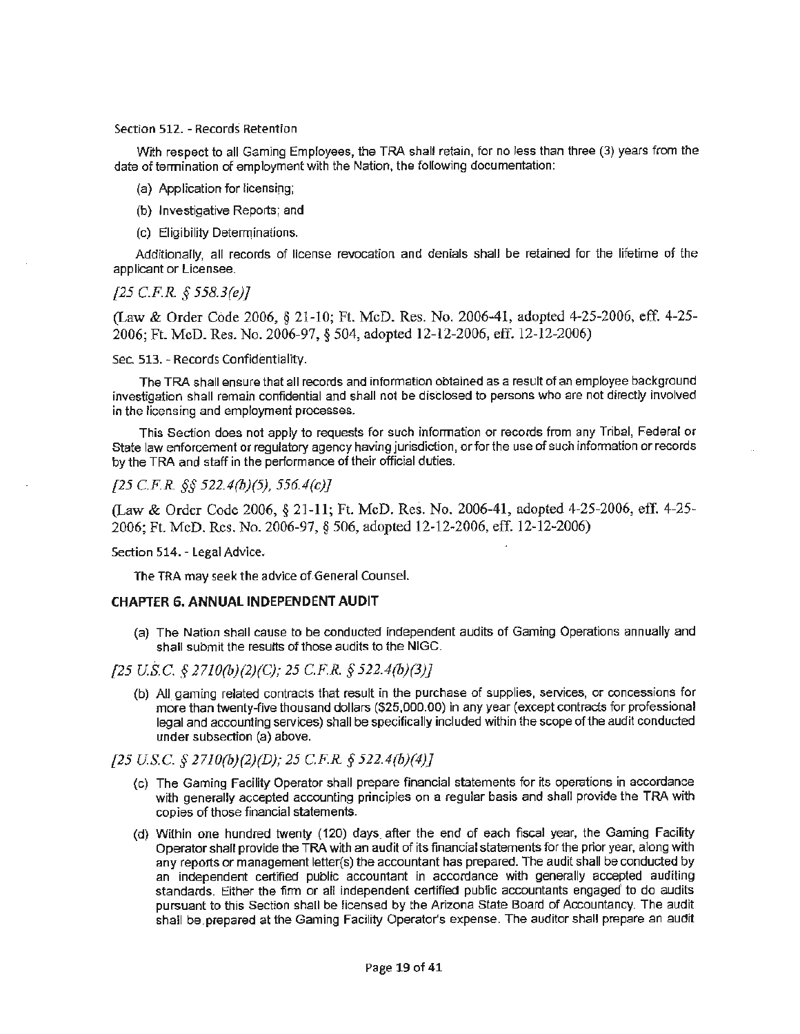Section 512. - Records Retention

With respect to all Gaming Employees, the TRA shall retain, for no less than three (3) years from the date of termination of employment with the Nation, the following documentation:

(a) Application for licensing;

(b) Investigative Reports; and

(c) Eligibility Determinations.

Additionally, all records of license revocation and denials shall be retained for the lifetime of the applicant or Licensee.

*[25 C.F.R. § 558.3(e)]*

(Law & Order Code 2006, § 21-10; Ft. McD. Res. No. 2006-41, adopted 4-25-2006, eff. 4-25-2006; Ft. McD. Res. No. 2006-97, § 504, adopted 12-12-2006, eff. 12-12-2006)

Sec. 513. - Records Confidentiality.

The TRA shall ensure that all records and information obtained as a result of an employee background investigation shall remain confidential and shall not be disclosed to persons who are not directly involved in the licensing and employment processes.

This Section does not apply to requests for such information or records from any Tribal, Federal or State law enforcement or regulatory agency having jurisdiction, or for the use of such information or records by the TRA and staff in the performance of their official duties.

*[25 C.F.R. §§ 522.4(b)(5), 556.4(c)]*

(Law & Order Code 2006, § 21-11; Ft. McD. Res. No. 2006-41, adopted 4-25-2006, eff. 4-25-2006; Ft. McD. Res. No. 2006-97, § 506, adopted 12-12-2006, eff. 12-12-2006)

Section 514. - Legal Advice.

The TRA may seek the advice of General Counsel.

## CHAPTER 6. ANNUAL INDEPENDENT AUDIT

(a) The Nation shall cause to be conducted independent audits of Gaming Operations annually and shall submit the results of those audits to the NIGC.

*[25 U.S.C. § 2710(b)(2)(C); 25 C.F.R. § 522.4(b)(3)]*

(b) All gaming related contracts that result in the purchase of supplies, services, or concessions for more than twenty-five thousand dollars ($25,000.00) in any year (except contracts for professional legal and accounting services) shall be specifically included within the scope of the audit conducted under subsection (a) above.

*[25 U.S.C. § 2710(b)(2)(D); 25 C.F.R. § 522.4(b)(4)]*

(c) The Gaming Facility Operator shall prepare financial statements for its operations in accordance with generally accepted accounting principles on a regular basis and shall provide the TRA with copies of those financial statements.

(d) Within one hundred twenty (120) days after the end of each fiscal year, the Gaming Facility Operator shall provide the TRA with an audit of its financial statements for the prior year, along with any reports or management letter(s) the accountant has prepared. The audit shall be conducted by an independent certified public accountant in accordance with generally accepted auditing standards. Either the firm or all independent certified public accountants engaged to do audits pursuant to this Section shall be licensed by the Arizona State Board of Accountancy. The audit shall be prepared at the Gaming Facility Operator's expense. The auditor shall prepare an audit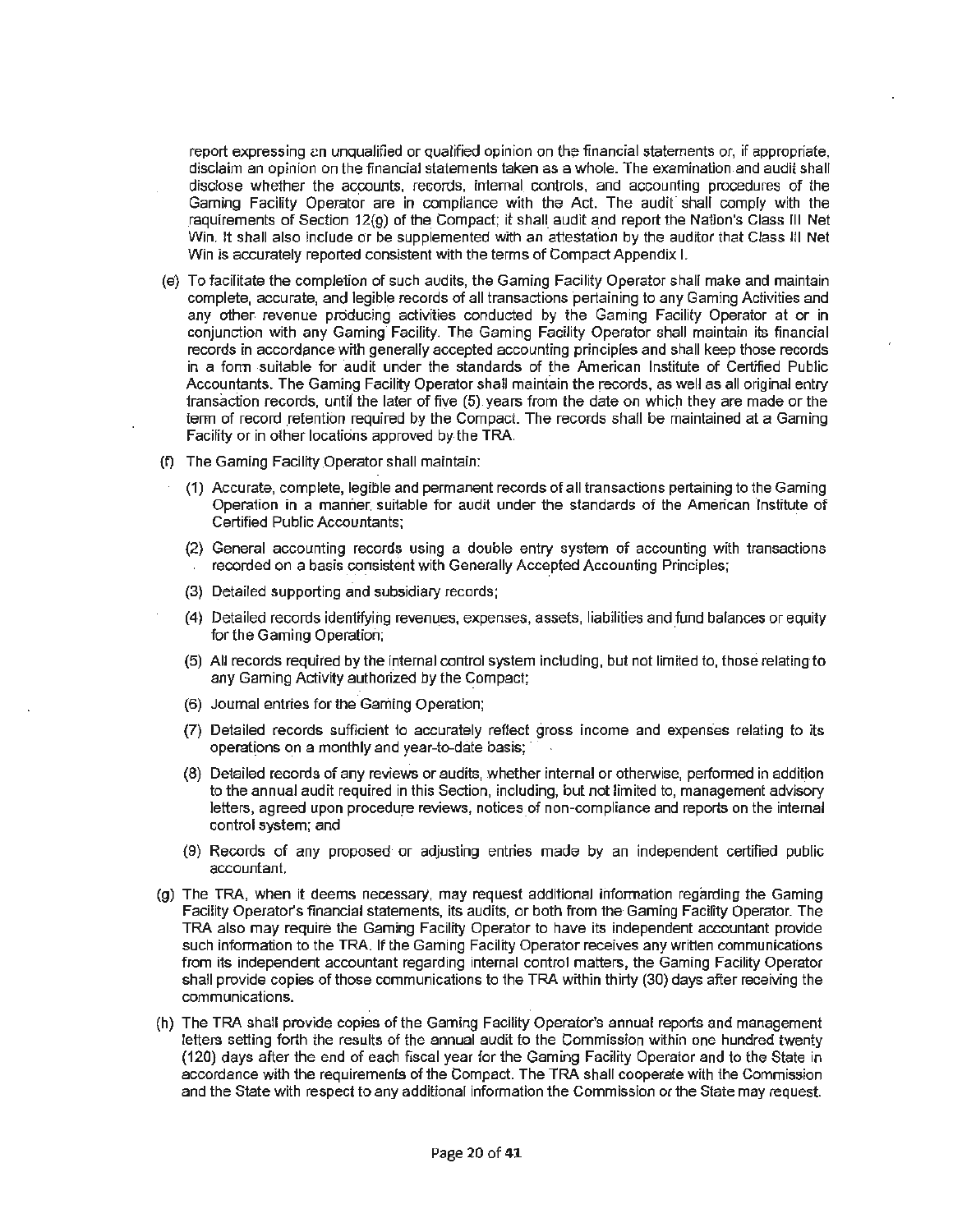report expressing an unqualified or qualified opinion on the financial statements or, if appropriate, disclaim an opinion on the financial statements taken as a whole. The examination and audit shall disclose whether the accounts, records, internal controls, and accounting procedures of the Gaming Facility Operator are in compliance with the Act. The audit shall comply with the requirements of Section 12(g) of the Compact; it shall audit and report the Nation's Class III Net Win. It shall also include or be supplemented with an attestation by the auditor that Class III Net Win is accurately reported consistent with the terms of Compact Appendix I.

(e) To facilitate the completion of such audits, the Gaming Facility Operator shall make and maintain complete, accurate, and legible records of all transactions pertaining to any Gaming Activities and any other revenue producing activities conducted by the Gaming Facility Operator at or in conjunction with any Gaming Facility. The Gaming Facility Operator shall maintain its financial records in accordance with generally accepted accounting principles and shall keep those records in a form suitable for audit under the standards of the American Institute of Certified Public Accountants. The Gaming Facility Operator shall maintain the records, as well as all original entry transaction records, until the later of five (5) years from the date on which they are made or the term of record retention required by the Compact. The records shall be maintained at a Gaming Facility or in other locations approved by the TRA.

(f) The Gaming Facility Operator shall maintain:

(1) Accurate, complete, legible and permanent records of all transactions pertaining to the Gaming Operation in a manner suitable for audit under the standards of the American Institute of Certified Public Accountants;

(2) General accounting records using a double entry system of accounting with transactions recorded on a basis consistent with Generally Accepted Accounting Principles;

(3) Detailed supporting and subsidiary records;

(4) Detailed records identifying revenues, expenses, assets, liabilities and fund balances or equity for the Gaming Operation;

(5) All records required by the internal control system including, but not limited to, those relating to any Gaming Activity authorized by the Compact;

(6) Journal entries for the Gaming Operation;

(7) Detailed records sufficient to accurately reflect gross income and expenses relating to its operations on a monthly and year-to-date basis;

(8) Detailed records of any reviews or audits, whether internal or otherwise, performed in addition to the annual audit required in this Section, including, but not limited to, management advisory letters, agreed upon procedure reviews, notices of non-compliance and reports on the internal control system; and

(9) Records of any proposed or adjusting entries made by an independent certified public accountant.

(g) The TRA, when it deems necessary, may request additional information regarding the Gaming Facility Operator's financial statements, its audits, or both from the Gaming Facility Operator. The TRA also may require the Gaming Facility Operator to have its independent accountant provide such information to the TRA. If the Gaming Facility Operator receives any written communications from its independent accountant regarding internal control matters, the Gaming Facility Operator shall provide copies of those communications to the TRA within thirty (30) days after receiving the communications.

(h) The TRA shall provide copies of the Gaming Facility Operator's annual reports and management letters setting forth the results of the annual audit to the Commission within one hundred twenty (120) days after the end of each fiscal year for the Gaming Facility Operator and to the State in accordance with the requirements of the Compact. The TRA shall cooperate with the Commission and the State with respect to any additional information the Commission or the State may request.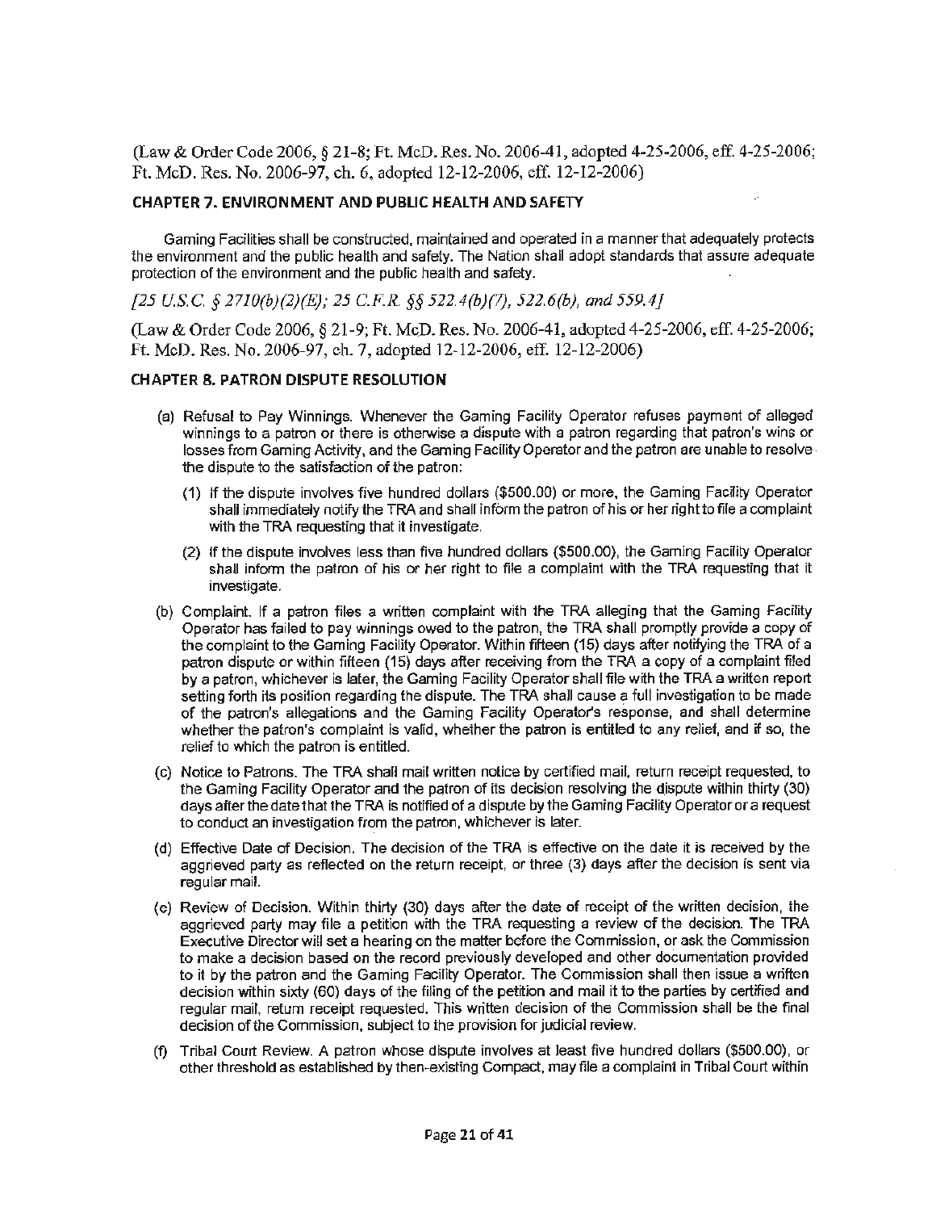(Law & Order Code 2006, § 21-8; Ft. McD. Res. No. 2006-41, adopted 4-25-2006, eff. 4-25-2006; Ft. McD. Res. No. 2006-97, ch. 6, adopted 12-12-2006, eff. 12-12-2006)

## CHAPTER 7. ENVIRONMENT AND PUBLIC HEALTH AND SAFETY

Gaming Facilities shall be constructed, maintained and operated in a manner that adequately protects the environment and the public health and safety. The Nation shall adopt standards that assure adequate protection of the environment and the public health and safety.

*[25 U.S.C. § 2710(b)(2)(E); 25 C.F.R. §§ 522.4(b)(7), 522.6(b), and 559.4]*

(Law & Order Code 2006, § 21-9; Ft. McD. Res. No. 2006-41, adopted 4-25-2006, eff. 4-25-2006; Ft. McD. Res. No. 2006-97, ch. 7, adopted 12-12-2006, eff. 12-12-2006)

## CHAPTER 8. PATRON DISPUTE RESOLUTION

(a) Refusal to Pay Winnings. Whenever the Gaming Facility Operator refuses payment of alleged winnings to a patron or there is otherwise a dispute with a patron regarding that patron's wins or losses from Gaming Activity, and the Gaming Facility Operator and the patron are unable to resolve the dispute to the satisfaction of the patron:

   (1) If the dispute involves five hundred dollars ($500.00) or more, the Gaming Facility Operator shall immediately notify the TRA and shall inform the patron of his or her right to file a complaint with the TRA requesting that it investigate.

   (2) If the dispute involves less than five hundred dollars ($500.00), the Gaming Facility Operator shall inform the patron of his or her right to file a complaint with the TRA requesting that it investigate.

(b) Complaint. If a patron files a written complaint with the TRA alleging that the Gaming Facility Operator has failed to pay winnings owed to the patron, the TRA shall promptly provide a copy of the complaint to the Gaming Facility Operator. Within fifteen (15) days after notifying the TRA of a patron dispute or within fifteen (15) days after receiving from the TRA a copy of a complaint filed by a patron, whichever is later, the Gaming Facility Operator shall file with the TRA a written report setting forth its position regarding the dispute. The TRA shall cause a full investigation to be made of the patron's allegations and the Gaming Facility Operator's response, and shall determine whether the patron's complaint is valid, whether the patron is entitled to any relief, and if so, the relief to which the patron is entitled.

(c) Notice to Patrons. The TRA shall mail written notice by certified mail, return receipt requested, to the Gaming Facility Operator and the patron of its decision resolving the dispute within thirty (30) days after the date that the TRA is notified of a dispute by the Gaming Facility Operator or a request to conduct an investigation from the patron, whichever is later.

(d) Effective Date of Decision. The decision of the TRA is effective on the date it is received by the aggrieved party as reflected on the return receipt, or three (3) days after the decision is sent via regular mail.

(e) Review of Decision. Within thirty (30) days after the date of receipt of the written decision, the aggrieved party may file a petition with the TRA requesting a review of the decision. The TRA Executive Director will set a hearing on the matter before the Commission, or ask the Commission to make a decision based on the record previously developed and other documentation provided to it by the patron and the Gaming Facility Operator. The Commission shall then issue a written decision within sixty (60) days of the filing of the petition and mail it to the parties by certified and regular mail, return receipt requested. This written decision of the Commission shall be the final decision of the Commission, subject to the provision for judicial review.

(f) Tribal Court Review. A patron whose dispute involves at least five hundred dollars ($500.00), or other threshold as established by then-existing Compact, may file a complaint in Tribal Court within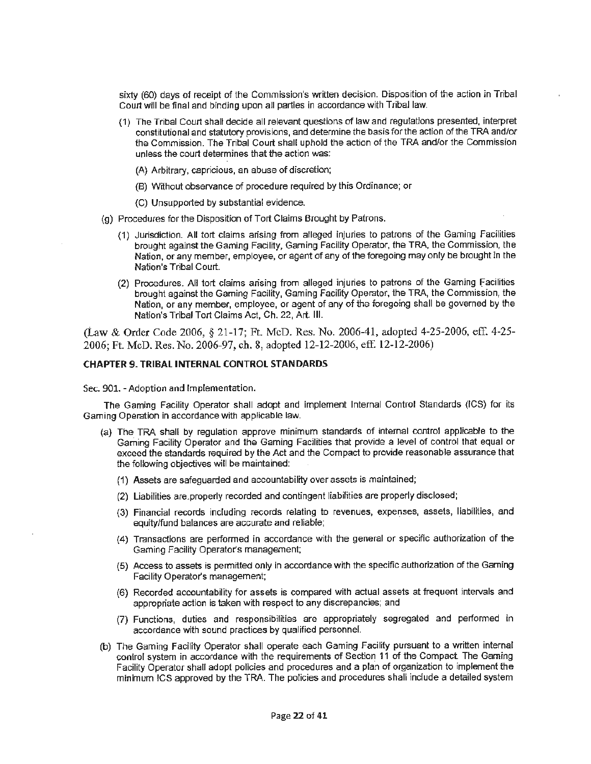sixty (60) days of receipt of the Commission's written decision. Disposition of the action in Tribal Court will be final and binding upon all parties in accordance with Tribal law.

(1) The Tribal Court shall decide all relevant questions of law and regulations presented, interpret constitutional and statutory provisions, and determine the basis for the action of the TRA and/or the Commission. The Tribal Court shall uphold the action of the TRA and/or the Commission unless the court determines that the action was:

(A) Arbitrary, capricious, an abuse of discretion;

(B) Without observance of procedure required by this Ordinance; or

(C) Unsupported by substantial evidence.

(g) Procedures for the Disposition of Tort Claims Brought by Patrons.

(1) Jurisdiction. All tort claims arising from alleged injuries to patrons of the Gaming Facilities brought against the Gaming Facility, Gaming Facility Operator, the TRA, the Commission, the Nation, or any member, employee, or agent of any of the foregoing may only be brought in the Nation's Tribal Court.

(2) Procedures. All tort claims arising from alleged injuries to patrons of the Gaming Facilities brought against the Gaming Facility, Gaming Facility Operator, the TRA, the Commission, the Nation, or any member, employee, or agent of any of the foregoing shall be governed by the Nation's Tribal Tort Claims Act, Ch. 22, Art. III.

(Law & Order Code 2006, § 21-17; Ft. McD. Res. No. 2006-41, adopted 4-25-2006, eff. 4-25-2006; Ft. McD. Res. No. 2006-97, ch. 8, adopted 12-12-2006, eff. 12-12-2006)

## CHAPTER 9. TRIBAL INTERNAL CONTROL STANDARDS

Sec. 901. - Adoption and Implementation.

The Gaming Facility Operator shall adopt and implement Internal Control Standards (ICS) for its Gaming Operation in accordance with applicable law.

(a) The TRA shall by regulation approve minimum standards of internal control applicable to the Gaming Facility Operator and the Gaming Facilities that provide a level of control that equal or exceed the standards required by the Act and the Compact to provide reasonable assurance that the following objectives will be maintained:

(1) Assets are safeguarded and accountability over assets is maintained;

(2) Liabilities are properly recorded and contingent liabilities are properly disclosed;

(3) Financial records including records relating to revenues, expenses, assets, liabilities, and equity/fund balances are accurate and reliable;

(4) Transactions are performed in accordance with the general or specific authorization of the Gaming Facility Operator's management;

(5) Access to assets is permitted only in accordance with the specific authorization of the Gaming Facility Operator's management;

(6) Recorded accountability for assets is compared with actual assets at frequent intervals and appropriate action is taken with respect to any discrepancies; and

(7) Functions, duties and responsibilities are appropriately segregated and performed in accordance with sound practices by qualified personnel.

(b) The Gaming Facility Operator shall operate each Gaming Facility pursuant to a written internal control system in accordance with the requirements of Section 11 of the Compact. The Gaming Facility Operator shall adopt policies and procedures and a plan of organization to implement the minimum ICS approved by the TRA. The policies and procedures shall include a detailed system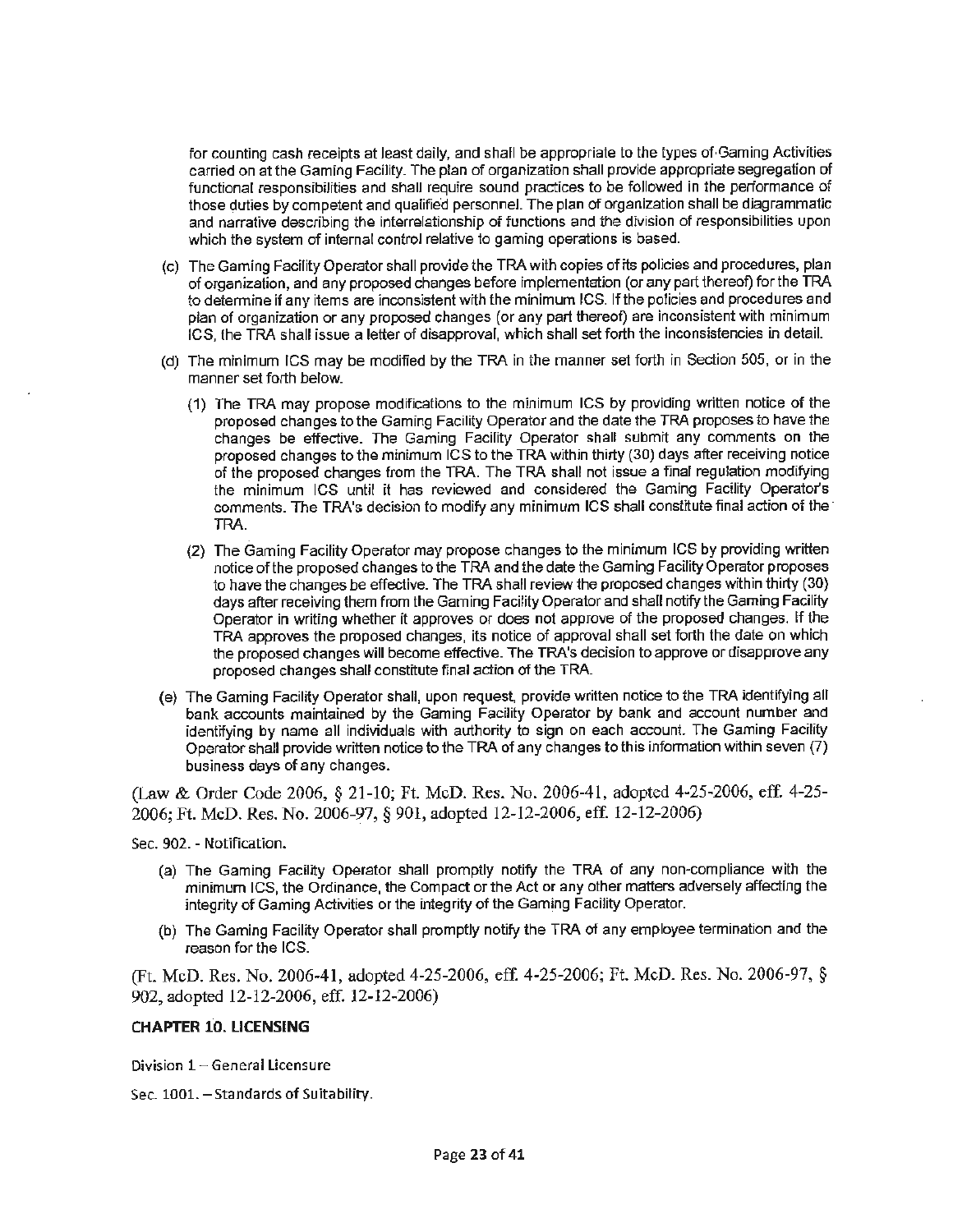for counting cash receipts at least daily, and shall be appropriate to the types of Gaming Activities carried on at the Gaming Facility. The plan of organization shall provide appropriate segregation of functional responsibilities and shall require sound practices to be followed in the performance of those duties by competent and qualified personnel. The plan of organization shall be diagrammatic and narrative describing the interrelationship of functions and the division of responsibilities upon which the system of internal control relative to gaming operations is based.

(c) The Gaming Facility Operator shall provide the TRA with copies of its policies and procedures, plan of organization, and any proposed changes before implementation (or any part thereof) for the TRA to determine if any items are inconsistent with the minimum ICS. If the policies and procedures and plan of organization or any proposed changes (or any part thereof) are inconsistent with minimum ICS, the TRA shall issue a letter of disapproval, which shall set forth the inconsistencies in detail.

(d) The minimum ICS may be modified by the TRA in the manner set forth in Section 505, or in the manner set forth below.

  (1) The TRA may propose modifications to the minimum ICS by providing written notice of the proposed changes to the Gaming Facility Operator and the date the TRA proposes to have the changes be effective. The Gaming Facility Operator shall submit any comments on the proposed changes to the minimum ICS to the TRA within thirty (30) days after receiving notice of the proposed changes from the TRA. The TRA shall not issue a final regulation modifying the minimum ICS until it has reviewed and considered the Gaming Facility Operator's comments. The TRA's decision to modify any minimum ICS shall constitute final action of the TRA.

  (2) The Gaming Facility Operator may propose changes to the minimum ICS by providing written notice of the proposed changes to the TRA and the date the Gaming Facility Operator proposes to have the changes be effective. The TRA shall review the proposed changes within thirty (30) days after receiving them from the Gaming Facility Operator and shall notify the Gaming Facility Operator in writing whether it approves or does not approve of the proposed changes. If the TRA approves the proposed changes, its notice of approval shall set forth the date on which the proposed changes will become effective. The TRA's decision to approve or disapprove any proposed changes shall constitute final action of the TRA.

(e) The Gaming Facility Operator shall, upon request, provide written notice to the TRA identifying all bank accounts maintained by the Gaming Facility Operator by bank and account number and identifying by name all individuals with authority to sign on each account. The Gaming Facility Operator shall provide written notice to the TRA of any changes to this information within seven (7) business days of any changes.

(Law & Order Code 2006, § 21-10; Ft. McD. Res. No. 2006-41, adopted 4-25-2006, eff. 4-25-2006; Ft. McD. Res. No. 2006-97, § 901, adopted 12-12-2006, eff. 12-12-2006)

Sec. 902. - Notification.

(a) The Gaming Facility Operator shall promptly notify the TRA of any non-compliance with the minimum ICS, the Ordinance, the Compact or the Act or any other matters adversely affecting the integrity of Gaming Activities or the integrity of the Gaming Facility Operator.

(b) The Gaming Facility Operator shall promptly notify the TRA of any employee termination and the reason for the ICS.

(Ft. McD. Res. No. 2006-41, adopted 4-25-2006, eff. 4-25-2006; Ft. McD. Res. No. 2006-97, § 902, adopted 12-12-2006, eff. 12-12-2006)

## CHAPTER 10. LICENSING

Division 1 – General Licensure

Sec. 1001. – Standards of Suitability.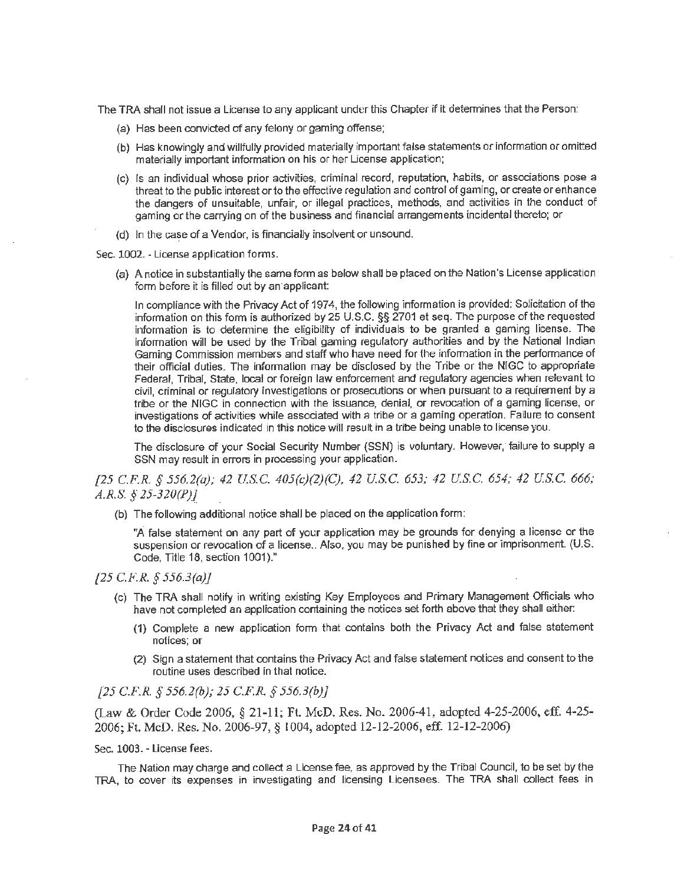The TRA shall not issue a License to any applicant under this Chapter if it determines that the Person:

(a) Has been convicted of any felony or gaming offense;

(b) Has knowingly and willfully provided materially important false statements or information or omitted materially important information on his or her License application;

(c) Is an individual whose prior activities, criminal record, reputation, habits, or associations pose a threat to the public interest or to the effective regulation and control of gaming, or create or enhance the dangers of unsuitable, unfair, or illegal practices, methods, and activities in the conduct of gaming or the carrying on of the business and financial arrangements incidental thereto; or

(d) In the case of a Vendor, is financially insolvent or unsound.

Sec. 1002. - License application forms.

(a) A notice in substantially the same form as below shall be placed on the Nation's License application form before it is filled out by an applicant:

In compliance with the Privacy Act of 1974, the following information is provided: Solicitation of the information on this form is authorized by 25 U.S.C. §§ 2701 et seq. The purpose of the requested information is to determine the eligibility of individuals to be granted a gaming license. The information will be used by the Tribal gaming regulatory authorities and by the National Indian Gaming Commission members and staff who have need for the information in the performance of their official duties. The information may be disclosed by the Tribe or the NIGC to appropriate Federal, Tribal, State, local or foreign law enforcement and regulatory agencies when relevant to civil, criminal or regulatory investigations or prosecutions or when pursuant to a requirement by a tribe or the NIGC in connection with the issuance, denial, or revocation of a gaming license, or investigations of activities while associated with a tribe or a gaming operation. Failure to consent to the disclosures indicated in this notice will result in a tribe being unable to license you.

The disclosure of your Social Security Number (SSN) is voluntary. However, failure to supply a SSN may result in errors in processing your application.

*[25 C.F.R. § 556.2(a); 42 U.S.C. 405(c)(2)(C), 42 U.S.C. 653; 42 U.S.C. 654; 42 U.S.C. 666; A.R.S. § 25-320(P)]*

(b) The following additional notice shall be placed on the application form:

"A false statement on any part of your application may be grounds for denying a license or the suspension or revocation of a license.. Also, you may be punished by fine or imprisonment. (U.S. Code, Title 18, section 1001)."

*[25 C.F.R. § 556.3(a)]*

(c) The TRA shall notify in writing existing Key Employees and Primary Management Officials who have not completed an application containing the notices set forth above that they shall either:

(1) Complete a new application form that contains both the Privacy Act and false statement notices; or

(2) Sign a statement that contains the Privacy Act and false statement notices and consent to the routine uses described in that notice.

*[25 C.F.R. § 556.2(b); 25 C.F.R. § 556.3(b)]*

(Law & Order Code 2006, § 21-11; Ft. McD. Res. No. 2006-41, adopted 4-25-2006, eff. 4-25-2006; Ft. McD. Res. No. 2006-97, § 1004, adopted 12-12-2006, eff. 12-12-2006)

Sec. 1003. - License fees.

The Nation may charge and collect a License fee, as approved by the Tribal Council, to be set by the TRA, to cover its expenses in investigating and licensing Licensees. The TRA shall collect fees in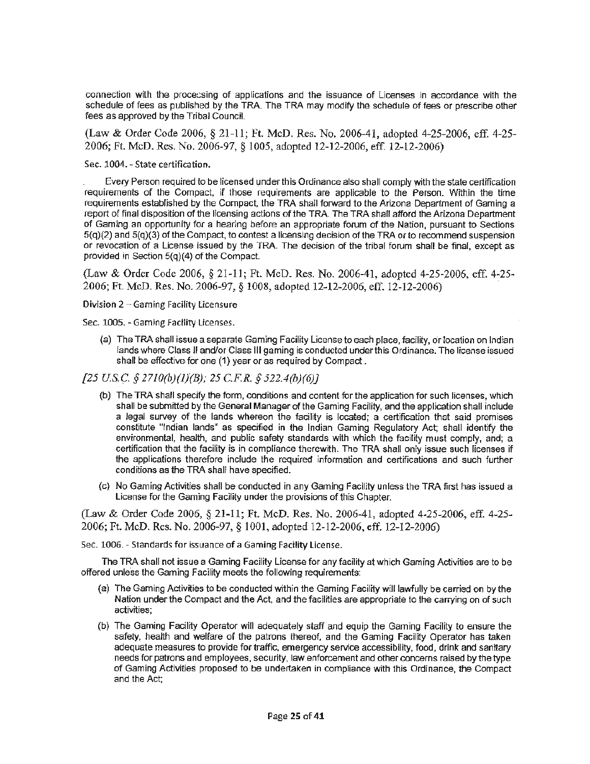connection with the processing of applications and the issuance of Licenses in accordance with the schedule of fees as published by the TRA. The TRA may modify the schedule of fees or prescribe other fees as approved by the Tribal Council.

(Law & Order Code 2006, § 21-11; Ft. McD. Res. No. 2006-41, adopted 4-25-2006, eff. 4-25-2006; Ft. McD. Res. No. 2006-97, § 1005, adopted 12-12-2006, eff. 12-12-2006)

Sec. 1004. - State certification.

Every Person required to be licensed under this Ordinance also shall comply with the state certification requirements of the Compact, if those requirements are applicable to the Person. Within the time requirements established by the Compact, the TRA shall forward to the Arizona Department of Gaming a report of final disposition of the licensing actions of the TRA. The TRA shall afford the Arizona Department of Gaming an opportunity for a hearing before an appropriate forum of the Nation, pursuant to Sections 5(q)(2) and 5(q)(3) of the Compact, to contest a licensing decision of the TRA or to recommend suspension or revocation of a License issued by the TRA. The decision of the tribal forum shall be final, except as provided in Section 5(q)(4) of the Compact.

(Law & Order Code 2006, § 21-11; Ft. McD. Res. No. 2006-41, adopted 4-25-2006, eff. 4-25-2006; Ft. McD. Res. No. 2006-97, § 1008, adopted 12-12-2006, eff. 12-12-2006)

**Division 2 – Gaming Facility Licensure**

Sec. 1005. - Gaming Facility Licenses.

(a) The TRA shall issue a separate Gaming Facility License to each place, facility, or location on Indian lands where Class II and/or Class III gaming is conducted under this Ordinance. The license issued shall be effective for one (1) year or as required by Compact.

*[25 U.S.C. § 2710(b)(1)(B); 25 C.F.R. § 522.4(b)(6)]*

(b) The TRA shall specify the form, conditions and content for the application for such licenses, which shall be submitted by the General Manager of the Gaming Facility, and the application shall include a legal survey of the lands whereon the facility is located; a certification that said premises constitute "Indian lands" as specified in the Indian Gaming Regulatory Act; shall identify the environmental, health, and public safety standards with which the facility must comply, and; a certification that the facility is in compliance therewith. The TRA shall only issue such licenses if the applications therefore include the required information and certifications and such further conditions as the TRA shall have specified.

(c) No Gaming Activities shall be conducted in any Gaming Facility unless the TRA first has issued a License for the Gaming Facility under the provisions of this Chapter.

(Law & Order Code 2006, § 21-11; Ft. McD. Res. No. 2006-41, adopted 4-25-2006, eff. 4-25-2006; Ft. McD. Res. No. 2006-97, § 1001, adopted 12-12-2006, eff. 12-12-2006)

Sec. 1006. - Standards for issuance of a Gaming Facility License.

The TRA shall not issue a Gaming Facility License for any facility at which Gaming Activities are to be offered unless the Gaming Facility meets the following requirements:

(a) The Gaming Activities to be conducted within the Gaming Facility will lawfully be carried on by the Nation under the Compact and the Act, and the facilities are appropriate to the carrying on of such activities;

(b) The Gaming Facility Operator will adequately staff and equip the Gaming Facility to ensure the safety, health and welfare of the patrons thereof, and the Gaming Facility Operator has taken adequate measures to provide for traffic, emergency service accessibility, food, drink and sanitary needs for patrons and employees, security, law enforcement and other concerns raised by the type of Gaming Activities proposed to be undertaken in compliance with this Ordinance, the Compact and the Act;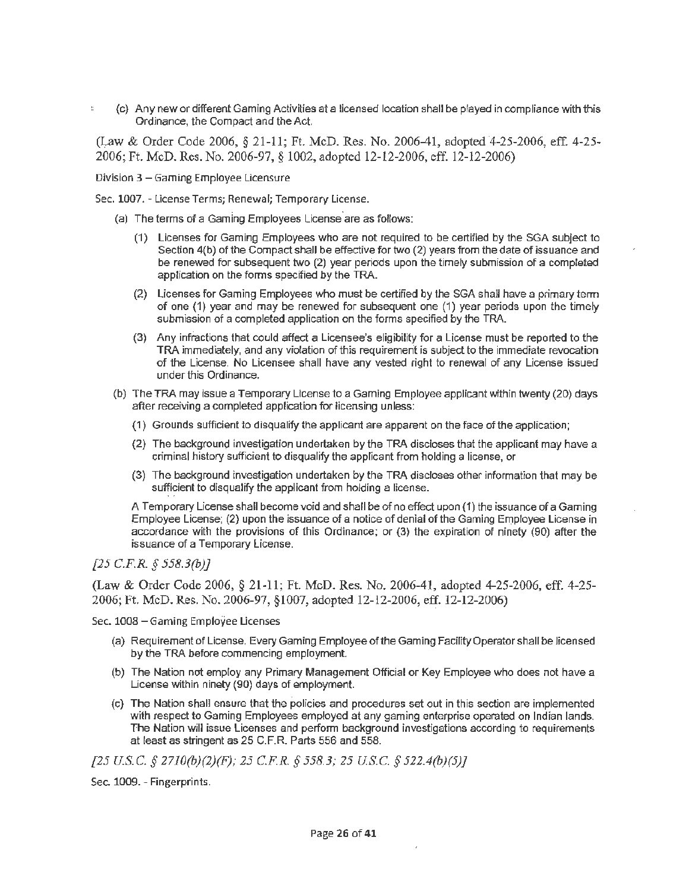(c) Any new or different Gaming Activities at a licensed location shall be played in compliance with this Ordinance, the Compact and the Act.

(Law & Order Code 2006, § 21-11; Ft. McD. Res. No. 2006-41, adopted 4-25-2006, eff. 4-25-2006; Ft. McD. Res. No. 2006-97, § 1002, adopted 12-12-2006, eff. 12-12-2006)

Division 3 – Gaming Employee Licensure

Sec. 1007. - License Terms; Renewal; Temporary License.

(a) The terms of a Gaming Employees License are as follows:

(1) Licenses for Gaming Employees who are not required to be certified by the SGA subject to Section 4(b) of the Compact shall be effective for two (2) years from the date of issuance and be renewed for subsequent two (2) year periods upon the timely submission of a completed application on the forms specified by the TRA.

(2) Licenses for Gaming Employees who must be certified by the SGA shall have a primary term of one (1) year and may be renewed for subsequent one (1) year periods upon the timely submission of a completed application on the forms specified by the TRA.

(3) Any infractions that could affect a Licensee's eligibility for a License must be reported to the TRA immediately, and any violation of this requirement is subject to the immediate revocation of the License. No Licensee shall have any vested right to renewal of any License issued under this Ordinance.

(b) The TRA may issue a Temporary License to a Gaming Employee applicant within twenty (20) days after receiving a completed application for licensing unless:

(1) Grounds sufficient to disqualify the applicant are apparent on the face of the application;

(2) The background investigation undertaken by the TRA discloses that the applicant may have a criminal history sufficient to disqualify the applicant from holding a license, or

(3) The background investigation undertaken by the TRA discloses other information that may be sufficient to disqualify the applicant from holding a license.

A Temporary License shall become void and shall be of no effect upon (1) the issuance of a Gaming Employee License; (2) upon the issuance of a notice of denial of the Gaming Employee License in accordance with the provisions of this Ordinance; or (3) the expiration of ninety (90) after the issuance of a Temporary License.

*[25 C.F.R. § 558.3(b)]*

(Law & Order Code 2006, § 21-11; Ft. McD. Res. No. 2006-41, adopted 4-25-2006, eff. 4-25-2006; Ft. McD. Res. No. 2006-97, §1007, adopted 12-12-2006, eff. 12-12-2006)

Sec. 1008 – Gaming Employee Licenses

(a) Requirement of License. Every Gaming Employee of the Gaming Facility Operator shall be licensed by the TRA before commencing employment.

(b) The Nation not employ any Primary Management Official or Key Employee who does not have a License within ninety (90) days of employment.

(c) The Nation shall ensure that the policies and procedures set out in this section are implemented with respect to Gaming Employees employed at any gaming enterprise operated on Indian lands. The Nation will issue Licenses and perform background investigations according to requirements at least as stringent as 25 C.F.R. Parts 556 and 558.

*[25 U.S.C. § 2710(b)(2)(F); 25 C.F.R. § 558.3; 25 U.S.C. § 522.4(b)(5)]*

Sec. 1009. - Fingerprints.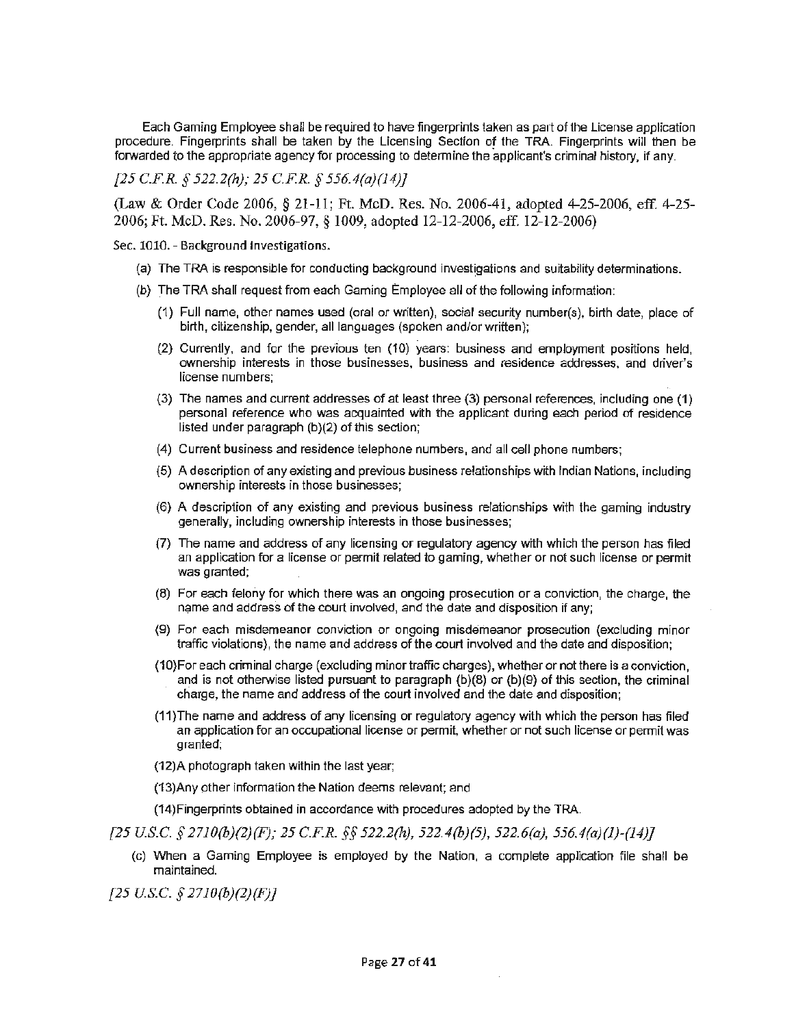Each Gaming Employee shall be required to have fingerprints taken as part of the License application procedure. Fingerprints shall be taken by the Licensing Section of the TRA. Fingerprints will then be forwarded to the appropriate agency for processing to determine the applicant's criminal history, if any.

*[25 C.F.R. § 522.2(h); 25 C.F.R. § 556.4(a)(14)]*

(Law & Order Code 2006, § 21-11; Ft. McD. Res. No. 2006-41, adopted 4-25-2006, eff. 4-25-2006; Ft. McD. Res. No. 2006-97, § 1009, adopted 12-12-2006, eff. 12-12-2006)

Sec. 1010. - Background Investigations.

(a) The TRA is responsible for conducting background investigations and suitability determinations.

(b) The TRA shall request from each Gaming Employee all of the following information:

(1) Full name, other names used (oral or written), social security number(s), birth date, place of birth, citizenship, gender, all languages (spoken and/or written);

(2) Currently, and for the previous ten (10) years: business and employment positions held, ownership interests in those businesses, business and residence addresses, and driver's license numbers;

(3) The names and current addresses of at least three (3) personal references, including one (1) personal reference who was acquainted with the applicant during each period of residence listed under paragraph (b)(2) of this section;

(4) Current business and residence telephone numbers, and all cell phone numbers;

(5) A description of any existing and previous business relationships with Indian Nations, including ownership interests in those businesses;

(6) A description of any existing and previous business relationships with the gaming industry generally, including ownership interests in those businesses;

(7) The name and address of any licensing or regulatory agency with which the person has filed an application for a license or permit related to gaming, whether or not such license or permit was granted;

(8) For each felony for which there was an ongoing prosecution or a conviction, the charge, the name and address of the court involved, and the date and disposition if any;

(9) For each misdemeanor conviction or ongoing misdemeanor prosecution (excluding minor traffic violations), the name and address of the court involved and the date and disposition;

(10) For each criminal charge (excluding minor traffic charges), whether or not there is a conviction, and is not otherwise listed pursuant to paragraph (b)(8) or (b)(9) of this section, the criminal charge, the name and address of the court involved and the date and disposition;

(11) The name and address of any licensing or regulatory agency with which the person has filed an application for an occupational license or permit, whether or not such license or permit was granted;

(12) A photograph taken within the last year;

(13) Any other information the Nation deems relevant; and

(14) Fingerprints obtained in accordance with procedures adopted by the TRA.

*[25 U.S.C. § 2710(b)(2)(F); 25 C.F.R. §§ 522.2(h), 522.4(b)(5), 522.6(a), 556.4(a)(1)-(14)]*

(c) When a Gaming Employee is employed by the Nation, a complete application file shall be maintained.

*[25 U.S.C. § 2710(b)(2)(F)]*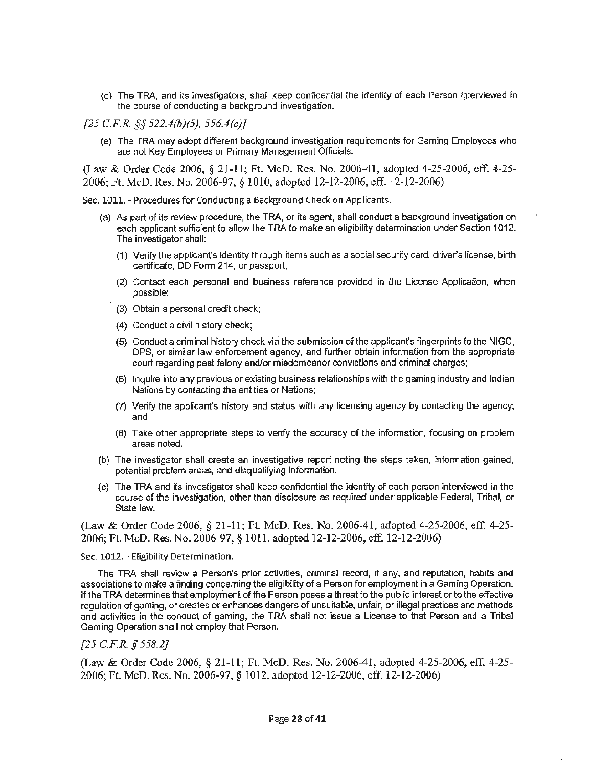(d) The TRA, and its investigators, shall keep confidential the identity of each Person interviewed in the course of conducting a background investigation.

*[25 C.F.R. §§ 522.4(b)(5), 556.4(c)]*

(e) The TRA may adopt different background investigation requirements for Gaming Employees who are not Key Employees or Primary Management Officials.

(Law & Order Code 2006, § 21-11; Ft. McD. Res. No. 2006-41, adopted 4-25-2006, eff. 4-25-2006; Ft. McD. Res. No. 2006-97, § 1010, adopted 12-12-2006, eff. 12-12-2006)

Sec. 1011. - Procedures for Conducting a Background Check on Applicants.

(a) As part of its review procedure, the TRA, or its agent, shall conduct a background investigation on each applicant sufficient to allow the TRA to make an eligibility determination under Section 1012. The investigator shall:

(1) Verify the applicant's identity through items such as a social security card, driver's license, birth certificate, DD Form 214, or passport;

(2) Contact each personal and business reference provided in the License Application, when possible;

(3) Obtain a personal credit check;

(4) Conduct a civil history check;

(5) Conduct a criminal history check via the submission of the applicant's fingerprints to the NIGC, DPS, or similar law enforcement agency, and further obtain information from the appropriate court regarding past felony and/or misdemeanor convictions and criminal charges;

(6) Inquire into any previous or existing business relationships with the gaming industry and Indian Nations by contacting the entities or Nations;

(7) Verify the applicant's history and status with any licensing agency by contacting the agency; and

(8) Take other appropriate steps to verify the accuracy of the information, focusing on problem areas noted.

(b) The investigator shall create an investigative report noting the steps taken, information gained, potential problem areas, and disqualifying information.

(c) The TRA and its investigator shall keep confidential the identity of each person interviewed in the course of the investigation, other than disclosure as required under applicable Federal, Tribal, or State law.

(Law & Order Code 2006, § 21-11; Ft. McD. Res. No. 2006-41, adopted 4-25-2006, eff. 4-25-2006; Ft. McD. Res. No. 2006-97, § 1011, adopted 12-12-2006, eff. 12-12-2006)

Sec. 1012. - Eligibility Determination.

The TRA shall review a Person's prior activities, criminal record, if any, and reputation, habits and associations to make a finding concerning the eligibility of a Person for employment in a Gaming Operation. If the TRA determines that employment of the Person poses a threat to the public interest or to the effective regulation of gaming, or creates or enhances dangers of unsuitable, unfair, or illegal practices and methods and activities in the conduct of gaming, the TRA shall not issue a License to that Person and a Tribal Gaming Operation shall not employ that Person.

*[25 C.F.R. § 558.2]*

(Law & Order Code 2006, § 21-11; Ft. McD. Res. No. 2006-41, adopted 4-25-2006, eff. 4-25-2006; Ft. McD. Res. No. 2006-97, § 1012, adopted 12-12-2006, eff. 12-12-2006)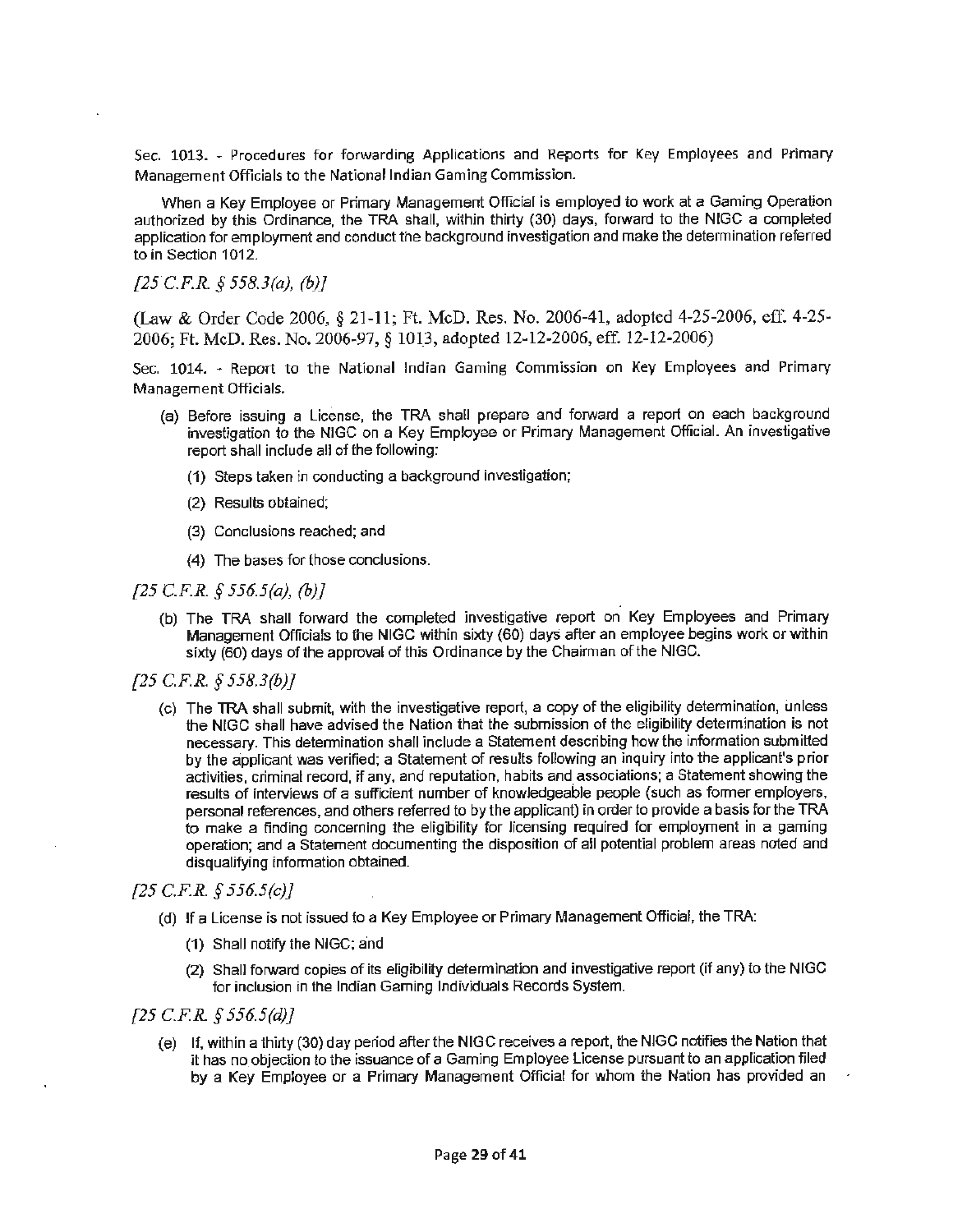Sec. 1013. - Procedures for forwarding Applications and Reports for Key Employees and Primary Management Officials to the National Indian Gaming Commission.

When a Key Employee or Primary Management Official is employed to work at a Gaming Operation authorized by this Ordinance, the TRA shall, within thirty (30) days, forward to the NIGC a completed application for employment and conduct the background investigation and make the determination referred to in Section 1012.

*[25 C.F.R. § 558.3(a), (b)]*

(Law & Order Code 2006, § 21-11; Ft. McD. Res. No. 2006-41, adopted 4-25-2006, eff. 4-25-2006; Ft. McD. Res. No. 2006-97, § 1013, adopted 12-12-2006, eff. 12-12-2006)

Sec. 1014. - Report to the National Indian Gaming Commission on Key Employees and Primary Management Officials.

(a) Before issuing a License, the TRA shall prepare and forward a report on each background investigation to the NIGC on a Key Employee or Primary Management Official. An investigative report shall include all of the following:

(1) Steps taken in conducting a background investigation;

(2) Results obtained;

(3) Conclusions reached; and

(4) The bases for those conclusions.

*[25 C.F.R. § 556.5(a), (b)]*

(b) The TRA shall forward the completed investigative report on Key Employees and Primary Management Officials to the NIGC within sixty (60) days after an employee begins work or within sixty (60) days of the approval of this Ordinance by the Chairman of the NIGC.

*[25 C.F.R. § 558.3(b)]*

(c) The TRA shall submit, with the investigative report, a copy of the eligibility determination, unless the NIGC shall have advised the Nation that the submission of the eligibility determination is not necessary. This determination shall include a Statement describing how the information submitted by the applicant was verified; a Statement of results following an inquiry into the applicant's prior activities, criminal record, if any, and reputation, habits and associations; a Statement showing the results of interviews of a sufficient number of knowledgeable people (such as former employers, personal references, and others referred to by the applicant) in order to provide a basis for the TRA to make a finding concerning the eligibility for licensing required for employment in a gaming operation; and a Statement documenting the disposition of all potential problem areas noted and disqualifying information obtained.

*[25 C.F.R. § 556.5(c)]*

(d) If a License is not issued to a Key Employee or Primary Management Official, the TRA:

(1) Shall notify the NIGC; and

(2) Shall forward copies of its eligibility determination and investigative report (if any) to the NIGC for inclusion in the Indian Gaming Individuals Records System.

*[25 C.F.R. § 556.5(d)]*

(e) If, within a thirty (30) day period after the NIGC receives a report, the NIGC notifies the Nation that it has no objection to the issuance of a Gaming Employee License pursuant to an application filed by a Key Employee or a Primary Management Official for whom the Nation has provided an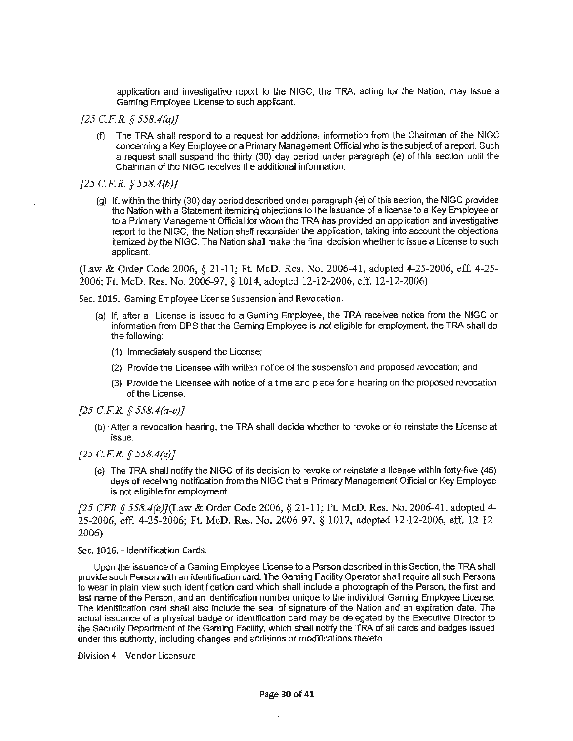application and investigative report to the NIGC, the TRA, acting for the Nation, may issue a Gaming Employee License to such applicant.

*[25 C.F.R. § 558.4(a)]*

(f) The TRA shall respond to a request for additional information from the Chairman of the NIGC concerning a Key Employee or a Primary Management Official who is the subject of a report. Such a request shall suspend the thirty (30) day period under paragraph (e) of this section until the Chairman of the NIGC receives the additional information.

*[25 C.F.R. § 558.4(b)]*

(g) If, within the thirty (30) day period described under paragraph (e) of this section, the NIGC provides the Nation with a Statement itemizing objections to the issuance of a license to a Key Employee or to a Primary Management Official for whom the TRA has provided an application and investigative report to the NIGC, the Nation shall reconsider the application, taking into account the objections itemized by the NIGC. The Nation shall make the final decision whether to issue a License to such applicant.

(Law & Order Code 2006, § 21-11; Ft. McD. Res. No. 2006-41, adopted 4-25-2006, eff. 4-25-2006; Ft. McD. Res. No. 2006-97, § 1014, adopted 12-12-2006, eff. 12-12-2006)

Sec. 1015. Gaming Employee License Suspension and Revocation.

(a) If, after a License is issued to a Gaming Employee, the TRA receives notice from the NIGC or information from DPS that the Gaming Employee is not eligible for employment, the TRA shall do the following:

(1) Immediately suspend the License;

(2) Provide the Licensee with written notice of the suspension and proposed revocation; and

(3) Provide the Licensee with notice of a time and place for a hearing on the proposed revocation of the License.

*[25 C.F.R. § 558.4(a-c)]*

(b) After a revocation hearing, the TRA shall decide whether to revoke or to reinstate the License at issue.

*[25 C.F.R. § 558.4(e)]*

(c) The TRA shall notify the NIGC of its decision to revoke or reinstate a license within forty-five (45) days of receiving notification from the NIGC that a Primary Management Official or Key Employee is not eligible for employment.

*[25 CFR § 558.4(e)]*(Law & Order Code 2006, § 21-11; Ft. McD. Res. No. 2006-41, adopted 4-25-2006, eff. 4-25-2006; Ft. McD. Res. No. 2006-97, § 1017, adopted 12-12-2006, eff. 12-12-2006)

Sec. 1016. - Identification Cards.

Upon the issuance of a Gaming Employee License to a Person described in this Section, the TRA shall provide such Person with an identification card. The Gaming Facility Operator shall require all such Persons to wear in plain view such identification card which shall include a photograph of the Person, the first and last name of the Person, and an identification number unique to the individual Gaming Employee License. The identification card shall also include the seal of signature of the Nation and an expiration date. The actual issuance of a physical badge or identification card may be delegated by the Executive Director to the Security Department of the Gaming Facility, which shall notify the TRA of all cards and badges issued under this authority, including changes and additions or modifications thereto.

Division 4 – Vendor Licensure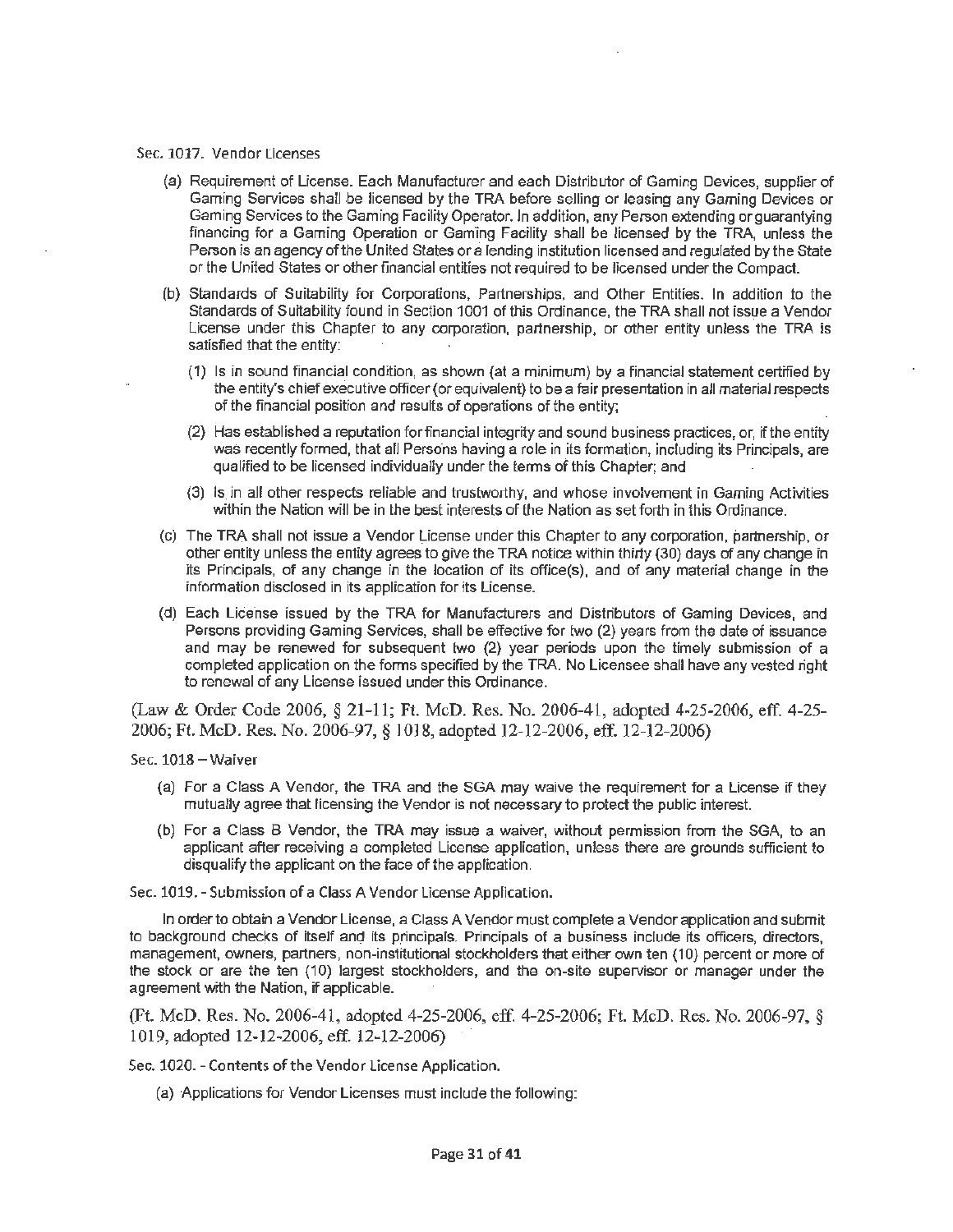### Sec. 1017. Vendor Licenses

(a) Requirement of License. Each Manufacturer and each Distributor of Gaming Devices, supplier of Gaming Services shall be licensed by the TRA before selling or leasing any Gaming Devices or Gaming Services to the Gaming Facility Operator. In addition, any Person extending or guarantying financing for a Gaming Operation or Gaming Facility shall be licensed by the TRA, unless the Person is an agency of the United States or a lending institution licensed and regulated by the State or the United States or other financial entities not required to be licensed under the Compact.

(b) Standards of Suitability for Corporations, Partnerships, and Other Entities. In addition to the Standards of Suitability found in Section 1001 of this Ordinance, the TRA shall not issue a Vendor License under this Chapter to any corporation, partnership, or other entity unless the TRA is satisfied that the entity:

(1) Is in sound financial condition, as shown (at a minimum) by a financial statement certified by the entity's chief executive officer (or equivalent) to be a fair presentation in all material respects of the financial position and results of operations of the entity;

(2) Has established a reputation for financial integrity and sound business practices, or, if the entity was recently formed, that all Persons having a role in its formation, including its Principals, are qualified to be licensed individually under the terms of this Chapter; and

(3) Is in all other respects reliable and trustworthy, and whose involvement in Gaming Activities within the Nation will be in the best interests of the Nation as set forth in this Ordinance.

(c) The TRA shall not issue a Vendor License under this Chapter to any corporation, partnership, or other entity unless the entity agrees to give the TRA notice within thirty (30) days of any change in its Principals, of any change in the location of its office(s), and of any material change in the information disclosed in its application for its License.

(d) Each License issued by the TRA for Manufacturers and Distributors of Gaming Devices, and Persons providing Gaming Services, shall be effective for two (2) years from the date of issuance and may be renewed for subsequent two (2) year periods upon the timely submission of a completed application on the forms specified by the TRA. No Licensee shall have any vested right to renewal of any License issued under this Ordinance.

(Law & Order Code 2006, § 21-11; Ft. McD. Res. No. 2006-41, adopted 4-25-2006, eff. 4-25-2006; Ft. McD. Res. No. 2006-97, § 1018, adopted 12-12-2006, eff. 12-12-2006)

### Sec. 1018 – Waiver

(a) For a Class A Vendor, the TRA and the SGA may waive the requirement for a License if they mutually agree that licensing the Vendor is not necessary to protect the public interest.

(b) For a Class B Vendor, the TRA may issue a waiver, without permission from the SGA, to an applicant after receiving a completed License application, unless there are grounds sufficient to disqualify the applicant on the face of the application.

### Sec. 1019. - Submission of a Class A Vendor License Application.

In order to obtain a Vendor License, a Class A Vendor must complete a Vendor application and submit to background checks of itself and its principals. Principals of a business include its officers, directors, management, owners, partners, non-institutional stockholders that either own ten (10) percent or more of the stock or are the ten (10) largest stockholders, and the on-site supervisor or manager under the agreement with the Nation, if applicable.

(Ft. McD. Res. No. 2006-41, adopted 4-25-2006, eff. 4-25-2006; Ft. McD. Res. No. 2006-97, § 1019, adopted 12-12-2006, eff. 12-12-2006)

### Sec. 1020. - Contents of the Vendor License Application.

(a) Applications for Vendor Licenses must include the following: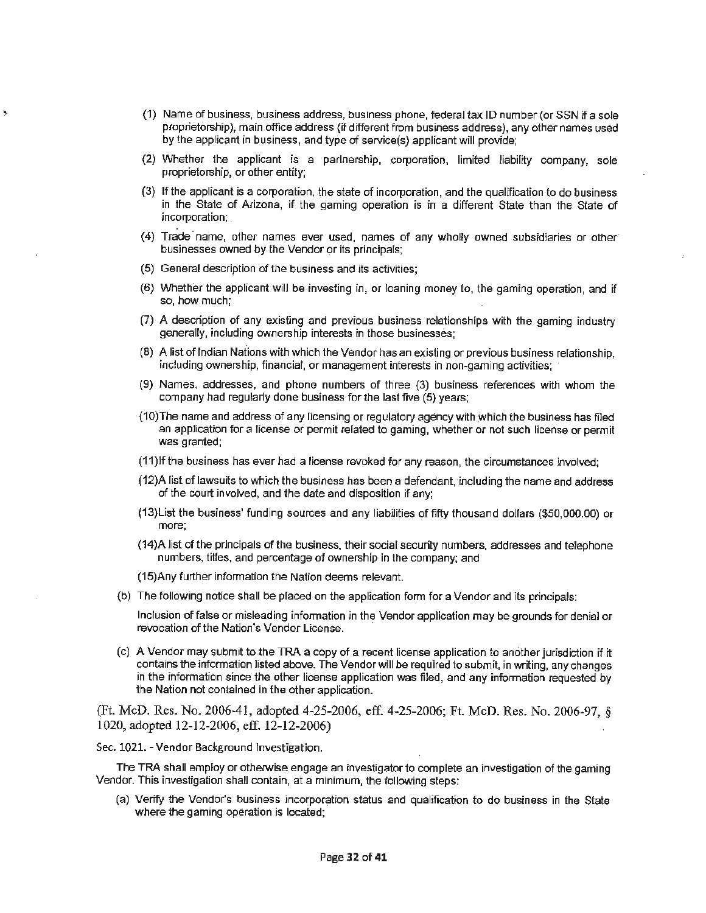(1) Name of business, business address, business phone, federal tax ID number (or SSN if a sole proprietorship), main office address (if different from business address), any other names used by the applicant in business, and type of service(s) applicant will provide;

(2) Whether the applicant is a partnership, corporation, limited liability company, sole proprietorship, or other entity;

(3) If the applicant is a corporation, the state of incorporation, and the qualification to do business in the State of Arizona, if the gaming operation is in a different State than the State of incorporation;

(4) Trade name, other names ever used, names of any wholly owned subsidiaries or other businesses owned by the Vendor or its principals;

(5) General description of the business and its activities;

(6) Whether the applicant will be investing in, or loaning money to, the gaming operation, and if so, how much;

(7) A description of any existing and previous business relationships with the gaming industry generally, including ownership interests in those businesses;

(8) A list of Indian Nations with which the Vendor has an existing or previous business relationship, including ownership, financial, or management interests in non-gaming activities;

(9) Names, addresses, and phone numbers of three (3) business references with whom the company had regularly done business for the last five (5) years;

(10) The name and address of any licensing or regulatory agency with which the business has filed an application for a license or permit related to gaming, whether or not such license or permit was granted;

(11) If the business has ever had a license revoked for any reason, the circumstances involved;

(12) A list of lawsuits to which the business has been a defendant, including the name and address of the court involved, and the date and disposition if any;

(13) List the business' funding sources and any liabilities of fifty thousand dollars ($50,000.00) or more;

(14) A list of the principals of the business, their social security numbers, addresses and telephone numbers, titles, and percentage of ownership in the company; and

(15) Any further information the Nation deems relevant.

(b) The following notice shall be placed on the application form for a Vendor and its principals:

Inclusion of false or misleading information in the Vendor application may be grounds for denial or revocation of the Nation's Vendor License.

(c) A Vendor may submit to the TRA a copy of a recent license application to another jurisdiction if it contains the information listed above. The Vendor will be required to submit, in writing, any changes in the information since the other license application was filed, and any information requested by the Nation not contained in the other application.

(Ft. McD. Res. No. 2006-41, adopted 4-25-2006, eff. 4-25-2006; Ft. McD. Res. No. 2006-97, § 1020, adopted 12-12-2006, eff. 12-12-2006)

Sec. 1021. - Vendor Background Investigation.

The TRA shall employ or otherwise engage an investigator to complete an investigation of the gaming Vendor. This investigation shall contain, at a minimum, the following steps:

(a) Verify the Vendor's business incorporation status and qualification to do business in the State where the gaming operation is located;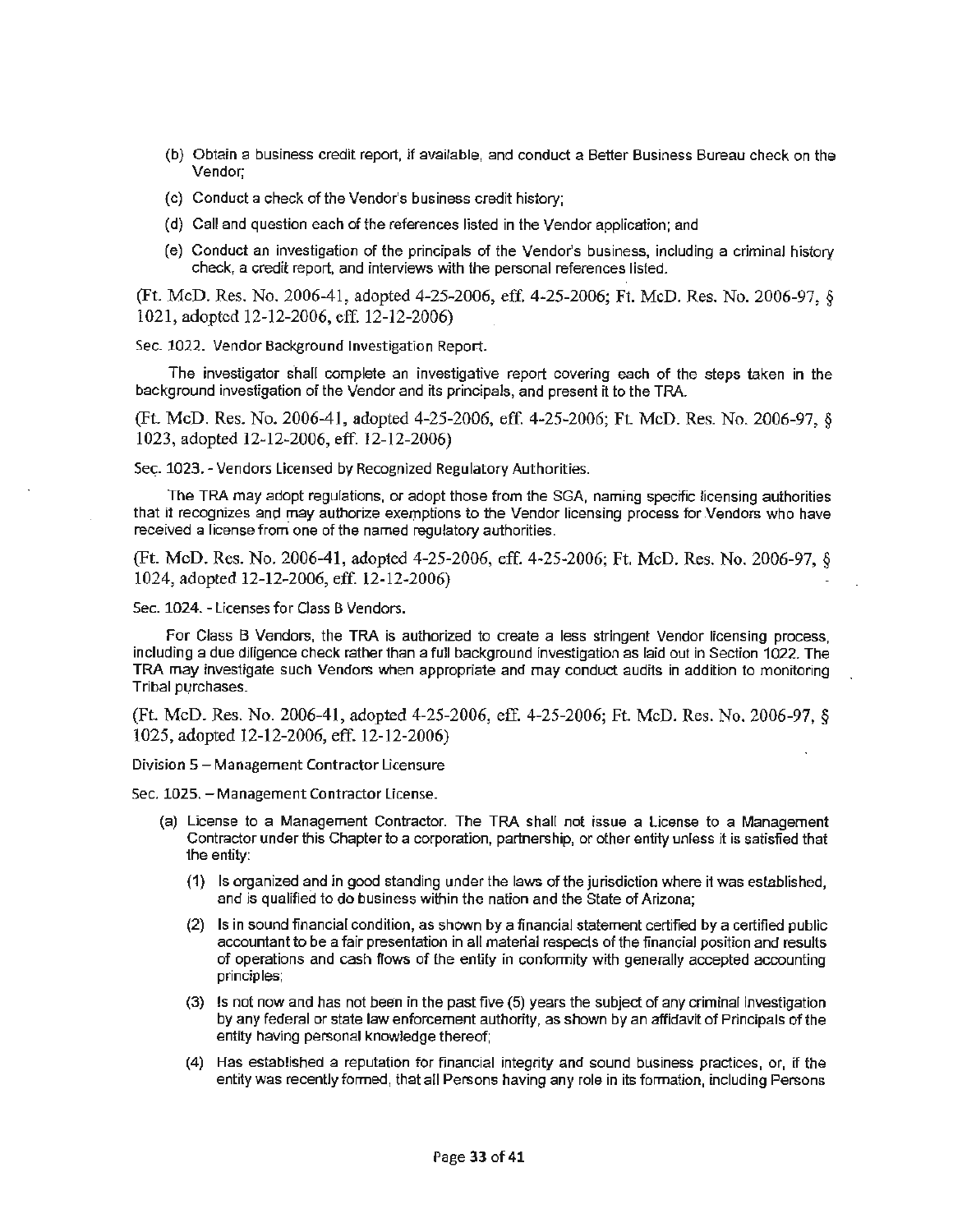(b) Obtain a business credit report, if available, and conduct a Better Business Bureau check on the Vendor;

(c) Conduct a check of the Vendor's business credit history;

(d) Call and question each of the references listed in the Vendor application; and

(e) Conduct an investigation of the principals of the Vendor's business, including a criminal history check, a credit report, and interviews with the personal references listed.

(Ft. McD. Res. No. 2006-41, adopted 4-25-2006, eff. 4-25-2006; Ft. McD. Res. No. 2006-97, § 1021, adopted 12-12-2006, eff. 12-12-2006)

Sec. 1022. Vendor Background Investigation Report.

The investigator shall complete an investigative report covering each of the steps taken in the background investigation of the Vendor and its principals, and present it to the TRA.

(Ft. McD. Res. No. 2006-41, adopted 4-25-2006, eff. 4-25-2006; Ft. McD. Res. No. 2006-97, § 1023, adopted 12-12-2006, eff. 12-12-2006)

Sec. 1023. - Vendors Licensed by Recognized Regulatory Authorities.

The TRA may adopt regulations, or adopt those from the SGA, naming specific licensing authorities that it recognizes and may authorize exemptions to the Vendor licensing process for Vendors who have received a license from one of the named regulatory authorities.

(Ft. McD. Res. No. 2006-41, adopted 4-25-2006, eff. 4-25-2006; Ft. McD. Res. No. 2006-97, § 1024, adopted 12-12-2006, eff. 12-12-2006)

Sec. 1024. - Licenses for Class B Vendors.

For Class B Vendors, the TRA is authorized to create a less stringent Vendor licensing process, including a due diligence check rather than a full background investigation as laid out in Section 1022. The TRA may investigate such Vendors when appropriate and may conduct audits in addition to monitoring Tribal purchases.

(Ft. McD. Res. No. 2006-41, adopted 4-25-2006, eff. 4-25-2006; Ft. McD. Res. No. 2006-97, § 1025, adopted 12-12-2006, eff. 12-12-2006)

Division 5 – Management Contractor Licensure

Sec. 1025. – Management Contractor License.

(a) License to a Management Contractor. The TRA shall not issue a License to a Management Contractor under this Chapter to a corporation, partnership, or other entity unless it is satisfied that the entity:

(1) Is organized and in good standing under the laws of the jurisdiction where it was established, and is qualified to do business within the nation and the State of Arizona;

(2) Is in sound financial condition, as shown by a financial statement certified by a certified public accountant to be a fair presentation in all material respects of the financial position and results of operations and cash flows of the entity in conformity with generally accepted accounting principles;

(3) Is not now and has not been in the past five (5) years the subject of any criminal investigation by any federal or state law enforcement authority, as shown by an affidavit of Principals of the entity having personal knowledge thereof;

(4) Has established a reputation for financial integrity and sound business practices, or, if the entity was recently formed, that all Persons having any role in its formation, including Persons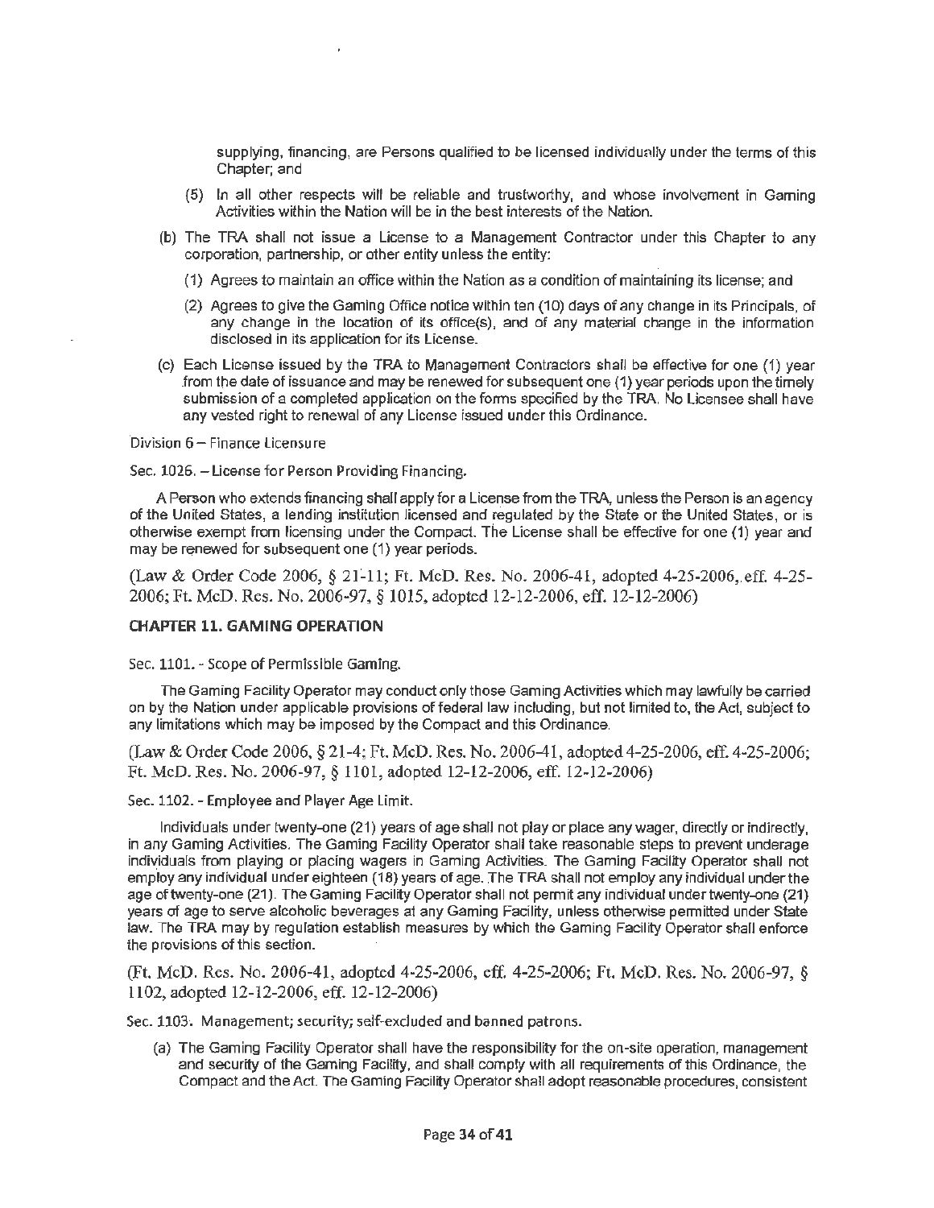supplying, financing, are Persons qualified to be licensed individually under the terms of this Chapter; and

(5) In all other respects will be reliable and trustworthy, and whose involvement in Gaming Activities within the Nation will be in the best interests of the Nation.

(b) The TRA shall not issue a License to a Management Contractor under this Chapter to any corporation, partnership, or other entity unless the entity:

(1) Agrees to maintain an office within the Nation as a condition of maintaining its license; and

(2) Agrees to give the Gaming Office notice within ten (10) days of any change in its Principals, of any change in the location of its office(s), and of any material change in the information disclosed in its application for its License.

(c) Each License issued by the TRA to Management Contractors shall be effective for one (1) year from the date of issuance and may be renewed for subsequent one (1) year periods upon the timely submission of a completed application on the forms specified by the TRA. No Licensee shall have any vested right to renewal of any License issued under this Ordinance.

Division 6 – Finance Licensure

Sec. 1026. – License for Person Providing Financing.

A Person who extends financing shall apply for a License from the TRA, unless the Person is an agency of the United States, a lending institution licensed and regulated by the State or the United States, or is otherwise exempt from licensing under the Compact. The License shall be effective for one (1) year and may be renewed for subsequent one (1) year periods.

(Law & Order Code 2006, § 21-11; Ft. McD. Res. No. 2006-41, adopted 4-25-2006, eff. 4-25-2006; Ft. McD. Res. No. 2006-97, § 1015, adopted 12-12-2006, eff. 12-12-2006)

## CHAPTER 11. GAMING OPERATION

Sec. 1101. - Scope of Permissible Gaming.

The Gaming Facility Operator may conduct only those Gaming Activities which may lawfully be carried on by the Nation under applicable provisions of federal law including, but not limited to, the Act, subject to any limitations which may be imposed by the Compact and this Ordinance.

(Law & Order Code 2006, § 21-4; Ft. McD. Res. No. 2006-41, adopted 4-25-2006, eff. 4-25-2006; Ft. McD. Res. No. 2006-97, § 1101, adopted 12-12-2006, eff. 12-12-2006)

Sec. 1102. - Employee and Player Age Limit.

Individuals under twenty-one (21) years of age shall not play or place any wager, directly or indirectly, in any Gaming Activities. The Gaming Facility Operator shall take reasonable steps to prevent underage individuals from playing or placing wagers in Gaming Activities. The Gaming Facility Operator shall not employ any individual under eighteen (18) years of age. The TRA shall not employ any individual under the age of twenty-one (21). The Gaming Facility Operator shall not permit any individual under twenty-one (21) years of age to serve alcoholic beverages at any Gaming Facility, unless otherwise permitted under State law. The TRA may by regulation establish measures by which the Gaming Facility Operator shall enforce the provisions of this section.

(Ft. McD. Res. No. 2006-41, adopted 4-25-2006, eff. 4-25-2006; Ft. McD. Res. No. 2006-97, § 1102, adopted 12-12-2006, eff. 12-12-2006)

Sec. 1103. Management; security; self-excluded and banned patrons.

(a) The Gaming Facility Operator shall have the responsibility for the on-site operation, management and security of the Gaming Facility, and shall comply with all requirements of this Ordinance, the Compact and the Act. The Gaming Facility Operator shall adopt reasonable procedures, consistent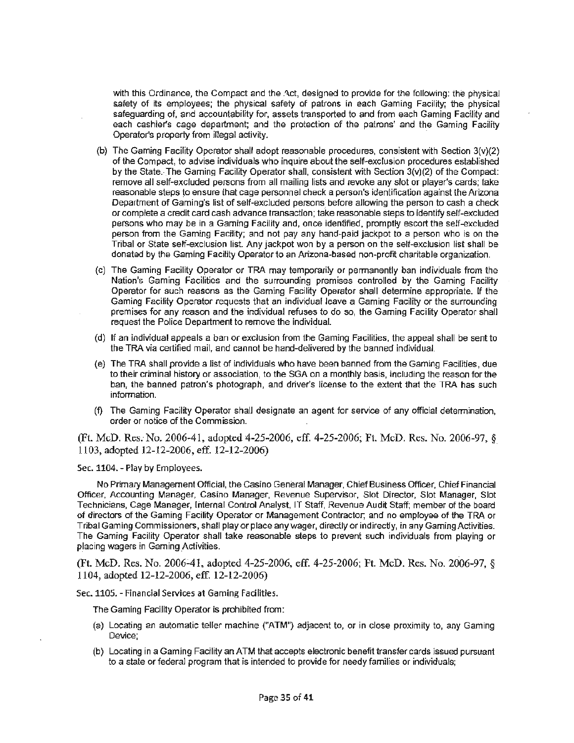with this Ordinance, the Compact and the Act, designed to provide for the following: the physical safety of its employees; the physical safety of patrons in each Gaming Facility; the physical safeguarding of, and accountability for, assets transported to and from each Gaming Facility and each cashier's cage department; and the protection of the patrons' and the Gaming Facility Operator's property from illegal activity.

(b) The Gaming Facility Operator shall adopt reasonable procedures, consistent with Section 3(v)(2) of the Compact, to advise individuals who inquire about the self-exclusion procedures established by the State. The Gaming Facility Operator shall, consistent with Section 3(v)(2) of the Compact: remove all self-excluded persons from all mailing lists and revoke any slot or player's cards; take reasonable steps to ensure that cage personnel check a person's identification against the Arizona Department of Gaming's list of self-excluded persons before allowing the person to cash a check or complete a credit card cash advance transaction; take reasonable steps to identify self-excluded persons who may be in a Gaming Facility and, once identified, promptly escort the self-excluded person from the Gaming Facility; and not pay any hand-paid jackpot to a person who is on the Tribal or State self-exclusion list. Any jackpot won by a person on the self-exclusion list shall be donated by the Gaming Facility Operator to an Arizona-based non-profit charitable organization.

(c) The Gaming Facility Operator or TRA may temporarily or permanently ban individuals from the Nation's Gaming Facilities and the surrounding premises controlled by the Gaming Facility Operator for such reasons as the Gaming Facility Operator shall determine appropriate. If the Gaming Facility Operator requests that an individual leave a Gaming Facility or the surrounding premises for any reason and the individual refuses to do so, the Gaming Facility Operator shall request the Police Department to remove the individual.

(d) If an individual appeals a ban or exclusion from the Gaming Facilities, the appeal shall be sent to the TRA via certified mail, and cannot be hand-delivered by the banned individual.

(e) The TRA shall provide a list of individuals who have been banned from the Gaming Facilities, due to their criminal history or association, to the SGA on a monthly basis, including the reason for the ban, the banned patron's photograph, and driver's license to the extent that the TRA has such information.

(f) The Gaming Facility Operator shall designate an agent for service of any official determination, order or notice of the Commission.

(Ft. McD. Res. No. 2006-41, adopted 4-25-2006, eff. 4-25-2006; Ft. McD. Res. No. 2006-97, § 1103, adopted 12-12-2006, eff. 12-12-2006)

Sec. 1104. - Play by Employees.

No Primary Management Official, the Casino General Manager, Chief Business Officer, Chief Financial Officer, Accounting Manager, Casino Manager, Revenue Supervisor, Slot Director, Slot Manager, Slot Technicians, Cage Manager, Internal Control Analyst, IT Staff, Revenue Audit Staff; member of the board of directors of the Gaming Facility Operator or Management Contractor, and no employee of the TRA or Tribal Gaming Commissioners, shall play or place any wager, directly or indirectly, in any Gaming Activities. The Gaming Facility Operator shall take reasonable steps to prevent such individuals from playing or placing wagers in Gaming Activities.

(Ft. McD. Res. No. 2006-41, adopted 4-25-2006, eff. 4-25-2006; Ft. McD. Res. No. 2006-97, § 1104, adopted 12-12-2006, eff. 12-12-2006)

Sec. 1105. - Financial Services at Gaming Facilities.

The Gaming Facility Operator is prohibited from:

(a) Locating an automatic teller machine ("ATM") adjacent to, or in close proximity to, any Gaming Device;

(b) Locating in a Gaming Facility an ATM that accepts electronic benefit transfer cards issued pursuant to a state or federal program that is intended to provide for needy families or individuals;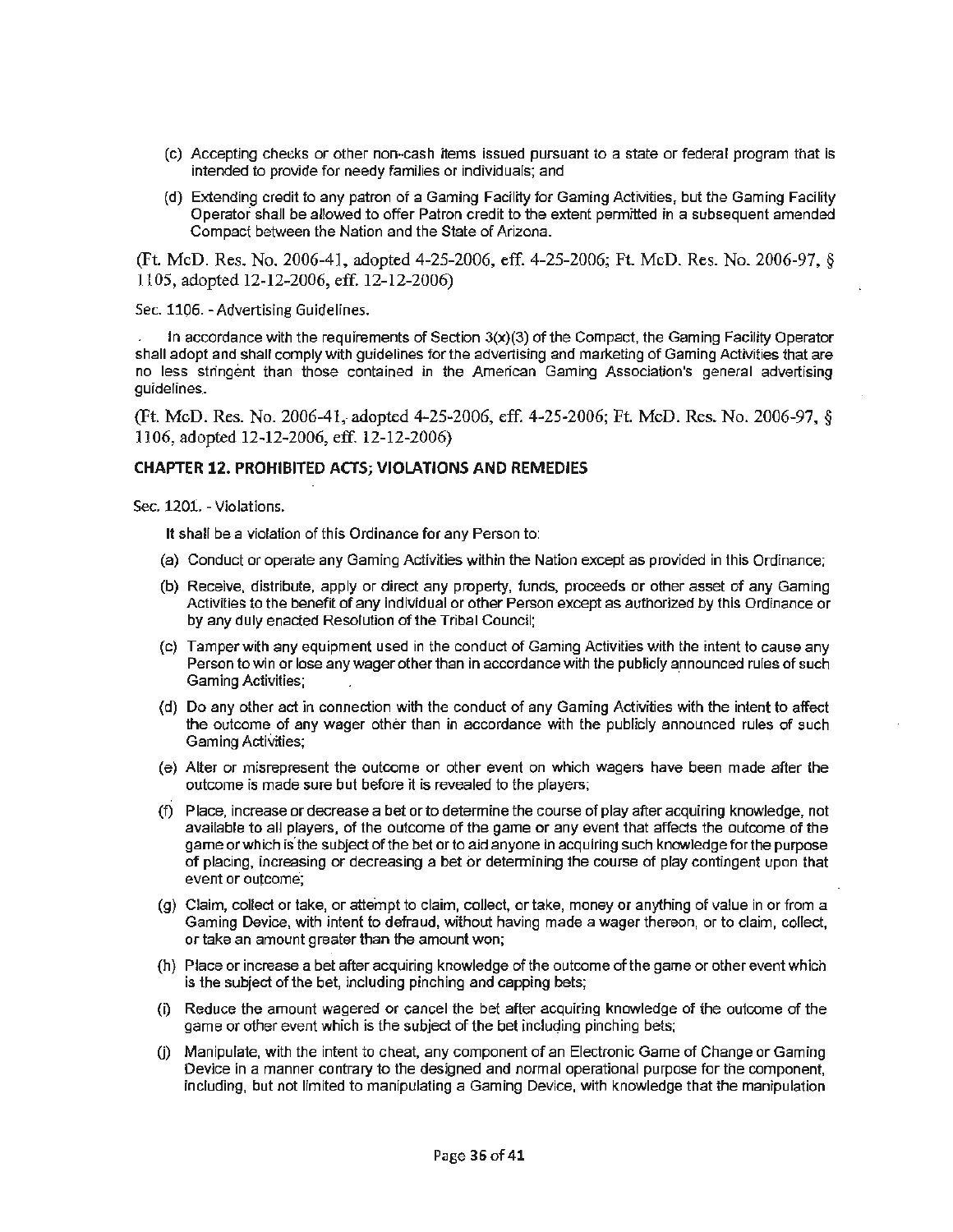(c) Accepting checks or other non-cash items issued pursuant to a state or federal program that is intended to provide for needy families or individuals; and

(d) Extending credit to any patron of a Gaming Facility for Gaming Activities, but the Gaming Facility Operator shall be allowed to offer Patron credit to the extent permitted in a subsequent amended Compact between the Nation and the State of Arizona.

(Ft. McD. Res. No. 2006-41, adopted 4-25-2006, eff. 4-25-2006; Ft. McD. Res. No. 2006-97, § 1105, adopted 12-12-2006, eff. 12-12-2006)

Sec. 1106. - Advertising Guidelines.

In accordance with the requirements of Section 3(x)(3) of the Compact, the Gaming Facility Operator shall adopt and shall comply with guidelines for the advertising and marketing of Gaming Activities that are no less stringent than those contained in the American Gaming Association's general advertising guidelines.

(Ft. McD. Res. No. 2006-41, adopted 4-25-2006, eff. 4-25-2006; Ft. McD. Res. No. 2006-97, § 1106, adopted 12-12-2006, eff. 12-12-2006)

## CHAPTER 12. PROHIBITED ACTS; VIOLATIONS AND REMEDIES

Sec. 1201. - Violations.

It shall be a violation of this Ordinance for any Person to:

(a) Conduct or operate any Gaming Activities within the Nation except as provided in this Ordinance;

(b) Receive, distribute, apply or direct any property, funds, proceeds or other asset of any Gaming Activities to the benefit of any individual or other Person except as authorized by this Ordinance or by any duly enacted Resolution of the Tribal Council;

(c) Tamper with any equipment used in the conduct of Gaming Activities with the intent to cause any Person to win or lose any wager other than in accordance with the publicly announced rules of such Gaming Activities;

(d) Do any other act in connection with the conduct of any Gaming Activities with the intent to affect the outcome of any wager other than in accordance with the publicly announced rules of such Gaming Activities;

(e) Alter or misrepresent the outcome or other event on which wagers have been made after the outcome is made sure but before it is revealed to the players;

(f) Place, increase or decrease a bet or to determine the course of play after acquiring knowledge, not available to all players, of the outcome of the game or any event that affects the outcome of the game or which is the subject of the bet or to aid anyone in acquiring such knowledge for the purpose of placing, increasing or decreasing a bet or determining the course of play contingent upon that event or outcome;

(g) Claim, collect or take, or attempt to claim, collect, or take, money or anything of value in or from a Gaming Device, with intent to defraud, without having made a wager thereon, or to claim, collect, or take an amount greater than the amount won;

(h) Place or increase a bet after acquiring knowledge of the outcome of the game or other event which is the subject of the bet, including pinching and capping bets;

(i) Reduce the amount wagered or cancel the bet after acquiring knowledge of the outcome of the game or other event which is the subject of the bet including pinching bets;

(j) Manipulate, with the intent to cheat, any component of an Electronic Game of Change or Gaming Device in a manner contrary to the designed and normal operational purpose for the component, including, but not limited to manipulating a Gaming Device, with knowledge that the manipulation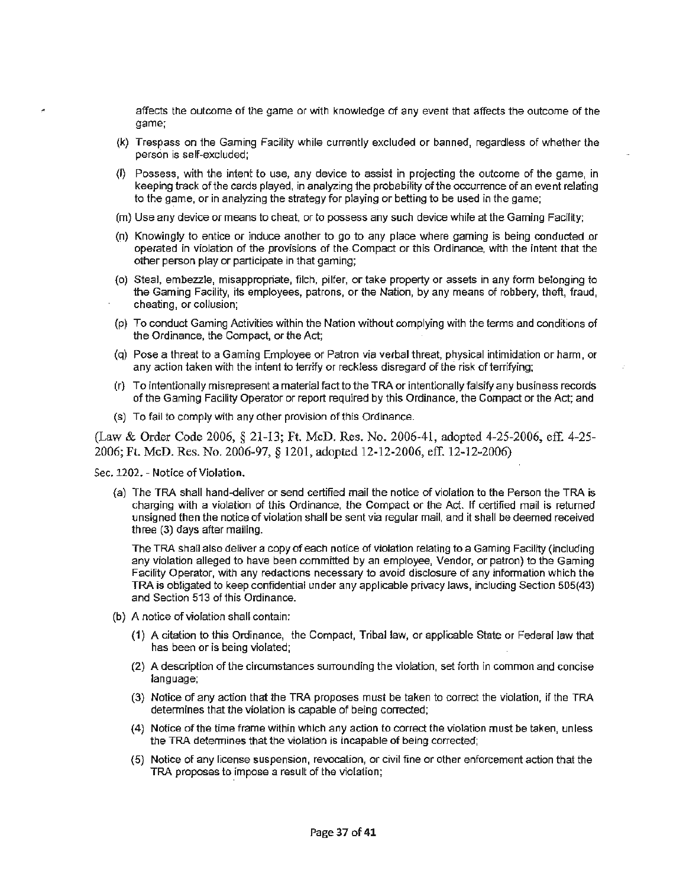affects the outcome of the game or with knowledge of any event that affects the outcome of the game;

(k) Trespass on the Gaming Facility while currently excluded or banned, regardless of whether the person is self-excluded;

(l) Possess, with the intent to use, any device to assist in projecting the outcome of the game, in keeping track of the cards played, in analyzing the probability of the occurrence of an event relating to the game, or in analyzing the strategy for playing or betting to be used in the game;

(m) Use any device or means to cheat, or to possess any such device while at the Gaming Facility;

(n) Knowingly to entice or induce another to go to any place where gaming is being conducted or operated in violation of the provisions of the Compact or this Ordinance, with the intent that the other person play or participate in that gaming;

(o) Steal, embezzle, misappropriate, filch, pilfer, or take property or assets in any form belonging to the Gaming Facility, its employees, patrons, or the Nation, by any means of robbery, theft, fraud, cheating, or collusion;

(p) To conduct Gaming Activities within the Nation without complying with the terms and conditions of the Ordinance, the Compact, or the Act;

(q) Pose a threat to a Gaming Employee or Patron via verbal threat, physical intimidation or harm, or any action taken with the intent to terrify or reckless disregard of the risk of terrifying;

(r) To intentionally misrepresent a material fact to the TRA or intentionally falsify any business records of the Gaming Facility Operator or report required by this Ordinance, the Compact or the Act; and

(s) To fail to comply with any other provision of this Ordinance.

(Law & Order Code 2006, § 21-13; Ft. McD. Res. No. 2006-41, adopted 4-25-2006, eff. 4-25-2006; Ft. McD. Res. No. 2006-97, § 1201, adopted 12-12-2006, eff. 12-12-2006)

Sec. 1202. - Notice of Violation.

(a) The TRA shall hand-deliver or send certified mail the notice of violation to the Person the TRA is charging with a violation of this Ordinance, the Compact or the Act. If certified mail is returned unsigned then the notice of violation shall be sent via regular mail, and it shall be deemed received three (3) days after mailing.

The TRA shall also deliver a copy of each notice of violation relating to a Gaming Facility (including any violation alleged to have been committed by an employee, Vendor, or patron) to the Gaming Facility Operator, with any redactions necessary to avoid disclosure of any information which the TRA is obligated to keep confidential under any applicable privacy laws, including Section 505(43) and Section 513 of this Ordinance.

(b) A notice of violation shall contain:

(1) A citation to this Ordinance, the Compact, Tribal law, or applicable State or Federal law that has been or is being violated;

(2) A description of the circumstances surrounding the violation, set forth in common and concise language;

(3) Notice of any action that the TRA proposes must be taken to correct the violation, if the TRA determines that the violation is capable of being corrected;

(4) Notice of the time frame within which any action to correct the violation must be taken, unless the TRA determines that the violation is incapable of being corrected;

(5) Notice of any license suspension, revocation, or civil fine or other enforcement action that the TRA proposes to impose a result of the violation;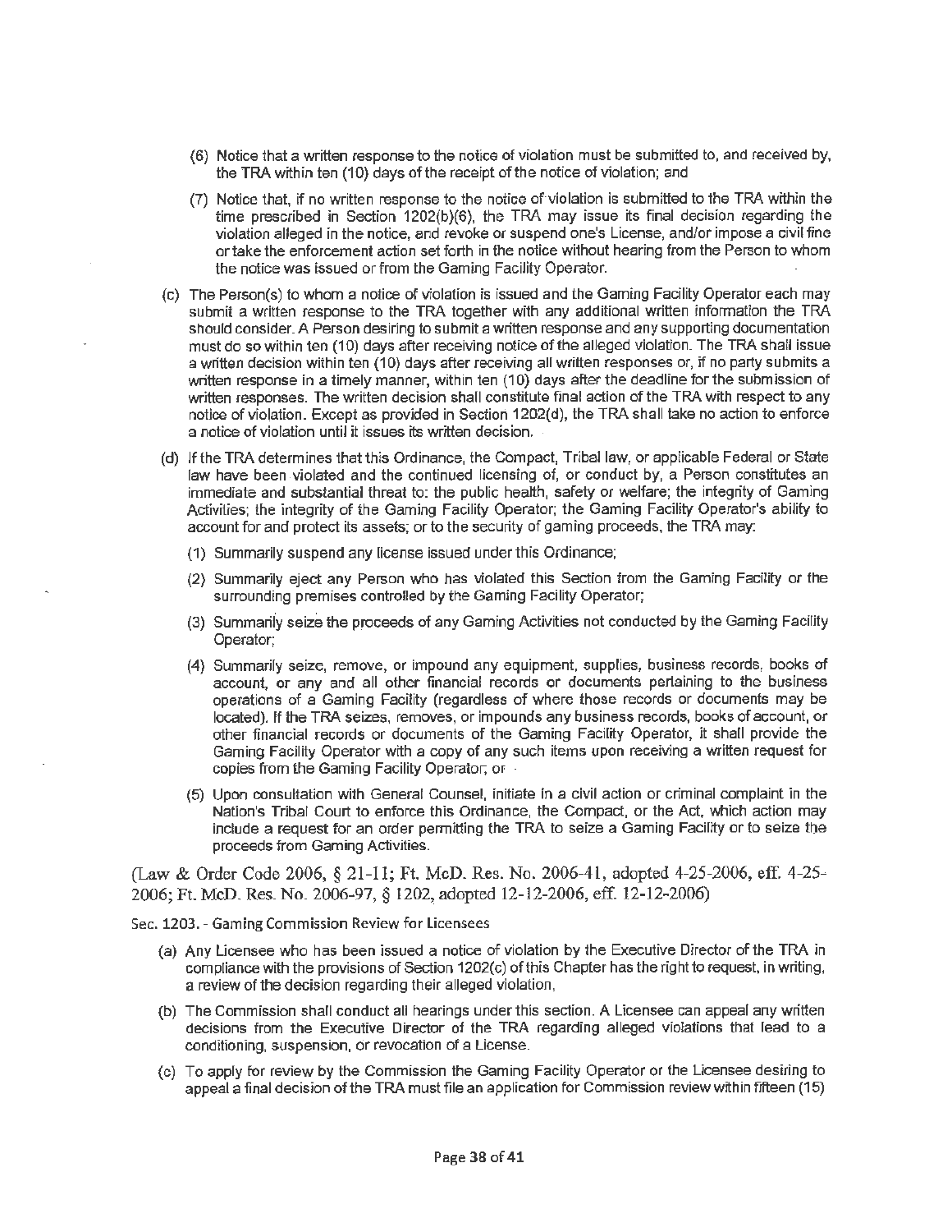(6) Notice that a written response to the notice of violation must be submitted to, and received by, the TRA within ten (10) days of the receipt of the notice of violation; and

(7) Notice that, if no written response to the notice of violation is submitted to the TRA within the time prescribed in Section 1202(b)(6), the TRA may issue its final decision regarding the violation alleged in the notice, and revoke or suspend one's License, and/or impose a civil fine or take the enforcement action set forth in the notice without hearing from the Person to whom the notice was issued or from the Gaming Facility Operator.

(c) The Person(s) to whom a notice of violation is issued and the Gaming Facility Operator each may submit a written response to the TRA together with any additional written information the TRA should consider. A Person desiring to submit a written response and any supporting documentation must do so within ten (10) days after receiving notice of the alleged violation. The TRA shall issue a written decision within ten (10) days after receiving all written responses or, if no party submits a written response in a timely manner, within ten (10) days after the deadline for the submission of written responses. The written decision shall constitute final action of the TRA with respect to any notice of violation. Except as provided in Section 1202(d), the TRA shall take no action to enforce a notice of violation until it issues its written decision.

(d) If the TRA determines that this Ordinance, the Compact, Tribal law, or applicable Federal or State law have been violated and the continued licensing of, or conduct by, a Person constitutes an immediate and substantial threat to: the public health, safety or welfare; the integrity of Gaming Activities; the integrity of the Gaming Facility Operator; the Gaming Facility Operator's ability to account for and protect its assets; or to the security of gaming proceeds, the TRA may:

(1) Summarily suspend any license issued under this Ordinance;

(2) Summarily eject any Person who has violated this Section from the Gaming Facility or the surrounding premises controlled by the Gaming Facility Operator;

(3) Summarily seize the proceeds of any Gaming Activities not conducted by the Gaming Facility Operator;

(4) Summarily seize, remove, or impound any equipment, supplies, business records, books of account, or any and all other financial records or documents pertaining to the business operations of a Gaming Facility (regardless of where those records or documents may be located). If the TRA seizes, removes, or impounds any business records, books of account, or other financial records or documents of the Gaming Facility Operator, it shall provide the Gaming Facility Operator with a copy of any such items upon receiving a written request for copies from the Gaming Facility Operator; or

(5) Upon consultation with General Counsel, initiate in a civil action or criminal complaint in the Nation's Tribal Court to enforce this Ordinance, the Compact, or the Act, which action may include a request for an order permitting the TRA to seize a Gaming Facility or to seize the proceeds from Gaming Activities.

(Law & Order Code 2006, § 21-11; Ft. McD. Res. No. 2006-41, adopted 4-25-2006, eff. 4-25-2006; Ft. McD. Res. No. 2006-97, § 1202, adopted 12-12-2006, eff. 12-12-2006)

Sec. 1203. - Gaming Commission Review for Licensees

(a) Any Licensee who has been issued a notice of violation by the Executive Director of the TRA in compliance with the provisions of Section 1202(c) of this Chapter has the right to request, in writing, a review of the decision regarding their alleged violation,

(b) The Commission shall conduct all hearings under this section. A Licensee can appeal any written decisions from the Executive Director of the TRA regarding alleged violations that lead to a conditioning, suspension, or revocation of a License.

(c) To apply for review by the Commission the Gaming Facility Operator or the Licensee desiring to appeal a final decision of the TRA must file an application for Commission review within fifteen (15)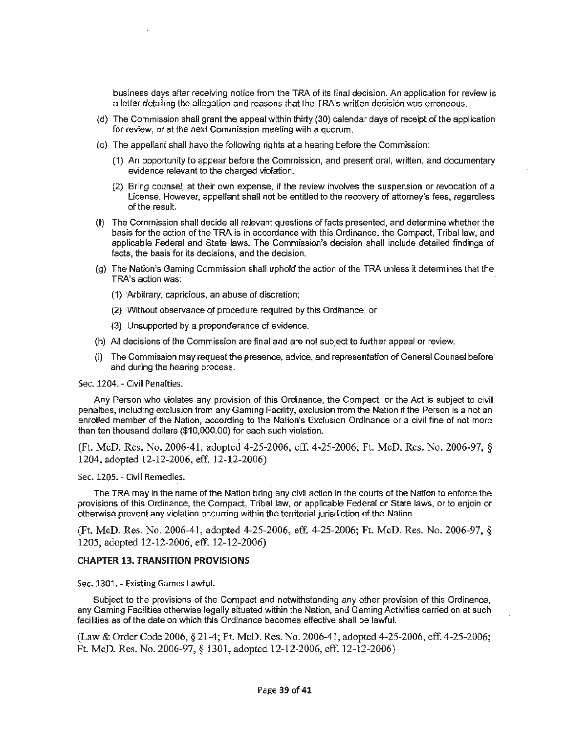business days after receiving notice from the TRA of its final decision. An application for review is a letter detailing the allegation and reasons that the TRA's written decision was erroneous.

(d) The Commission shall grant the appeal within thirty (30) calendar days of receipt of the application for review, or at the next Commission meeting with a quorum.

(e) The appellant shall have the following rights at a hearing before the Commission:

(1) An opportunity to appear before the Commission, and present oral, written, and documentary evidence relevant to the charged violation.

(2) Bring counsel, at their own expense, if the review involves the suspension or revocation of a License. However, appellant shall not be entitled to the recovery of attorney's fees, regardless of the result.

(f) The Commission shall decide all relevant questions of facts presented, and determine whether the basis for the action of the TRA is in accordance with this Ordinance, the Compact, Tribal law, and applicable Federal and State laws. The Commission's decision shall include detailed findings of facts, the basis for its decisions, and the decision.

(g) The Nation's Gaming Commission shall uphold the action of the TRA unless it determines that the TRA's action was:

(1) Arbitrary, capricious, an abuse of discretion;

(2) Without observance of procedure required by this Ordinance; or

(3) Unsupported by a preponderance of evidence.

(h) All decisions of the Commission are final and are not subject to further appeal or review.

(i) The Commission may request the presence, advice, and representation of General Counsel before and during the hearing process.

Sec. 1204. - Civil Penalties.

Any Person who violates any provision of this Ordinance, the Compact, or the Act is subject to civil penalties, including exclusion from any Gaming Facility, exclusion from the Nation if the Person is a not an enrolled member of the Nation, according to the Nation's Exclusion Ordinance or a civil fine of not more than ten thousand dollars ($10,000.00) for each such violation.

(Ft. McD. Res. No. 2006-41, adopted 4-25-2006, eff. 4-25-2006; Ft. McD. Res. No. 2006-97, § 1204, adopted 12-12-2006, eff. 12-12-2006)

Sec. 1205. - Civil Remedies.

The TRA may in the name of the Nation bring any civil action in the courts of the Nation to enforce the provisions of this Ordinance, the Compact, Tribal law, or applicable Federal or State laws, or to enjoin or otherwise prevent any violation occurring within the territorial jurisdiction of the Nation.

(Ft. McD. Res. No. 2006-41, adopted 4-25-2006, eff. 4-25-2006; Ft. McD. Res. No. 2006-97, § 1205, adopted 12-12-2006, eff. 12-12-2006)

## CHAPTER 13. TRANSITION PROVISIONS

Sec. 1301. - Existing Games Lawful.

Subject to the provisions of the Compact and notwithstanding any other provision of this Ordinance, any Gaming Facilities otherwise legally situated within the Nation, and Gaming Activities carried on at such facilities as of the date on which this Ordinance becomes effective shall be lawful.

(Law & Order Code 2006, § 21-4; Ft. McD. Res. No. 2006-41, adopted 4-25-2006, eff. 4-25-2006; Ft. McD. Res. No. 2006-97, § 1301, adopted 12-12-2006, eff. 12-12-2006)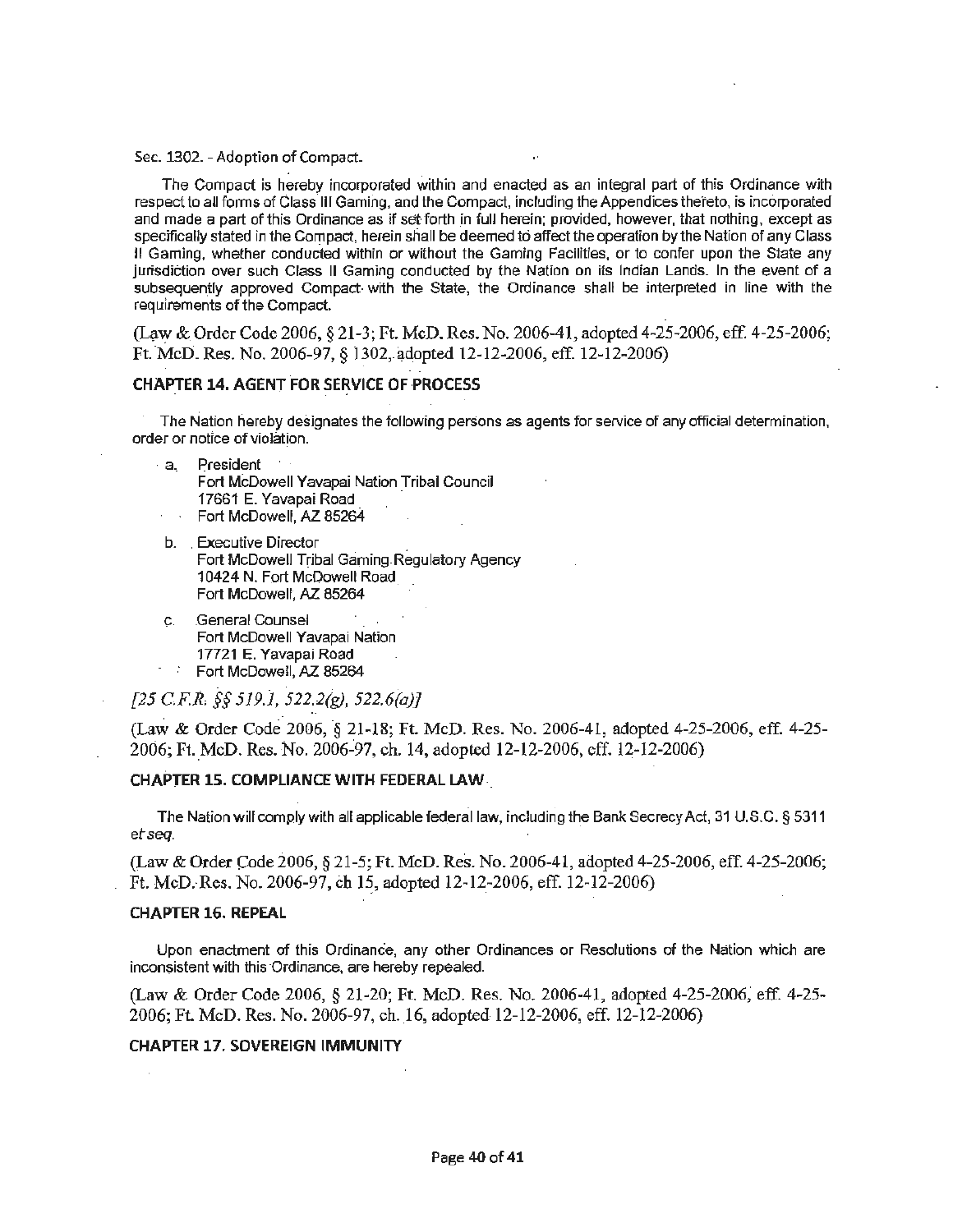Sec. 1302. - Adoption of Compact.

The Compact is hereby incorporated within and enacted as an integral part of this Ordinance with respect to all forms of Class III Gaming, and the Compact, including the Appendices thereto, is incorporated and made a part of this Ordinance as if set forth in full herein; provided, however, that nothing, except as specifically stated in the Compact, herein shall be deemed to affect the operation by the Nation of any Class II Gaming, whether conducted within or without the Gaming Facilities, or to confer upon the State any jurisdiction over such Class II Gaming conducted by the Nation on its Indian Lands. In the event of a subsequently approved Compact with the State, the Ordinance shall be interpreted in line with the requirements of the Compact.

(Law & Order Code 2006, § 21-3; Ft. McD. Res. No. 2006-41, adopted 4-25-2006, eff. 4-25-2006; Ft. McD. Res. No. 2006-97, § 1302, adopted 12-12-2006, eff. 12-12-2006)

## CHAPTER 14. AGENT FOR SERVICE OF PROCESS

The Nation hereby designates the following persons as agents for service of any official determination, order or notice of violation.

a. President
Fort McDowell Yavapai Nation Tribal Council
17661 E. Yavapai Road
Fort McDowell, AZ 85264

b. Executive Director
Fort McDowell Tribal Gaming Regulatory Agency
10424 N. Fort McDowell Road
Fort McDowell, AZ 85264

c. General Counsel
Fort McDowell Yavapai Nation
17721 E. Yavapai Road
Fort McDowell, AZ 85264

*[25 C.F.R. §§ 519.1, 522.2(g), 522.6(a)]*

(Law & Order Code 2006, § 21-18; Ft. McD. Res. No. 2006-41, adopted 4-25-2006, eff. 4-25-2006; Ft. McD. Res. No. 2006-97, ch. 14, adopted 12-12-2006, eff. 12-12-2006)

## CHAPTER 15. COMPLIANCE WITH FEDERAL LAW

The Nation will comply with all applicable federal law, including the Bank Secrecy Act, 31 U.S.C. § 5311 *et seq.*

(Law & Order Code 2006, § 21-5; Ft. McD. Res. No. 2006-41, adopted 4-25-2006, eff. 4-25-2006; Ft. McD. Res. No. 2006-97, ch 15, adopted 12-12-2006, eff. 12-12-2006)

## CHAPTER 16. REPEAL

Upon enactment of this Ordinance, any other Ordinances or Resolutions of the Nation which are inconsistent with this Ordinance, are hereby repealed.

(Law & Order Code 2006, § 21-20; Ft. McD. Res. No. 2006-41, adopted 4-25-2006, eff. 4-25-2006; Ft. McD. Res. No. 2006-97, ch. 16, adopted 12-12-2006, eff. 12-12-2006)

## CHAPTER 17. SOVEREIGN IMMUNITY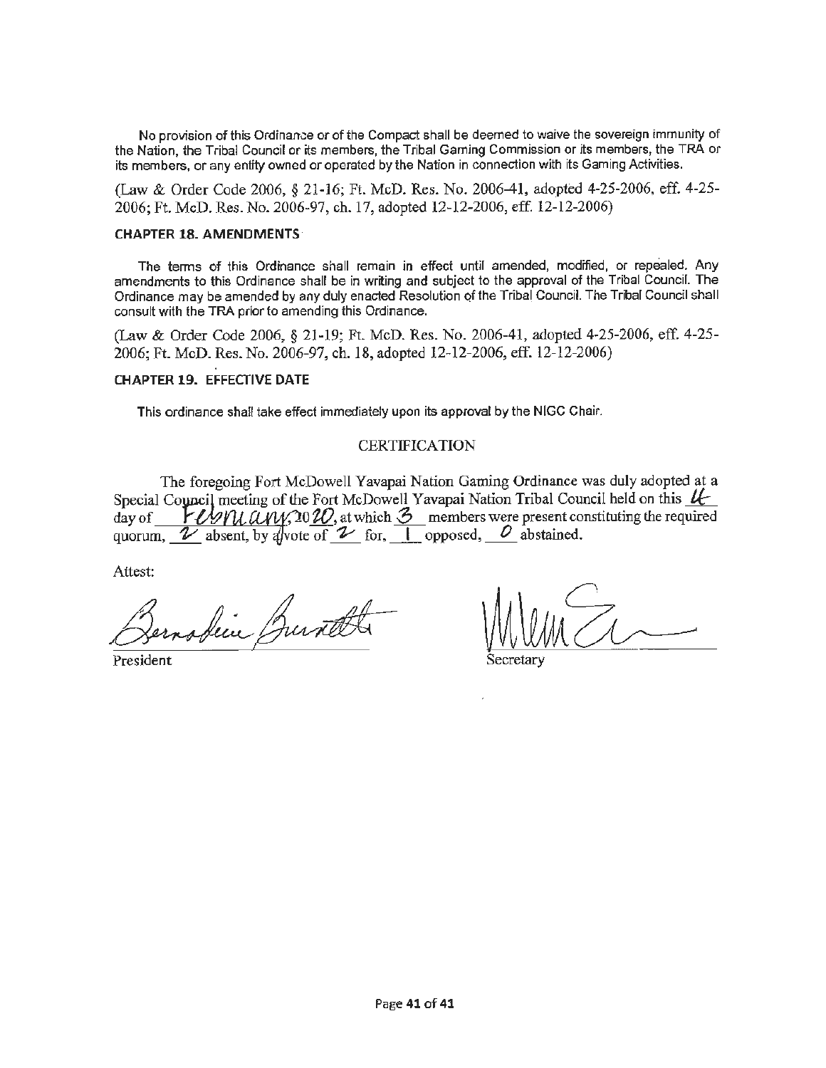No provision of this Ordinance or of the Compact shall be deemed to waive the sovereign immunity of the Nation, the Tribal Council or its members, the Tribal Gaming Commission or its members, the TRA or its members, or any entity owned or operated by the Nation in connection with its Gaming Activities.

(Law & Order Code 2006, § 21-16; Ft. McD. Res. No. 2006-41, adopted 4-25-2006, eff. 4-25-2006; Ft. McD. Res. No. 2006-97, ch. 17, adopted 12-12-2006, eff. 12-12-2006)

## CHAPTER 18. AMENDMENTS

The terms of this Ordinance shall remain in effect until amended, modified, or repealed. Any amendments to this Ordinance shall be in writing and subject to the approval of the Tribal Council. The Ordinance may be amended by any duly enacted Resolution of the Tribal Council. The Tribal Council shall consult with the TRA prior to amending this Ordinance.

(Law & Order Code 2006, § 21-19; Ft. McD. Res. No. 2006-41, adopted 4-25-2006, eff. 4-25-2006; Ft. McD. Res. No. 2006-97, ch. 18, adopted 12-12-2006, eff. 12-12-2006)

## CHAPTER 19. EFFECTIVE DATE

This ordinance shall take effect immediately upon its approval by the NIGC Chair.

## CERTIFICATION

The foregoing Fort McDowell Yavapai Nation Gaming Ordinance was duly adopted at a Special Council meeting of the Fort McDowell Yavapai Nation Tribal Council held on this 4 day of February, 2020, at which 3 members were present constituting the required quorum, 2 absent, by a vote of 2 for, 1 opposed, 0 abstained.

Attest:

President

Secretary